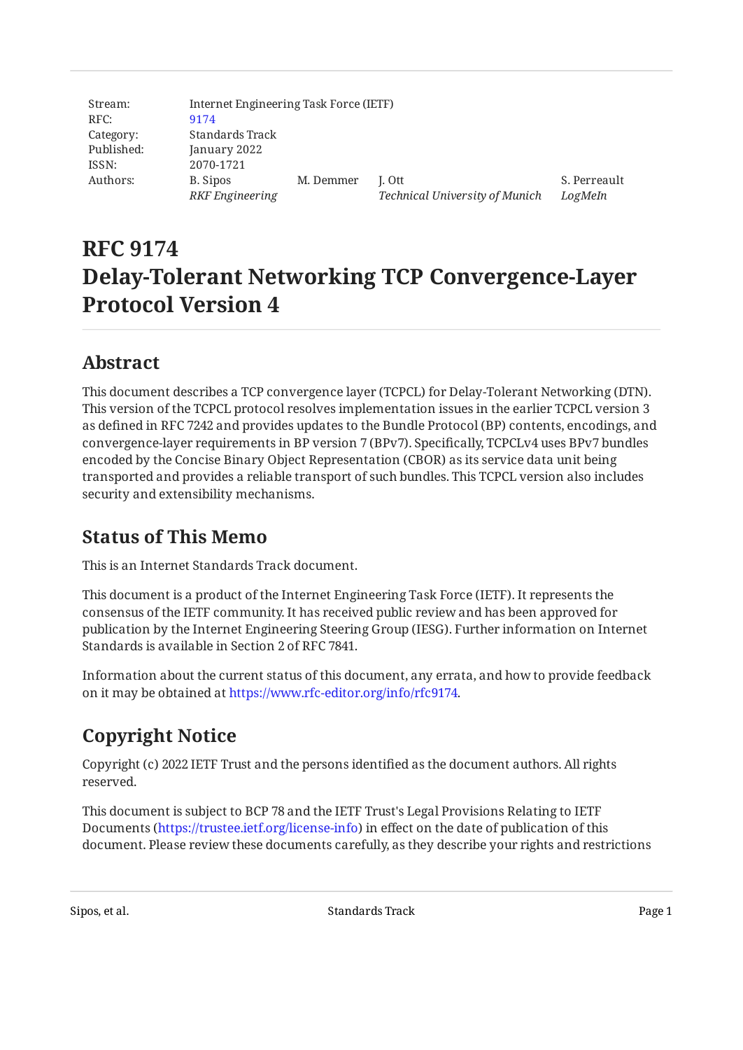| Stream: | Internet Engineering Task Force (IETF) | | | |
|---|---|---|---|---|
| RFC: | 9174 | | | |
| Category: | Standards Track | | | |
| Published: | January 2022 | | | |
| ISSN: | 2070-1721 | | | |
| Authors: | B. Sipos | M. Demmer | J. Ott | S. Perreault |
| | *RKF Engineering* | | *Technical University of Munich* | *LogMeIn* |

# RFC 9174
# Delay-Tolerant Networking TCP Convergence-Layer Protocol Version 4

## Abstract

This document describes a TCP convergence layer (TCPCL) for Delay-Tolerant Networking (DTN). This version of the TCPCL protocol resolves implementation issues in the earlier TCPCL version 3 as defined in RFC 7242 and provides updates to the Bundle Protocol (BP) contents, encodings, and convergence-layer requirements in BP version 7 (BPv7). Specifically, TCPCLv4 uses BPv7 bundles encoded by the Concise Binary Object Representation (CBOR) as its service data unit being transported and provides a reliable transport of such bundles. This TCPCL version also includes security and extensibility mechanisms.

## Status of This Memo

This is an Internet Standards Track document.

This document is a product of the Internet Engineering Task Force (IETF). It represents the consensus of the IETF community. It has received public review and has been approved for publication by the Internet Engineering Steering Group (IESG). Further information on Internet Standards is available in Section 2 of RFC 7841.

Information about the current status of this document, any errata, and how to provide feedback on it may be obtained at https://www.rfc-editor.org/info/rfc9174.

## Copyright Notice

Copyright (c) 2022 IETF Trust and the persons identified as the document authors. All rights reserved.

This document is subject to BCP 78 and the IETF Trust's Legal Provisions Relating to IETF Documents (https://trustee.ietf.org/license-info) in effect on the date of publication of this document. Please review these documents carefully, as they describe your rights and restrictions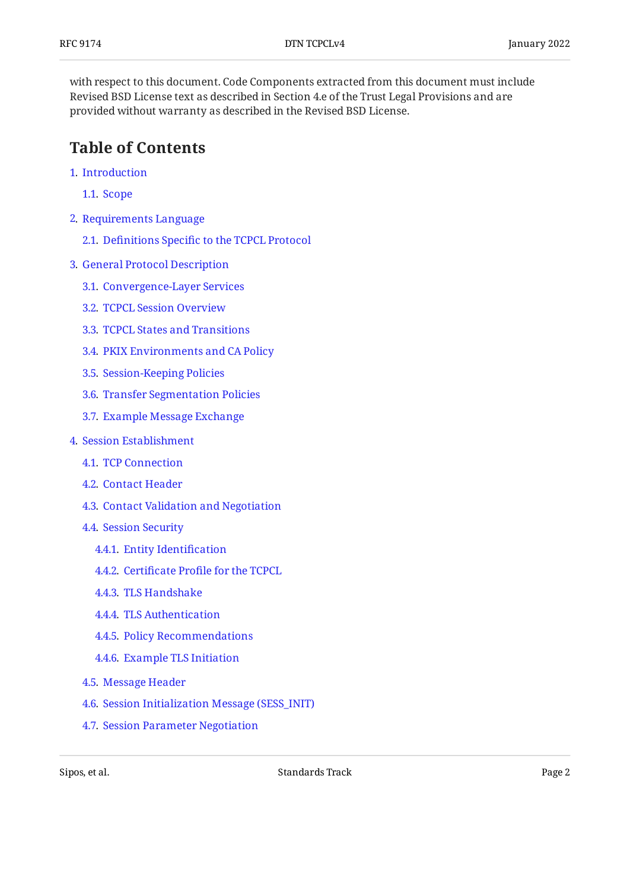with respect to this document. Code Components extracted from this document must include Revised BSD License text as described in Section 4.e of the Trust Legal Provisions and are provided without warranty as described in the Revised BSD License.

## Table of Contents

- 1. Introduction
  - 1.1. Scope
- 2. Requirements Language
  - 2.1. Definitions Specific to the TCPCL Protocol
- 3. General Protocol Description
  - 3.1. Convergence-Layer Services
  - 3.2. TCPCL Session Overview
  - 3.3. TCPCL States and Transitions
  - 3.4. PKIX Environments and CA Policy
  - 3.5. Session-Keeping Policies
  - 3.6. Transfer Segmentation Policies
  - 3.7. Example Message Exchange
- 4. Session Establishment
  - 4.1. TCP Connection
  - 4.2. Contact Header
  - 4.3. Contact Validation and Negotiation
  - 4.4. Session Security
    - 4.4.1. Entity Identification
    - 4.4.2. Certificate Profile for the TCPCL
    - 4.4.3. TLS Handshake
    - 4.4.4. TLS Authentication
    - 4.4.5. Policy Recommendations
    - 4.4.6. Example TLS Initiation
  - 4.5. Message Header
  - 4.6. Session Initialization Message (SESS_INIT)
  - 4.7. Session Parameter Negotiation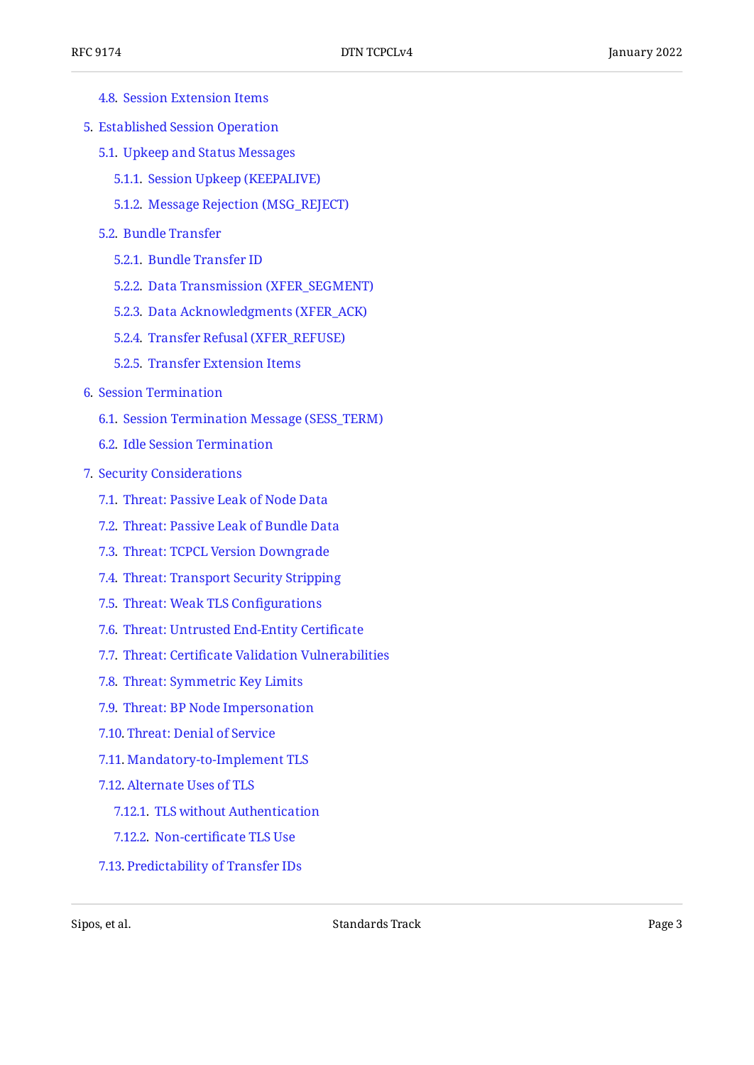- 4.8. Session Extension Items
- 5. Established Session Operation
  - 5.1. Upkeep and Status Messages
    - 5.1.1. Session Upkeep (KEEPALIVE)
    - 5.1.2. Message Rejection (MSG_REJECT)
  - 5.2. Bundle Transfer
    - 5.2.1. Bundle Transfer ID
    - 5.2.2. Data Transmission (XFER_SEGMENT)
    - 5.2.3. Data Acknowledgments (XFER_ACK)
    - 5.2.4. Transfer Refusal (XFER_REFUSE)
    - 5.2.5. Transfer Extension Items
- 6. Session Termination
  - 6.1. Session Termination Message (SESS_TERM)
  - 6.2. Idle Session Termination
- 7. Security Considerations
  - 7.1. Threat: Passive Leak of Node Data
  - 7.2. Threat: Passive Leak of Bundle Data
  - 7.3. Threat: TCPCL Version Downgrade
  - 7.4. Threat: Transport Security Stripping
  - 7.5. Threat: Weak TLS Configurations
  - 7.6. Threat: Untrusted End-Entity Certificate
  - 7.7. Threat: Certificate Validation Vulnerabilities
  - 7.8. Threat: Symmetric Key Limits
  - 7.9. Threat: BP Node Impersonation
  - 7.10. Threat: Denial of Service
  - 7.11. Mandatory-to-Implement TLS
  - 7.12. Alternate Uses of TLS
    - 7.12.1. TLS without Authentication
    - 7.12.2. Non-certificate TLS Use
  - 7.13. Predictability of Transfer IDs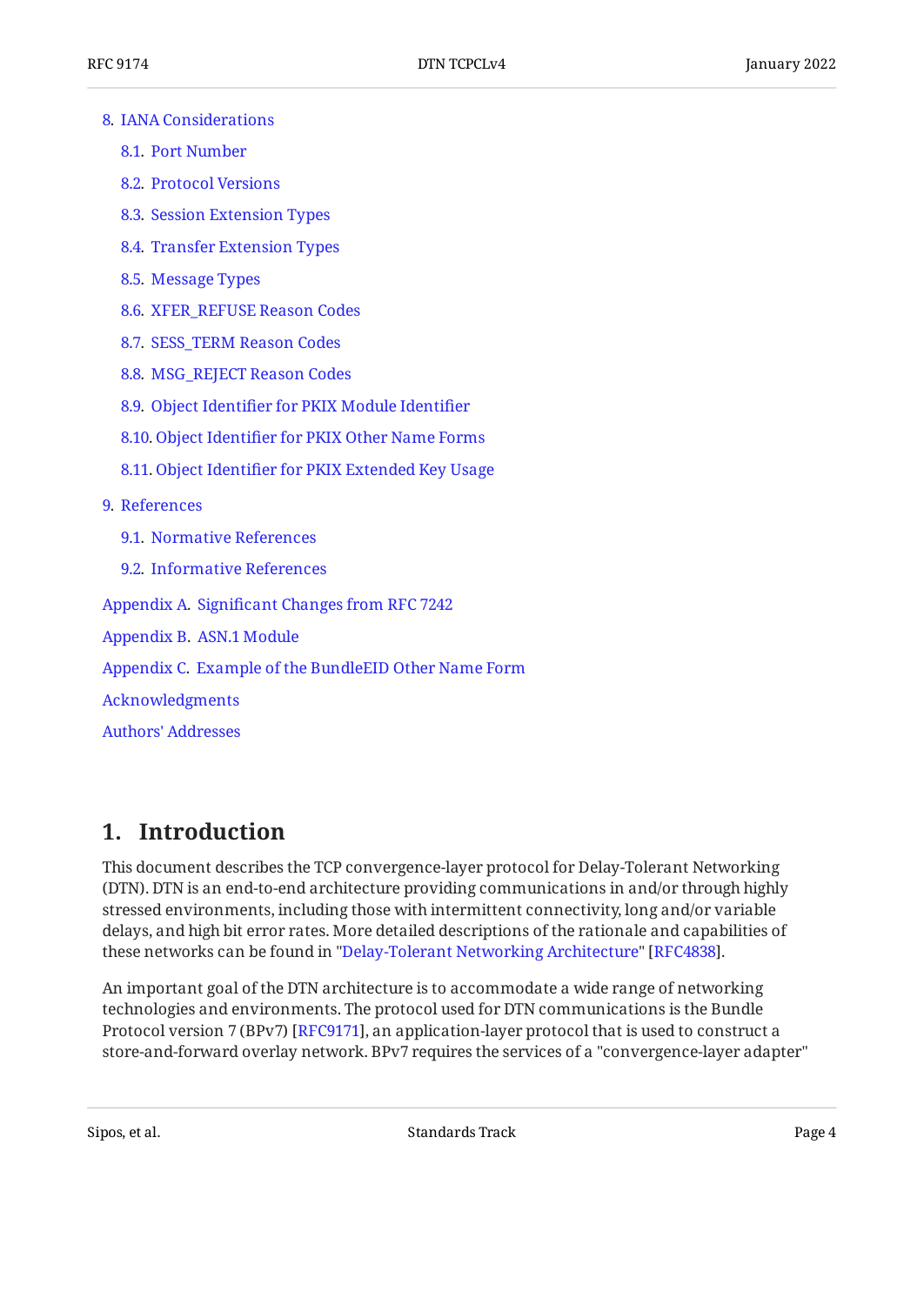- 8. IANA Considerations
  - 8.1. Port Number
  - 8.2. Protocol Versions
  - 8.3. Session Extension Types
  - 8.4. Transfer Extension Types
  - 8.5. Message Types
  - 8.6. XFER_REFUSE Reason Codes
  - 8.7. SESS_TERM Reason Codes
  - 8.8. MSG_REJECT Reason Codes
  - 8.9. Object Identifier for PKIX Module Identifier
  - 8.10. Object Identifier for PKIX Other Name Forms
  - 8.11. Object Identifier for PKIX Extended Key Usage
- 9. References
  - 9.1. Normative References
  - 9.2. Informative References
- Appendix A. Significant Changes from RFC 7242
- Appendix B. ASN.1 Module
- Appendix C. Example of the BundleEID Other Name Form
- Acknowledgments
- Authors' Addresses

# 1. Introduction

This document describes the TCP convergence-layer protocol for Delay-Tolerant Networking (DTN). DTN is an end-to-end architecture providing communications in and/or through highly stressed environments, including those with intermittent connectivity, long and/or variable delays, and high bit error rates. More detailed descriptions of the rationale and capabilities of these networks can be found in "Delay-Tolerant Networking Architecture" [RFC4838].

An important goal of the DTN architecture is to accommodate a wide range of networking technologies and environments. The protocol used for DTN communications is the Bundle Protocol version 7 (BPv7) [RFC9171], an application-layer protocol that is used to construct a store-and-forward overlay network. BPv7 requires the services of a "convergence-layer adapter"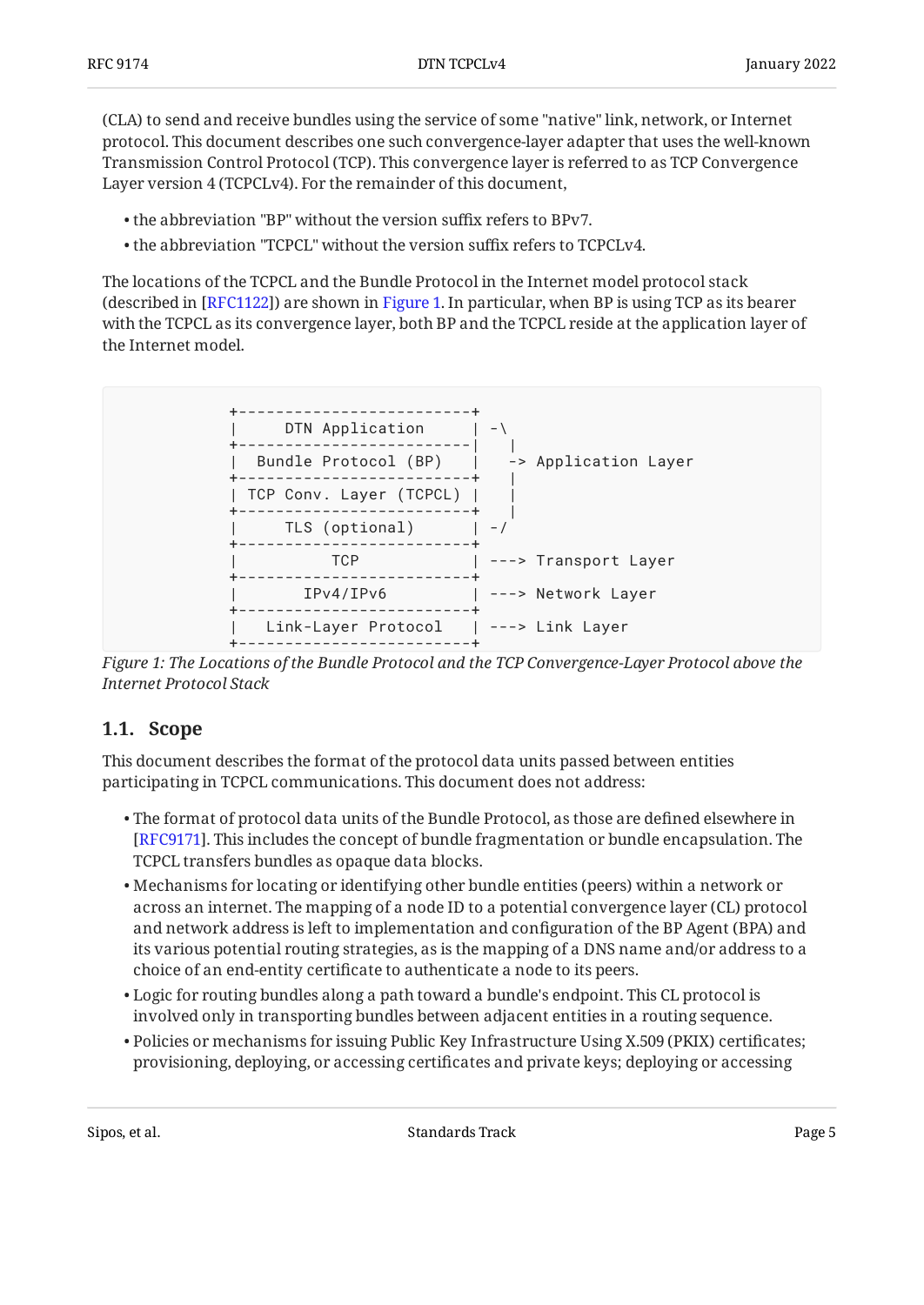(CLA) to send and receive bundles using the service of some "native" link, network, or Internet protocol. This document describes one such convergence-layer adapter that uses the well-known Transmission Control Protocol (TCP). This convergence layer is referred to as TCP Convergence Layer version 4 (TCPCLv4). For the remainder of this document,

- the abbreviation "BP" without the version suffix refers to BPv7.
- the abbreviation "TCPCL" without the version suffix refers to TCPCLv4.

The locations of the TCPCL and the Bundle Protocol in the Internet model protocol stack (described in [RFC1122]) are shown in Figure 1. In particular, when BP is using TCP as its bearer with the TCPCL as its convergence layer, both BP and the TCPCL reside at the application layer of the Internet model.

```
+-------------------------+
|     DTN Application     | -\
+-------------------------|   |
|  Bundle Protocol (BP)   |   -> Application Layer
+-------------------------+   |
| TCP Conv. Layer (TCPCL) |   |
+-------------------------+   |
|     TLS (optional)      | -/
+-------------------------+
|          TCP            | ---> Transport Layer
+-------------------------+
|       IPv4/IPv6         | ---> Network Layer
+-------------------------+
|   Link-Layer Protocol   | ---> Link Layer
+-------------------------+
```

*Figure 1: The Locations of the Bundle Protocol and the TCP Convergence-Layer Protocol above the Internet Protocol Stack*

## 1.1. Scope

This document describes the format of the protocol data units passed between entities participating in TCPCL communications. This document does not address:

- The format of protocol data units of the Bundle Protocol, as those are defined elsewhere in [RFC9171]. This includes the concept of bundle fragmentation or bundle encapsulation. The TCPCL transfers bundles as opaque data blocks.
- Mechanisms for locating or identifying other bundle entities (peers) within a network or across an internet. The mapping of a node ID to a potential convergence layer (CL) protocol and network address is left to implementation and configuration of the BP Agent (BPA) and its various potential routing strategies, as is the mapping of a DNS name and/or address to a choice of an end-entity certificate to authenticate a node to its peers.
- Logic for routing bundles along a path toward a bundle's endpoint. This CL protocol is involved only in transporting bundles between adjacent entities in a routing sequence.
- Policies or mechanisms for issuing Public Key Infrastructure Using X.509 (PKIX) certificates; provisioning, deploying, or accessing certificates and private keys; deploying or accessing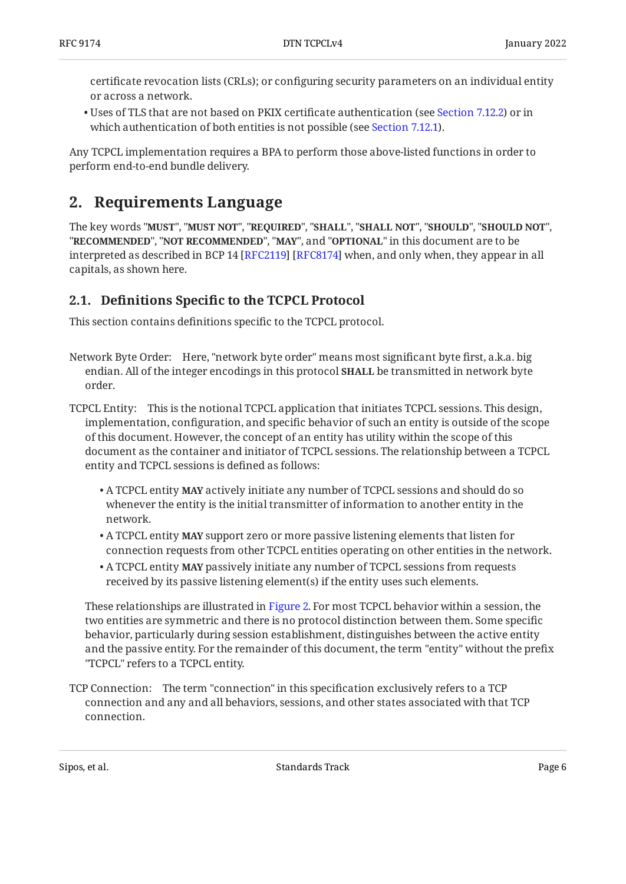certificate revocation lists (CRLs); or configuring security parameters on an individual entity or across a network.

- Uses of TLS that are not based on PKIX certificate authentication (see Section 7.12.2) or in which authentication of both entities is not possible (see Section 7.12.1).

Any TCPCL implementation requires a BPA to perform those above-listed functions in order to perform end-to-end bundle delivery.

## 2. Requirements Language

The key words "**MUST**", "**MUST NOT**", "**REQUIRED**", "**SHALL**", "**SHALL NOT**", "**SHOULD**", "**SHOULD NOT**", "**RECOMMENDED**", "**NOT RECOMMENDED**", "**MAY**", and "**OPTIONAL**" in this document are to be interpreted as described in BCP 14 [RFC2119] [RFC8174] when, and only when, they appear in all capitals, as shown here.

### 2.1. Definitions Specific to the TCPCL Protocol

This section contains definitions specific to the TCPCL protocol.

Network Byte Order: Here, "network byte order" means most significant byte first, a.k.a. big endian. All of the integer encodings in this protocol **SHALL** be transmitted in network byte order.

TCPCL Entity: This is the notional TCPCL application that initiates TCPCL sessions. This design, implementation, configuration, and specific behavior of such an entity is outside of the scope of this document. However, the concept of an entity has utility within the scope of this document as the container and initiator of TCPCL sessions. The relationship between a TCPCL entity and TCPCL sessions is defined as follows:

- A TCPCL entity **MAY** actively initiate any number of TCPCL sessions and should do so whenever the entity is the initial transmitter of information to another entity in the network.
- A TCPCL entity **MAY** support zero or more passive listening elements that listen for connection requests from other TCPCL entities operating on other entities in the network.
- A TCPCL entity **MAY** passively initiate any number of TCPCL sessions from requests received by its passive listening element(s) if the entity uses such elements.

These relationships are illustrated in Figure 2. For most TCPCL behavior within a session, the two entities are symmetric and there is no protocol distinction between them. Some specific behavior, particularly during session establishment, distinguishes between the active entity and the passive entity. For the remainder of this document, the term "entity" without the prefix "TCPCL" refers to a TCPCL entity.

TCP Connection: The term "connection" in this specification exclusively refers to a TCP connection and any and all behaviors, sessions, and other states associated with that TCP connection.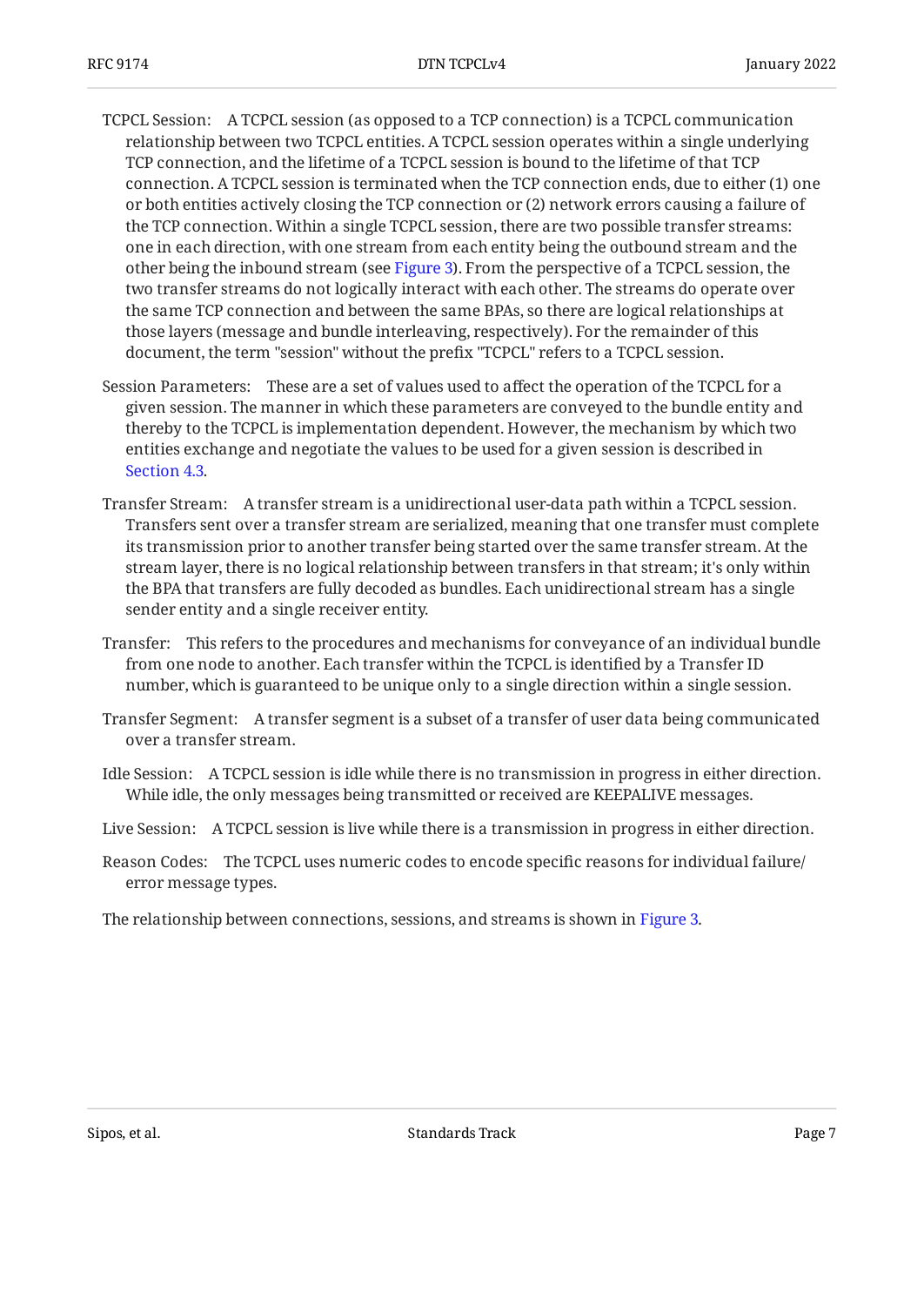TCPCL Session: A TCPCL session (as opposed to a TCP connection) is a TCPCL communication relationship between two TCPCL entities. A TCPCL session operates within a single underlying TCP connection, and the lifetime of a TCPCL session is bound to the lifetime of that TCP connection. A TCPCL session is terminated when the TCP connection ends, due to either (1) one or both entities actively closing the TCP connection or (2) network errors causing a failure of the TCP connection. Within a single TCPCL session, there are two possible transfer streams: one in each direction, with one stream from each entity being the outbound stream and the other being the inbound stream (see Figure 3). From the perspective of a TCPCL session, the two transfer streams do not logically interact with each other. The streams do operate over the same TCP connection and between the same BPAs, so there are logical relationships at those layers (message and bundle interleaving, respectively). For the remainder of this document, the term "session" without the prefix "TCPCL" refers to a TCPCL session.

Session Parameters: These are a set of values used to affect the operation of the TCPCL for a given session. The manner in which these parameters are conveyed to the bundle entity and thereby to the TCPCL is implementation dependent. However, the mechanism by which two entities exchange and negotiate the values to be used for a given session is described in Section 4.3.

Transfer Stream: A transfer stream is a unidirectional user-data path within a TCPCL session. Transfers sent over a transfer stream are serialized, meaning that one transfer must complete its transmission prior to another transfer being started over the same transfer stream. At the stream layer, there is no logical relationship between transfers in that stream; it's only within the BPA that transfers are fully decoded as bundles. Each unidirectional stream has a single sender entity and a single receiver entity.

Transfer: This refers to the procedures and mechanisms for conveyance of an individual bundle from one node to another. Each transfer within the TCPCL is identified by a Transfer ID number, which is guaranteed to be unique only to a single direction within a single session.

Transfer Segment: A transfer segment is a subset of a transfer of user data being communicated over a transfer stream.

Idle Session: A TCPCL session is idle while there is no transmission in progress in either direction. While idle, the only messages being transmitted or received are KEEPALIVE messages.

Live Session: A TCPCL session is live while there is a transmission in progress in either direction.

Reason Codes: The TCPCL uses numeric codes to encode specific reasons for individual failure/error message types.

The relationship between connections, sessions, and streams is shown in Figure 3.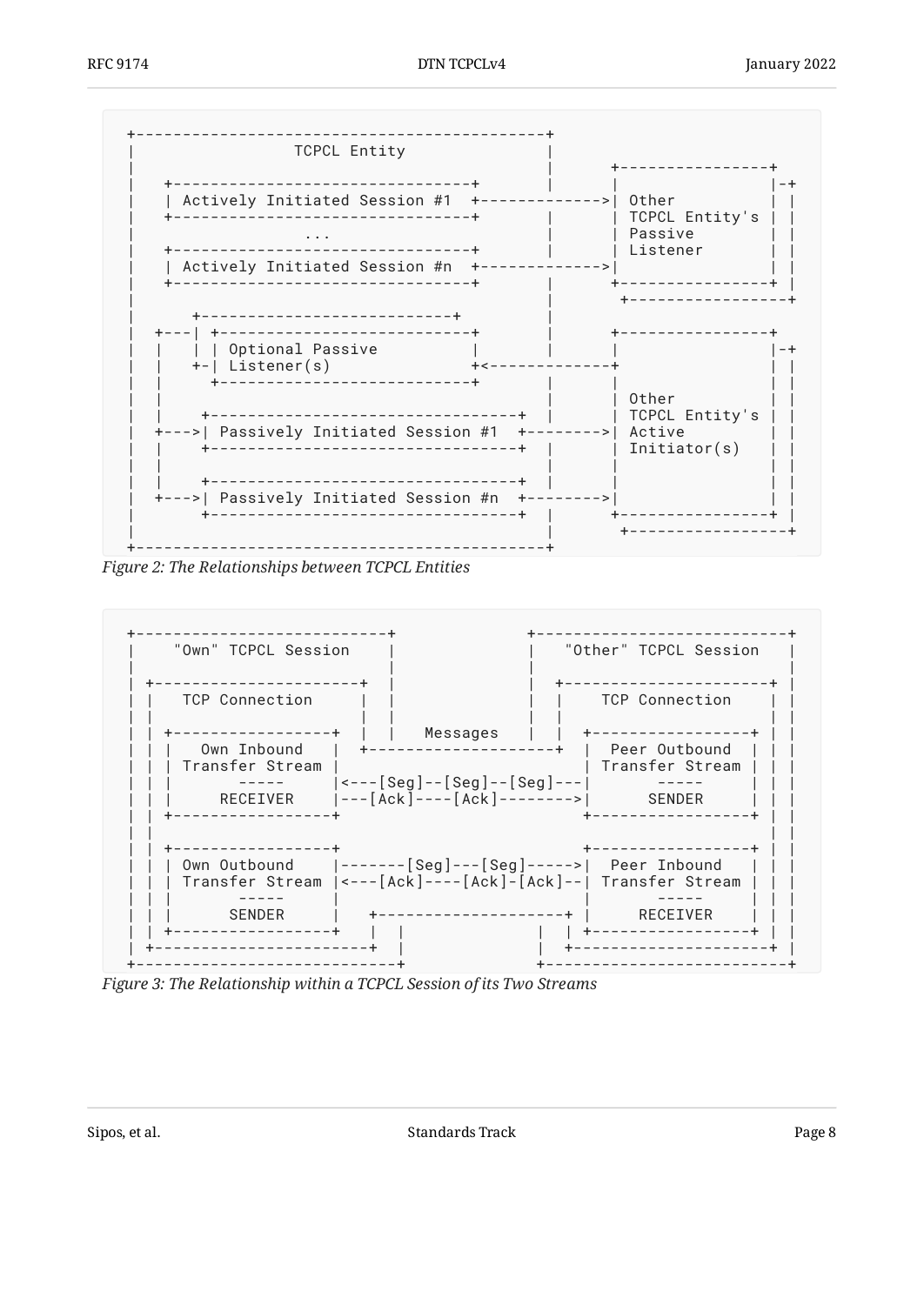```
+--------------------------------------------+
|                TCPCL Entity                |
|                                            |      +----------------+
|   +--------------------------------+       |      |                |-+
|   | Actively Initiated Session #1  +------------->| Other          | |
|   +--------------------------------+       |      | TCPCL Entity's | |
|                 ...                        |      | Passive        | |
|   +--------------------------------+       |      | Listener       | |
|   | Actively Initiated Session #n  +------------->|                | |
|   +--------------------------------+       |      +----------------+ |
|                                            |       +-----------------+
|      +---------------------------+         |
|  +---| +---------------------------+       |      +----------------+
|  |   | | Optional Passive          |       |      |                |-+
|  |   +-| Listener(s)               +<-------------+                | |
|  |     +---------------------------+       |      |                | |
|  |                                         |      | Other          | |
|  |    +---------------------------------+  |      | TCPCL Entity's | |
|  +--->| Passively Initiated Session #1  +-------->| Active         | |
|  |    +---------------------------------+  |      | Initiator(s)   | |
|  |                                         |      |                | |
|  |    +---------------------------------+  |      |                | |
|  +--->| Passively Initiated Session #n  +-------->|                | |
|       +---------------------------------+  |      +----------------+ |
|                                            |       +-----------------+
+--------------------------------------------+
```

*Figure 2: The Relationships between TCPCL Entities*

```
+----------------------------+              +---------------------------+
|    "Own" TCPCL Session     |              |   "Other" TCPCL Session   |
|                            |              |                           |
| +----------------------+   |              |  +----------------------+ |
| |   TCP Connection     |   |              |  |    TCP Connection    | |
| |                      |   |              |  |                      | |
| | +-----------------+  |   |   Messages   |  |  +-----------------+ | |
| | |   Own Inbound   |  +--------------------+  |  Peer Outbound  | | |
| | | Transfer Stream |                          | Transfer Stream | | |
| | |      -----      |<---[Seg]--[Seg]--[Seg]---|      -----      | | |
| | |     RECEIVER    |---[Ack]----[Ack]-------->|      SENDER     | | |
| | +-----------------+                          +-----------------+ | |
| |                                                                  | |
| | +-----------------+                          +-----------------+ | |
| | | Own Outbound    |-------[Seg]---[Seg]----->|  Peer Inbound   | | |
| | | Transfer Stream |<---[Ack]----[Ack]-[Ack]--| Transfer Stream | | |
| | |      -----      |                          |      -----      | | |
| | |      SENDER     |   +--------------------+ |     RECEIVER    | | |
| | +-----------------+   |  |              |  | +-----------------+ | |
| +-----------------------+  |              |  +---------------------+ |
+----------------------------+              +--------------------------+
```

*Figure 3: The Relationship within a TCPCL Session of its Two Streams*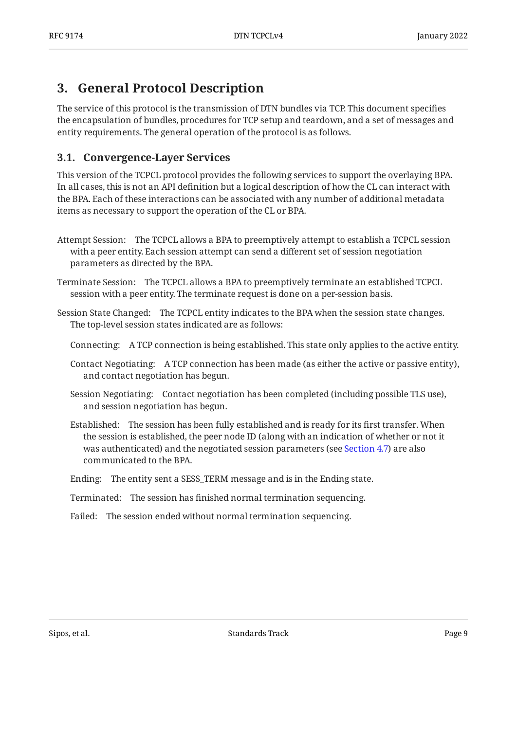## 3. General Protocol Description

The service of this protocol is the transmission of DTN bundles via TCP. This document specifies the encapsulation of bundles, procedures for TCP setup and teardown, and a set of messages and entity requirements. The general operation of the protocol is as follows.

### 3.1. Convergence-Layer Services

This version of the TCPCL protocol provides the following services to support the overlaying BPA. In all cases, this is not an API definition but a logical description of how the CL can interact with the BPA. Each of these interactions can be associated with any number of additional metadata items as necessary to support the operation of the CL or BPA.

Attempt Session:
: The TCPCL allows a BPA to preemptively attempt to establish a TCPCL session with a peer entity. Each session attempt can send a different set of session negotiation parameters as directed by the BPA.

Terminate Session:
: The TCPCL allows a BPA to preemptively terminate an established TCPCL session with a peer entity. The terminate request is done on a per-session basis.

Session State Changed:
: The TCPCL entity indicates to the BPA when the session state changes. The top-level session states indicated are as follows:

  Connecting:
  : A TCP connection is being established. This state only applies to the active entity.

  Contact Negotiating:
  : A TCP connection has been made (as either the active or passive entity), and contact negotiation has begun.

  Session Negotiating:
  : Contact negotiation has been completed (including possible TLS use), and session negotiation has begun.

  Established:
  : The session has been fully established and is ready for its first transfer. When the session is established, the peer node ID (along with an indication of whether or not it was authenticated) and the negotiated session parameters (see Section 4.7) are also communicated to the BPA.

  Ending:
  : The entity sent a SESS_TERM message and is in the Ending state.

  Terminated:
  : The session has finished normal termination sequencing.

  Failed:
  : The session ended without normal termination sequencing.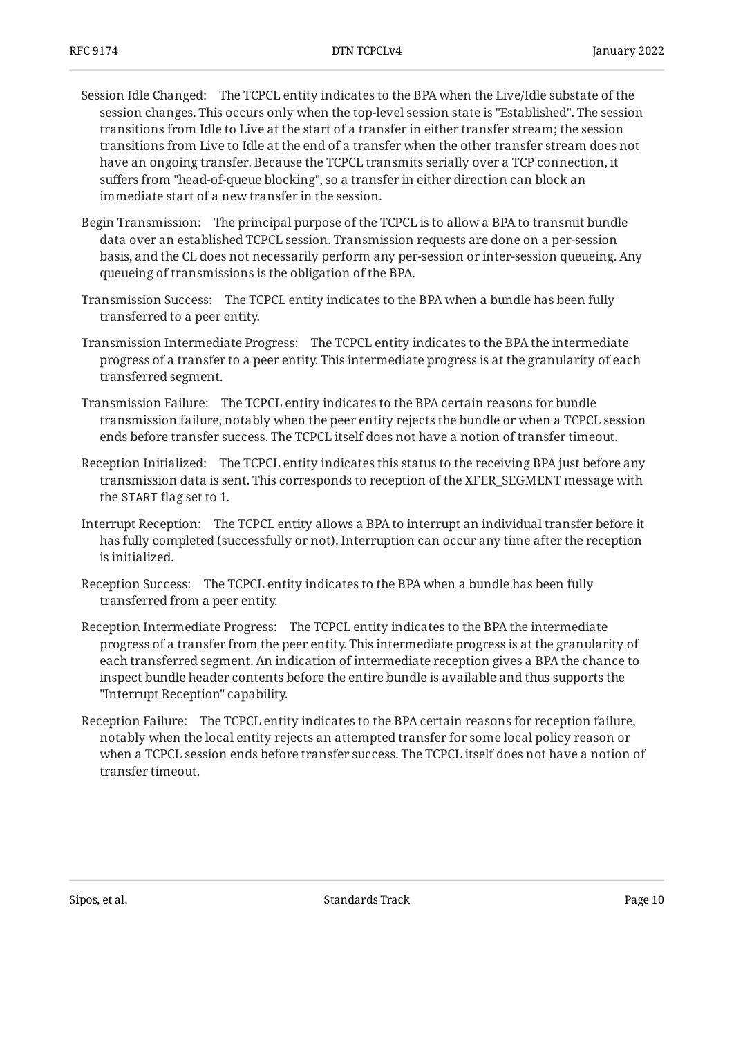Session Idle Changed: The TCPCL entity indicates to the BPA when the Live/Idle substate of the session changes. This occurs only when the top-level session state is "Established". The session transitions from Idle to Live at the start of a transfer in either transfer stream; the session transitions from Live to Idle at the end of a transfer when the other transfer stream does not have an ongoing transfer. Because the TCPCL transmits serially over a TCP connection, it suffers from "head-of-queue blocking", so a transfer in either direction can block an immediate start of a new transfer in the session.

Begin Transmission: The principal purpose of the TCPCL is to allow a BPA to transmit bundle data over an established TCPCL session. Transmission requests are done on a per-session basis, and the CL does not necessarily perform any per-session or inter-session queueing. Any queueing of transmissions is the obligation of the BPA.

Transmission Success: The TCPCL entity indicates to the BPA when a bundle has been fully transferred to a peer entity.

Transmission Intermediate Progress: The TCPCL entity indicates to the BPA the intermediate progress of a transfer to a peer entity. This intermediate progress is at the granularity of each transferred segment.

Transmission Failure: The TCPCL entity indicates to the BPA certain reasons for bundle transmission failure, notably when the peer entity rejects the bundle or when a TCPCL session ends before transfer success. The TCPCL itself does not have a notion of transfer timeout.

Reception Initialized: The TCPCL entity indicates this status to the receiving BPA just before any transmission data is sent. This corresponds to reception of the XFER_SEGMENT message with the START flag set to 1.

Interrupt Reception: The TCPCL entity allows a BPA to interrupt an individual transfer before it has fully completed (successfully or not). Interruption can occur any time after the reception is initialized.

Reception Success: The TCPCL entity indicates to the BPA when a bundle has been fully transferred from a peer entity.

Reception Intermediate Progress: The TCPCL entity indicates to the BPA the intermediate progress of a transfer from the peer entity. This intermediate progress is at the granularity of each transferred segment. An indication of intermediate reception gives a BPA the chance to inspect bundle header contents before the entire bundle is available and thus supports the "Interrupt Reception" capability.

Reception Failure: The TCPCL entity indicates to the BPA certain reasons for reception failure, notably when the local entity rejects an attempted transfer for some local policy reason or when a TCPCL session ends before transfer success. The TCPCL itself does not have a notion of transfer timeout.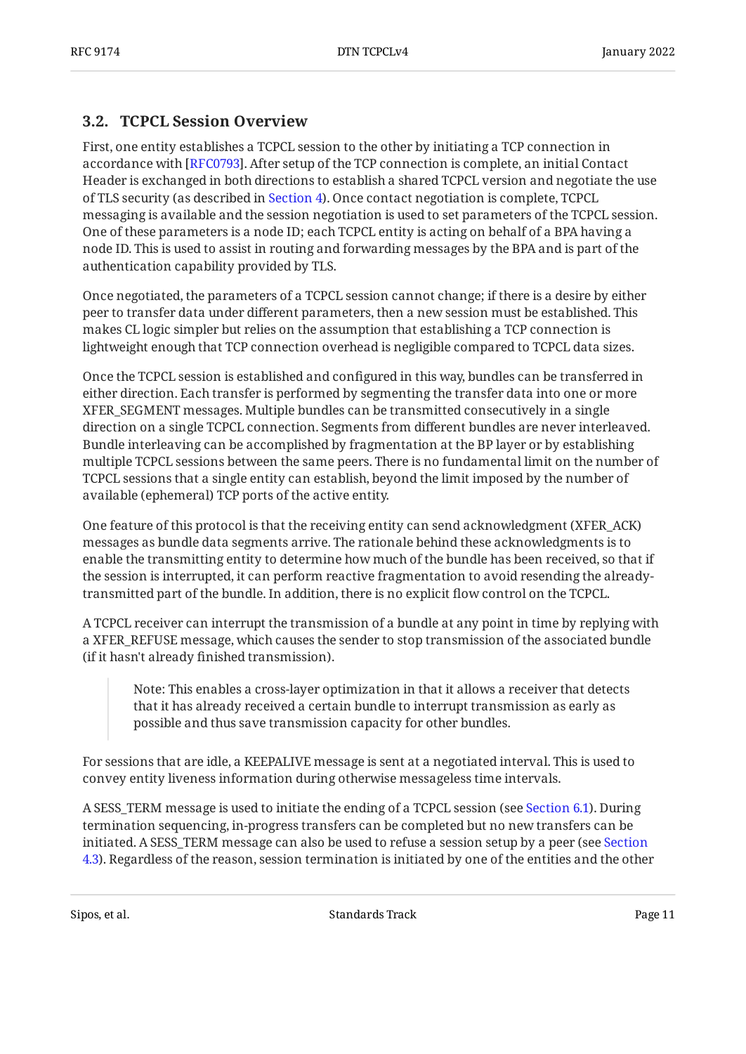### 3.2. TCPCL Session Overview

First, one entity establishes a TCPCL session to the other by initiating a TCP connection in accordance with [RFC0793]. After setup of the TCP connection is complete, an initial Contact Header is exchanged in both directions to establish a shared TCPCL version and negotiate the use of TLS security (as described in Section 4). Once contact negotiation is complete, TCPCL messaging is available and the session negotiation is used to set parameters of the TCPCL session. One of these parameters is a node ID; each TCPCL entity is acting on behalf of a BPA having a node ID. This is used to assist in routing and forwarding messages by the BPA and is part of the authentication capability provided by TLS.

Once negotiated, the parameters of a TCPCL session cannot change; if there is a desire by either peer to transfer data under different parameters, then a new session must be established. This makes CL logic simpler but relies on the assumption that establishing a TCP connection is lightweight enough that TCP connection overhead is negligible compared to TCPCL data sizes.

Once the TCPCL session is established and configured in this way, bundles can be transferred in either direction. Each transfer is performed by segmenting the transfer data into one or more XFER_SEGMENT messages. Multiple bundles can be transmitted consecutively in a single direction on a single TCPCL connection. Segments from different bundles are never interleaved. Bundle interleaving can be accomplished by fragmentation at the BP layer or by establishing multiple TCPCL sessions between the same peers. There is no fundamental limit on the number of TCPCL sessions that a single entity can establish, beyond the limit imposed by the number of available (ephemeral) TCP ports of the active entity.

One feature of this protocol is that the receiving entity can send acknowledgment (XFER_ACK) messages as bundle data segments arrive. The rationale behind these acknowledgments is to enable the transmitting entity to determine how much of the bundle has been received, so that if the session is interrupted, it can perform reactive fragmentation to avoid resending the already-transmitted part of the bundle. In addition, there is no explicit flow control on the TCPCL.

A TCPCL receiver can interrupt the transmission of a bundle at any point in time by replying with a XFER_REFUSE message, which causes the sender to stop transmission of the associated bundle (if it hasn't already finished transmission).

> Note: This enables a cross-layer optimization in that it allows a receiver that detects that it has already received a certain bundle to interrupt transmission as early as possible and thus save transmission capacity for other bundles.

For sessions that are idle, a KEEPALIVE message is sent at a negotiated interval. This is used to convey entity liveness information during otherwise messageless time intervals.

A SESS_TERM message is used to initiate the ending of a TCPCL session (see Section 6.1). During termination sequencing, in-progress transfers can be completed but no new transfers can be initiated. A SESS_TERM message can also be used to refuse a session setup by a peer (see Section 4.3). Regardless of the reason, session termination is initiated by one of the entities and the other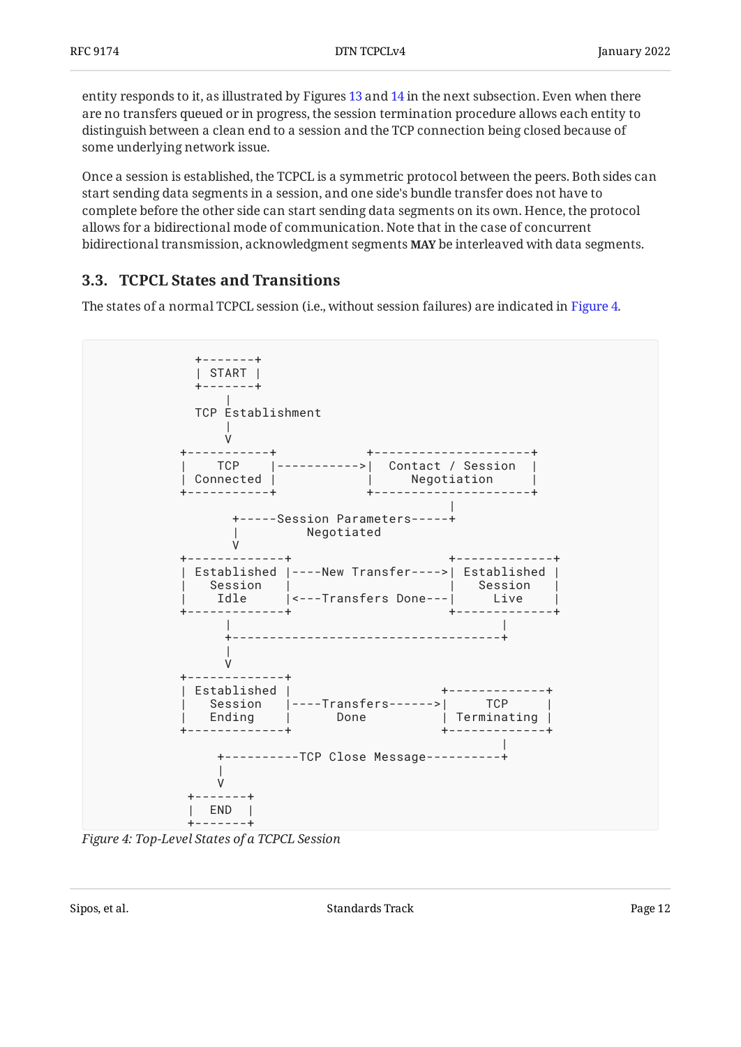entity responds to it, as illustrated by Figures 13 and 14 in the next subsection. Even when there are no transfers queued or in progress, the session termination procedure allows each entity to distinguish between a clean end to a session and the TCP connection being closed because of some underlying network issue.

Once a session is established, the TCPCL is a symmetric protocol between the peers. Both sides can start sending data segments in a session, and one side's bundle transfer does not have to complete before the other side can start sending data segments on its own. Hence, the protocol allows for a bidirectional mode of communication. Note that in the case of concurrent bidirectional transmission, acknowledgment segments **MAY** be interleaved with data segments.

## 3.3. TCPCL States and Transitions

The states of a normal TCPCL session (i.e., without session failures) are indicated in Figure 4.

```
    +-------+
    | START |
    +-------+
        |
    TCP Establishment
        |
        V
  +-----------+              +---------------------+
  |    TCP    |------------->|  Contact / Session  |
  | Connected |              |     Negotiation     |
  +-----------+              +---------------------+
                                        |
         +-----Session Parameters-----+
         |          Negotiated
         V
  +-------------+                      +-------------+
  | Established |----New Transfer---->| Established |
  |   Session   |                      |   Session   |
  |    Idle     |<---Transfers Done---|     Live    |
  +-------------+                      +-------------+
        |                                     |
        +-------------------------------------+
        |
        V
  +-------------+
  | Established |                     +-------------+
  |   Session   |----Transfers------>|     TCP     |
  |   Ending    |       Done          | Terminating |
  +-------------+                     +-------------+
                                              |
       +----------TCP Close Message----------+
       |
       V
   +-------+
   |  END  |
   +-------+
```

*Figure 4: Top-Level States of a TCPCL Session*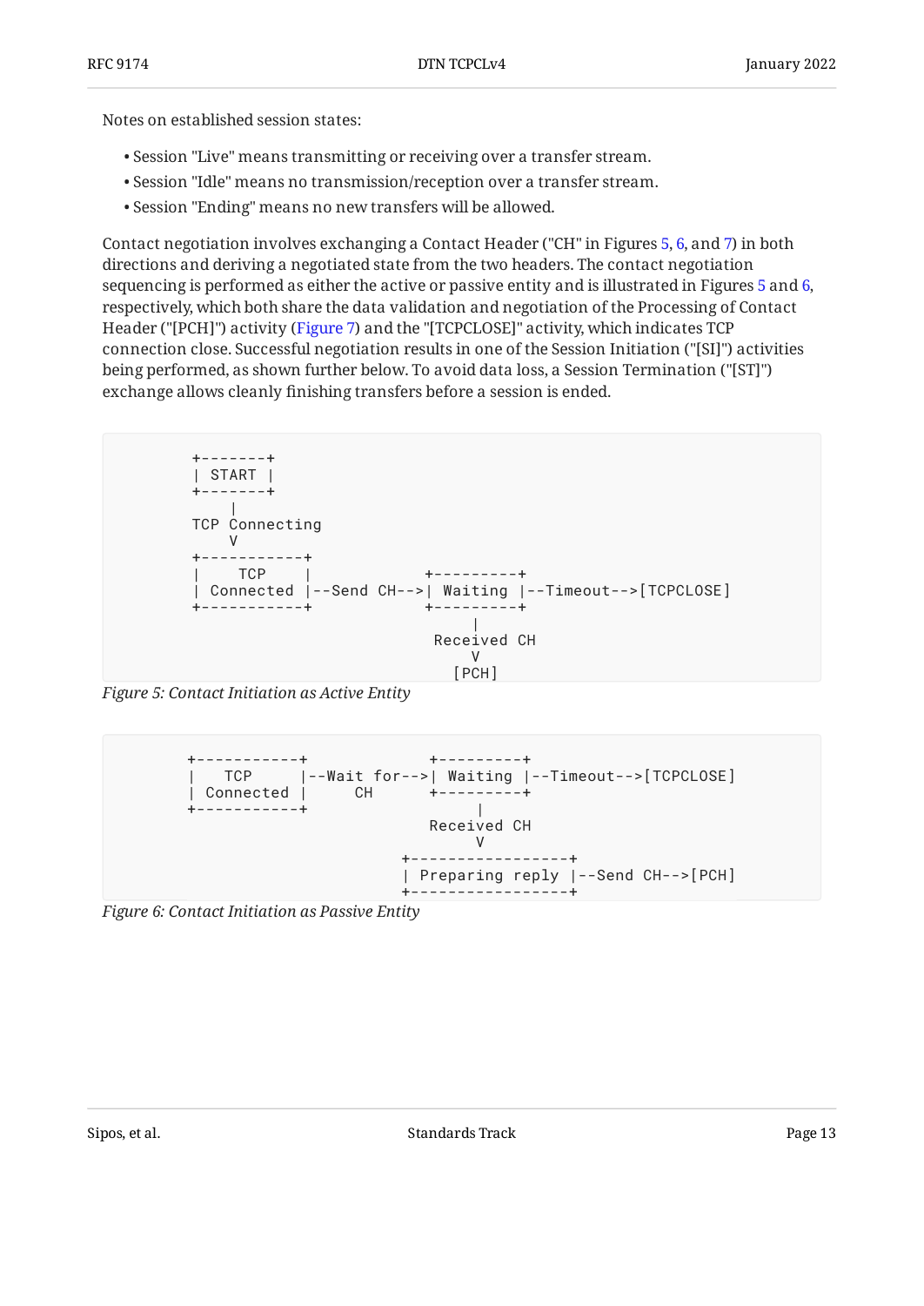Notes on established session states:

- Session "Live" means transmitting or receiving over a transfer stream.
- Session "Idle" means no transmission/reception over a transfer stream.
- Session "Ending" means no new transfers will be allowed.

Contact negotiation involves exchanging a Contact Header ("CH" in Figures 5, 6, and 7) in both directions and deriving a negotiated state from the two headers. The contact negotiation sequencing is performed as either the active or passive entity and is illustrated in Figures 5 and 6, respectively, which both share the data validation and negotiation of the Processing of Contact Header ("[PCH]") activity (Figure 7) and the "[TCPCLOSE]" activity, which indicates TCP connection close. Successful negotiation results in one of the Session Initiation ("[SI]") activities being performed, as shown further below. To avoid data loss, a Session Termination ("[ST]") exchange allows cleanly finishing transfers before a session is ended.

```
+-------+
| START |
+-------+
    |
TCP Connecting
    V
+-----------+
|    TCP    |          +---------+
| Connected |--Send CH-->| Waiting |--Timeout-->[TCPCLOSE]
+-----------+          +---------+
                            |
                       Received CH
                            V
                          [PCH]
```

*Figure 5: Contact Initiation as Active Entity*

```
+-----------+           +---------+
|   TCP     |--Wait for-->| Waiting |--Timeout-->[TCPCLOSE]
| Connected |     CH      +---------+
+-----------+                 |
                         Received CH
                              V
                      +-----------------+
                      | Preparing reply |--Send CH-->[PCH]
                      +-----------------+
```

*Figure 6: Contact Initiation as Passive Entity*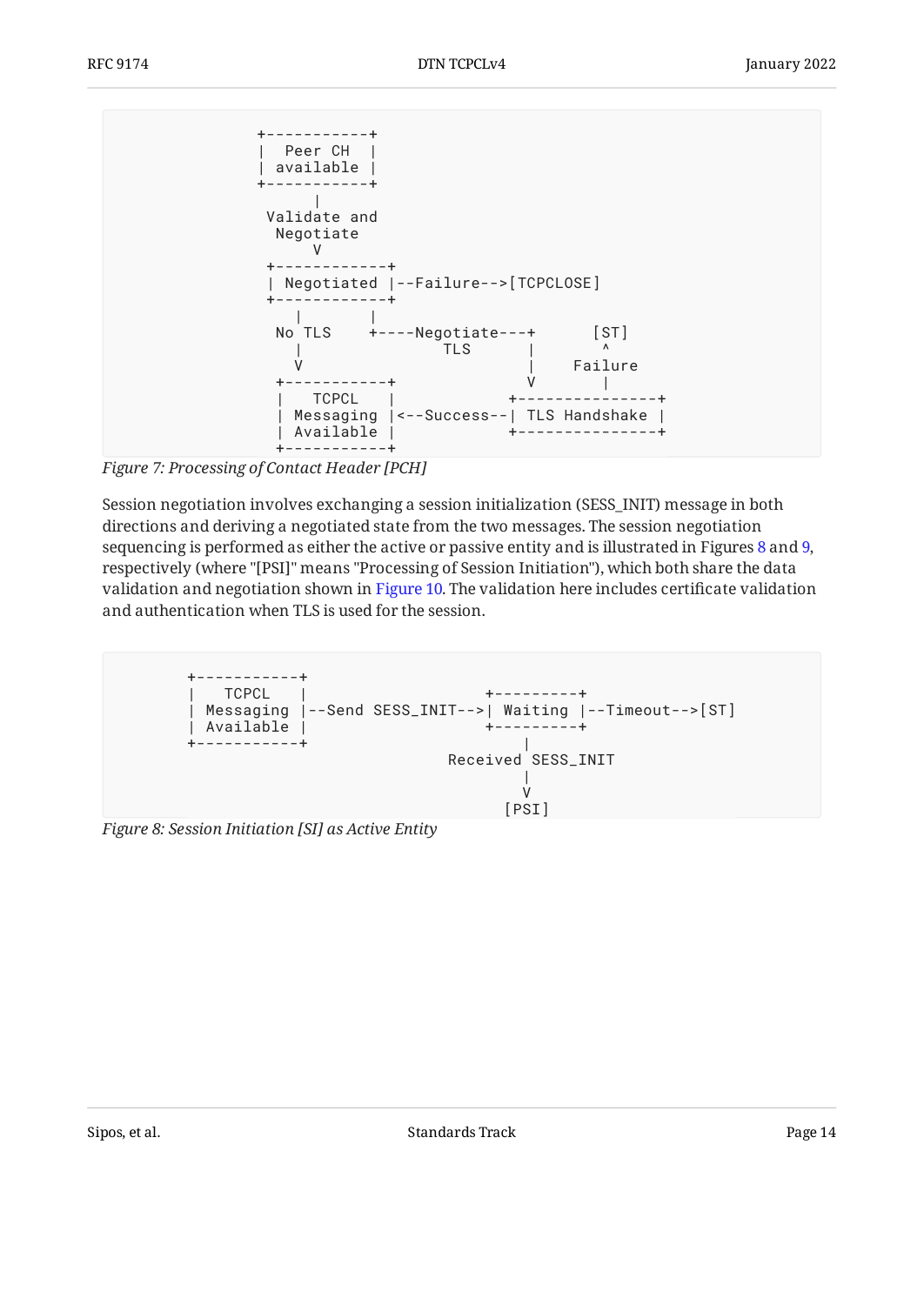```
                 +-----------+
                 |  Peer CH  |
                 | available |
                 +-----------+
                       |
                  Validate and
                   Negotiate
                       V
                  +------------+
                  | Negotiated |--Failure-->[TCPCLOSE]
                  +------------+
                     |       |
                   No TLS    +----Negotiate---+      [ST]
                     |               TLS      |       ^
                     V                        |    Failure
                   +-----------+              V       |
                   |   TCPCL   |            +---------------+
                   | Messaging |<--Success--| TLS Handshake |
                   | Available |            +---------------+
                   +-----------+
```

*Figure 7: Processing of Contact Header [PCH]*

Session negotiation involves exchanging a session initialization (SESS_INIT) message in both directions and deriving a negotiated state from the two messages. The session negotiation sequencing is performed as either the active or passive entity and is illustrated in Figures 8 and 9, respectively (where "[PSI]" means "Processing of Session Initiation"), which both share the data validation and negotiation shown in Figure 10. The validation here includes certificate validation and authentication when TLS is used for the session.

```
        +-----------+
        |   TCPCL   |                   +---------+
        | Messaging |--Send SESS_INIT-->| Waiting |--Timeout-->[ST]
        | Available |                   +---------+
        +-----------+                        |
                                     Received SESS_INIT
                                             |
                                             V
                                           [PSI]
```

*Figure 8: Session Initiation [SI] as Active Entity*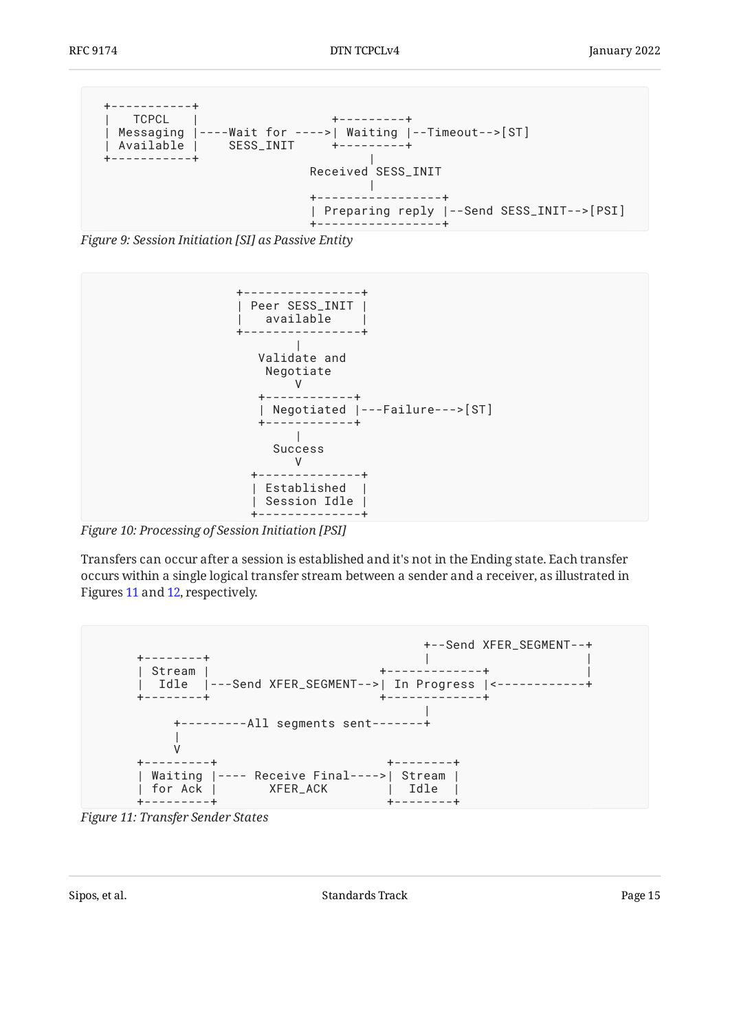```
+-----------+
|   TCPCL   |                      +---------+
| Messaging |----Wait for ---->| Waiting |--Timeout-->[ST]
| Available |     SESS_INIT      +---------+
+-----------+                          |
                               Received SESS_INIT
                                       |
                               +-----------------+
                               | Preparing reply |--Send SESS_INIT-->[PSI]
                               +-----------------+
```

*Figure 9: Session Initiation [SI] as Passive Entity*

```
                    +----------------+
                    | Peer SESS_INIT |
                    |   available    |
                    +----------------+
                            |
                       Validate and
                        Negotiate
                            V
                       +------------+
                       | Negotiated |---Failure--->[ST]
                       +------------+
                            |
                         Success
                            V
                      +--------------+
                      | Established  |
                      | Session Idle |
                      +--------------+
```

*Figure 10: Processing of Session Initiation [PSI]*

Transfers can occur after a session is established and it's not in the Ending state. Each transfer occurs within a single logical transfer stream between a sender and a receiver, as illustrated in Figures 11 and 12, respectively.

```
                                           +--Send XFER_SEGMENT--+
      +--------+                           |                     |
      | Stream |                     +-------------+             |
      |  Idle  |---Send XFER_SEGMENT-->| In Progress |<------------+
      +--------+                     +-------------+
                                           |
           +---------All segments sent-------+
           |
           V
      +---------+                        +--------+
      | Waiting |---- Receive Final---->| Stream |
      | for Ack |       XFER_ACK         |  Idle  |
      +---------+                        +--------+
```

*Figure 11: Transfer Sender States*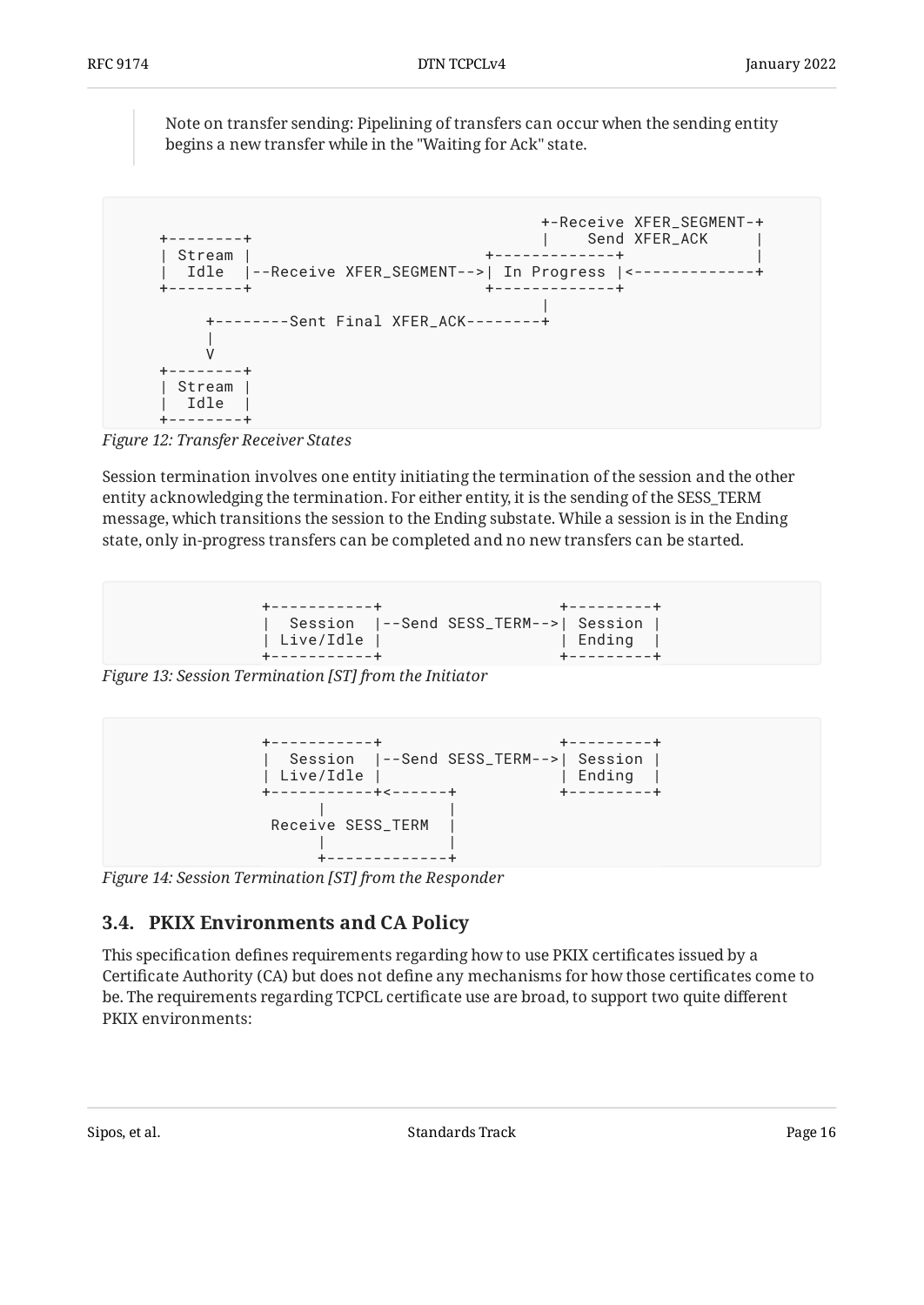> Note on transfer sending: Pipelining of transfers can occur when the sending entity begins a new transfer while in the "Waiting for Ack" state.

```
                                            +-Receive XFER_SEGMENT-+
 +--------+                                 |    Send XFER_ACK     |
 | Stream |                           +-------------+              |
 |  Idle  |--Receive XFER_SEGMENT-->| In Progress |<-------------+
 +--------+                           +-------------+
                                            |
      +--------Sent Final XFER_ACK--------+
      |
      V
 +--------+
 | Stream |
 |  Idle  |
 +--------+
```

*Figure 12: Transfer Receiver States*

Session termination involves one entity initiating the termination of the session and the other entity acknowledging the termination. For either entity, it is the sending of the SESS_TERM message, which transitions the session to the Ending substate. While a session is in the Ending state, only in-progress transfers can be completed and no new transfers can be started.

```
 +-----------+                   +---------+
 |  Session  |--Send SESS_TERM-->| Session |
 | Live/Idle |                   | Ending  |
 +-----------+                   +---------+
```

*Figure 13: Session Termination [ST] from the Initiator*

```
 +-----------+                   +---------+
 |  Session  |--Send SESS_TERM-->| Session |
 | Live/Idle |                   | Ending  |
 +-----------+<------+           +---------+
       |             |
  Receive SESS_TERM  |
       |             |
       +-------------+
```

*Figure 14: Session Termination [ST] from the Responder*

## 3.4. PKIX Environments and CA Policy

This specification defines requirements regarding how to use PKIX certificates issued by a Certificate Authority (CA) but does not define any mechanisms for how those certificates come to be. The requirements regarding TCPCL certificate use are broad, to support two quite different PKIX environments: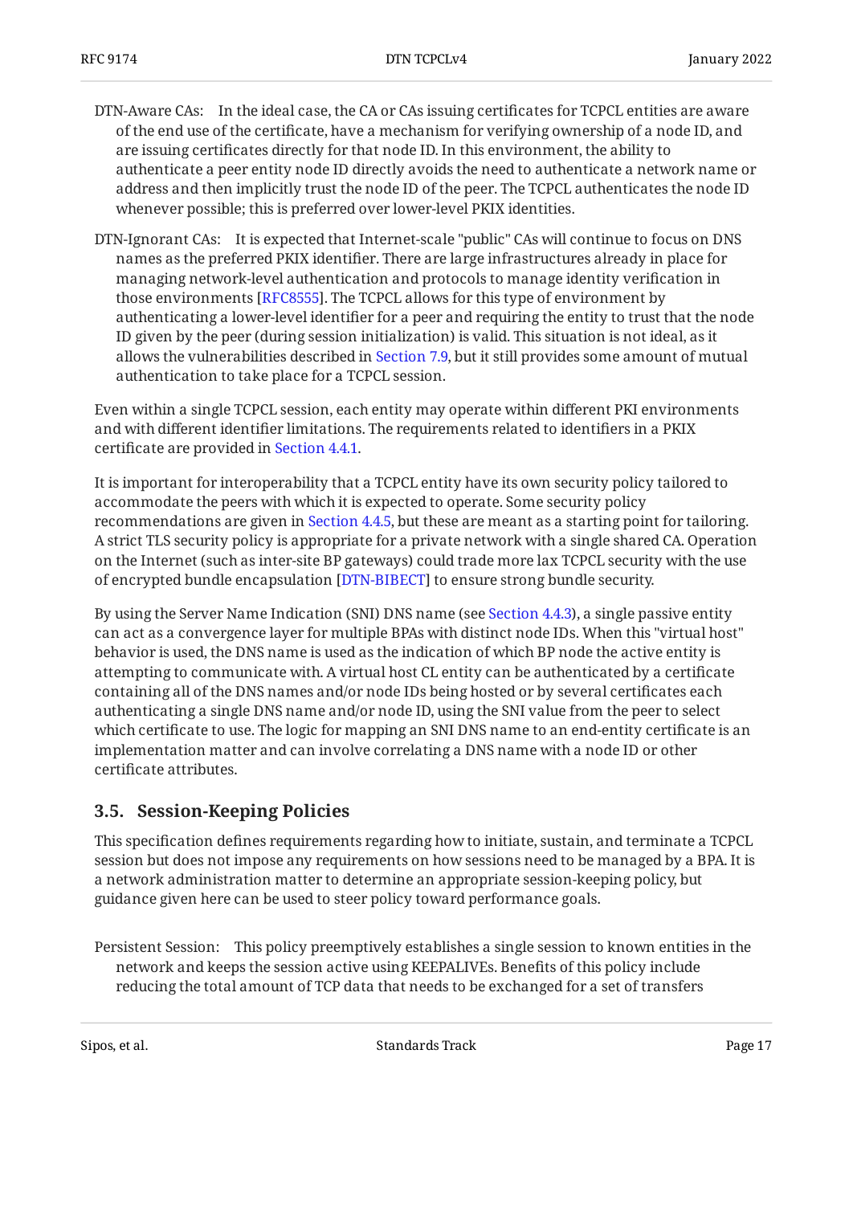DTN-Aware CAs: In the ideal case, the CA or CAs issuing certificates for TCPCL entities are aware of the end use of the certificate, have a mechanism for verifying ownership of a node ID, and are issuing certificates directly for that node ID. In this environment, the ability to authenticate a peer entity node ID directly avoids the need to authenticate a network name or address and then implicitly trust the node ID of the peer. The TCPCL authenticates the node ID whenever possible; this is preferred over lower-level PKIX identities.

DTN-Ignorant CAs: It is expected that Internet-scale "public" CAs will continue to focus on DNS names as the preferred PKIX identifier. There are large infrastructures already in place for managing network-level authentication and protocols to manage identity verification in those environments [RFC8555]. The TCPCL allows for this type of environment by authenticating a lower-level identifier for a peer and requiring the entity to trust that the node ID given by the peer (during session initialization) is valid. This situation is not ideal, as it allows the vulnerabilities described in Section 7.9, but it still provides some amount of mutual authentication to take place for a TCPCL session.

Even within a single TCPCL session, each entity may operate within different PKI environments and with different identifier limitations. The requirements related to identifiers in a PKIX certificate are provided in Section 4.4.1.

It is important for interoperability that a TCPCL entity have its own security policy tailored to accommodate the peers with which it is expected to operate. Some security policy recommendations are given in Section 4.4.5, but these are meant as a starting point for tailoring. A strict TLS security policy is appropriate for a private network with a single shared CA. Operation on the Internet (such as inter-site BP gateways) could trade more lax TCPCL security with the use of encrypted bundle encapsulation [DTN-BIBECT] to ensure strong bundle security.

By using the Server Name Indication (SNI) DNS name (see Section 4.4.3), a single passive entity can act as a convergence layer for multiple BPAs with distinct node IDs. When this "virtual host" behavior is used, the DNS name is used as the indication of which BP node the active entity is attempting to communicate with. A virtual host CL entity can be authenticated by a certificate containing all of the DNS names and/or node IDs being hosted or by several certificates each authenticating a single DNS name and/or node ID, using the SNI value from the peer to select which certificate to use. The logic for mapping an SNI DNS name to an end-entity certificate is an implementation matter and can involve correlating a DNS name with a node ID or other certificate attributes.

## 3.5. Session-Keeping Policies

This specification defines requirements regarding how to initiate, sustain, and terminate a TCPCL session but does not impose any requirements on how sessions need to be managed by a BPA. It is a network administration matter to determine an appropriate session-keeping policy, but guidance given here can be used to steer policy toward performance goals.

Persistent Session: This policy preemptively establishes a single session to known entities in the network and keeps the session active using KEEPALIVEs. Benefits of this policy include reducing the total amount of TCP data that needs to be exchanged for a set of transfers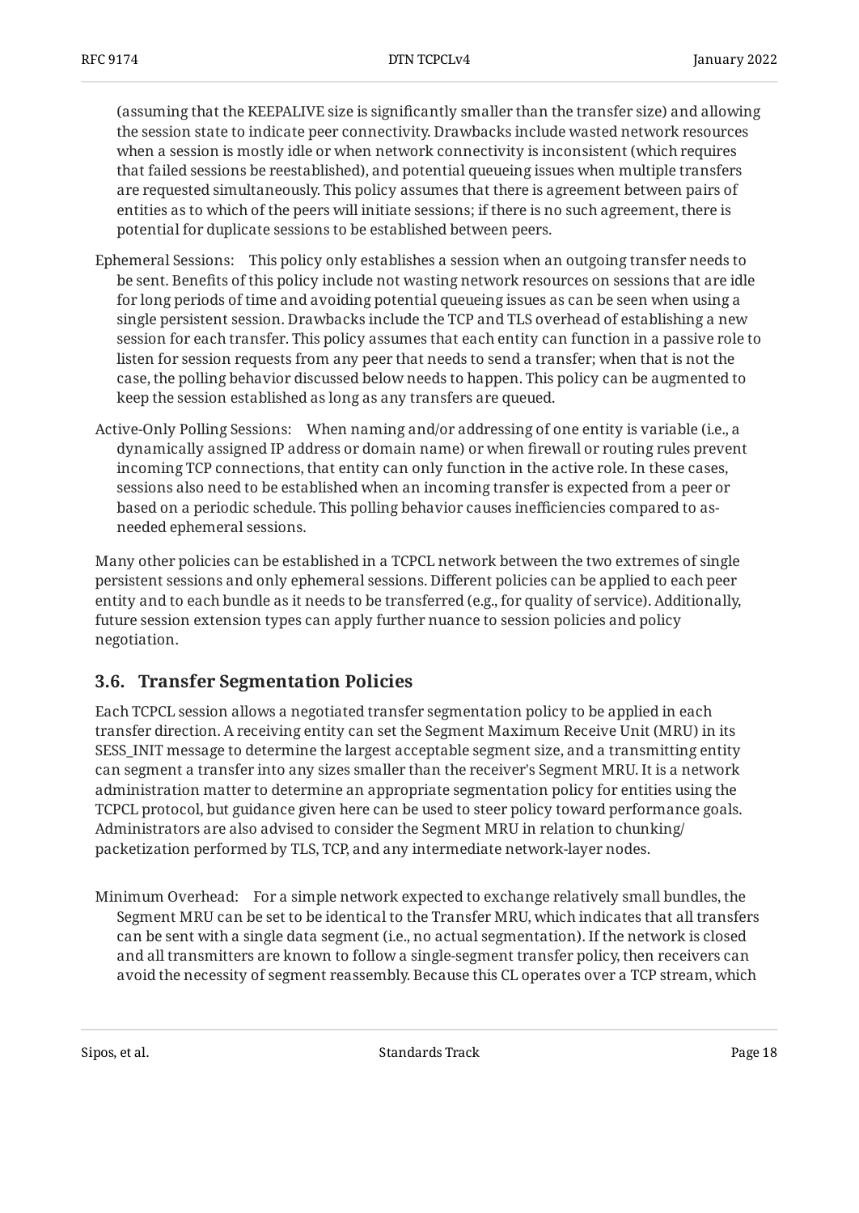(assuming that the KEEPALIVE size is significantly smaller than the transfer size) and allowing the session state to indicate peer connectivity. Drawbacks include wasted network resources when a session is mostly idle or when network connectivity is inconsistent (which requires that failed sessions be reestablished), and potential queueing issues when multiple transfers are requested simultaneously. This policy assumes that there is agreement between pairs of entities as to which of the peers will initiate sessions; if there is no such agreement, there is potential for duplicate sessions to be established between peers.

Ephemeral Sessions: This policy only establishes a session when an outgoing transfer needs to be sent. Benefits of this policy include not wasting network resources on sessions that are idle for long periods of time and avoiding potential queueing issues as can be seen when using a single persistent session. Drawbacks include the TCP and TLS overhead of establishing a new session for each transfer. This policy assumes that each entity can function in a passive role to listen for session requests from any peer that needs to send a transfer; when that is not the case, the polling behavior discussed below needs to happen. This policy can be augmented to keep the session established as long as any transfers are queued.

Active-Only Polling Sessions: When naming and/or addressing of one entity is variable (i.e., a dynamically assigned IP address or domain name) or when firewall or routing rules prevent incoming TCP connections, that entity can only function in the active role. In these cases, sessions also need to be established when an incoming transfer is expected from a peer or based on a periodic schedule. This polling behavior causes inefficiencies compared to as-needed ephemeral sessions.

Many other policies can be established in a TCPCL network between the two extremes of single persistent sessions and only ephemeral sessions. Different policies can be applied to each peer entity and to each bundle as it needs to be transferred (e.g., for quality of service). Additionally, future session extension types can apply further nuance to session policies and policy negotiation.

## 3.6. Transfer Segmentation Policies

Each TCPCL session allows a negotiated transfer segmentation policy to be applied in each transfer direction. A receiving entity can set the Segment Maximum Receive Unit (MRU) in its SESS_INIT message to determine the largest acceptable segment size, and a transmitting entity can segment a transfer into any sizes smaller than the receiver's Segment MRU. It is a network administration matter to determine an appropriate segmentation policy for entities using the TCPCL protocol, but guidance given here can be used to steer policy toward performance goals. Administrators are also advised to consider the Segment MRU in relation to chunking/packetization performed by TLS, TCP, and any intermediate network-layer nodes.

Minimum Overhead: For a simple network expected to exchange relatively small bundles, the Segment MRU can be set to be identical to the Transfer MRU, which indicates that all transfers can be sent with a single data segment (i.e., no actual segmentation). If the network is closed and all transmitters are known to follow a single-segment transfer policy, then receivers can avoid the necessity of segment reassembly. Because this CL operates over a TCP stream, which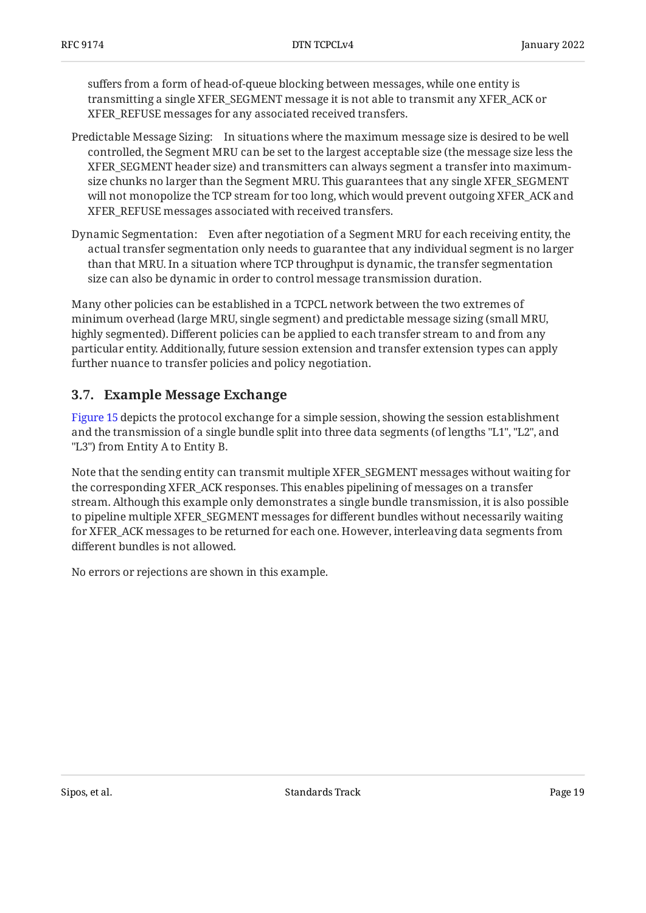suffers from a form of head-of-queue blocking between messages, while one entity is transmitting a single XFER_SEGMENT message it is not able to transmit any XFER_ACK or XFER_REFUSE messages for any associated received transfers.

Predictable Message Sizing: In situations where the maximum message size is desired to be well controlled, the Segment MRU can be set to the largest acceptable size (the message size less the XFER_SEGMENT header size) and transmitters can always segment a transfer into maximum-size chunks no larger than the Segment MRU. This guarantees that any single XFER_SEGMENT will not monopolize the TCP stream for too long, which would prevent outgoing XFER_ACK and XFER_REFUSE messages associated with received transfers.

Dynamic Segmentation: Even after negotiation of a Segment MRU for each receiving entity, the actual transfer segmentation only needs to guarantee that any individual segment is no larger than that MRU. In a situation where TCP throughput is dynamic, the transfer segmentation size can also be dynamic in order to control message transmission duration.

Many other policies can be established in a TCPCL network between the two extremes of minimum overhead (large MRU, single segment) and predictable message sizing (small MRU, highly segmented). Different policies can be applied to each transfer stream to and from any particular entity. Additionally, future session extension and transfer extension types can apply further nuance to transfer policies and policy negotiation.

## 3.7. Example Message Exchange

Figure 15 depicts the protocol exchange for a simple session, showing the session establishment and the transmission of a single bundle split into three data segments (of lengths "L1", "L2", and "L3") from Entity A to Entity B.

Note that the sending entity can transmit multiple XFER_SEGMENT messages without waiting for the corresponding XFER_ACK responses. This enables pipelining of messages on a transfer stream. Although this example only demonstrates a single bundle transmission, it is also possible to pipeline multiple XFER_SEGMENT messages for different bundles without necessarily waiting for XFER_ACK messages to be returned for each one. However, interleaving data segments from different bundles is not allowed.

No errors or rejections are shown in this example.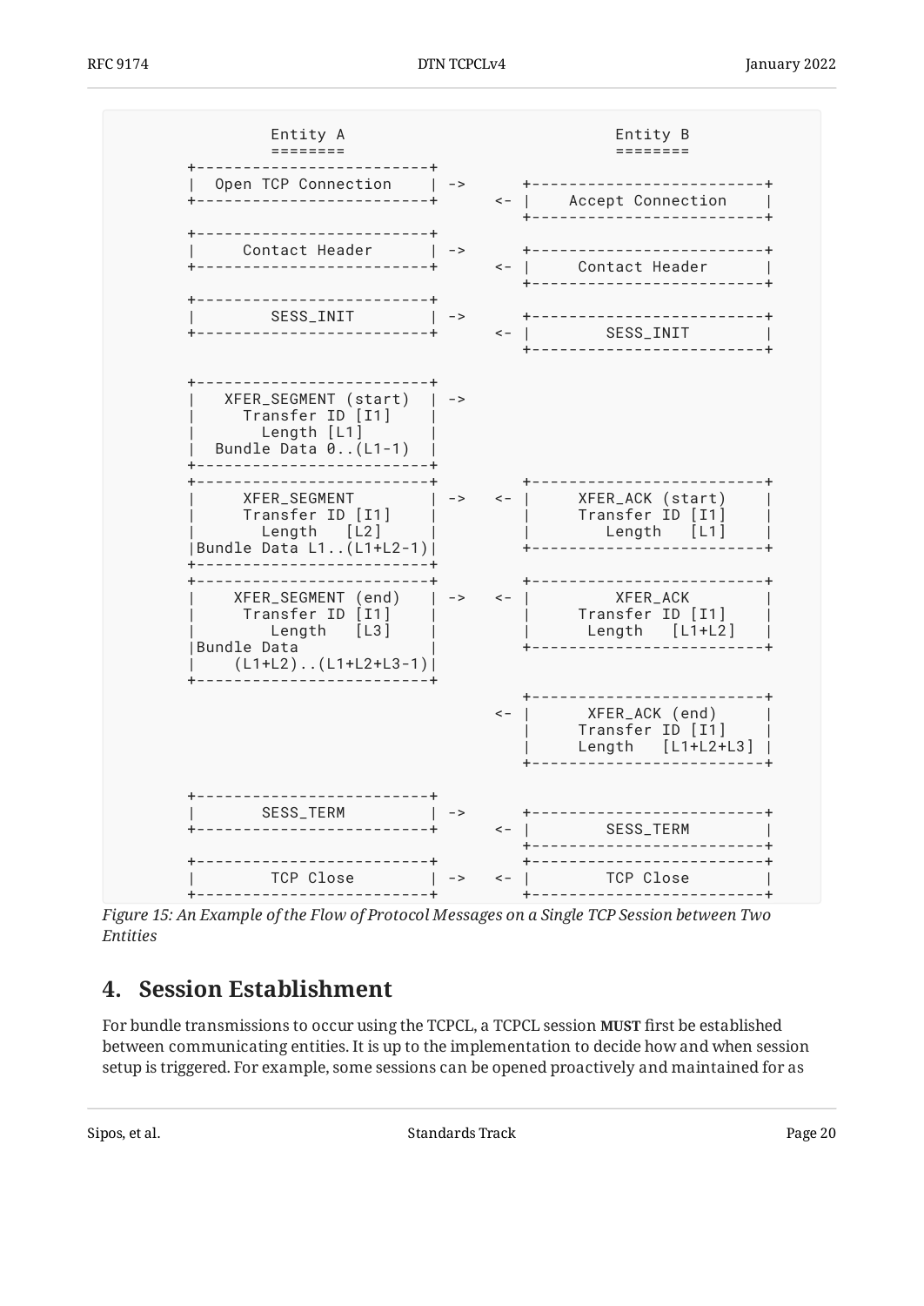```
             Entity A                                Entity B
             ========                                ========

   +-------------------------+
   |  Open TCP Connection    | ->      +-------------------------+
   +-------------------------+      <- |    Accept Connection    |
                                       +-------------------------+

   +-------------------------+
   |     Contact Header      | ->      +-------------------------+
   +-------------------------+      <- |     Contact Header      |
                                       +-------------------------+

   +-------------------------+
   |       SESS_INIT         | ->      +-------------------------+
   +-------------------------+      <- |       SESS_INIT         |
                                       +-------------------------+

   +-------------------------+
   |   XFER_SEGMENT (start)  | ->
   |     Transfer ID [I1]    |
   |       Length [L1]       |
   |  Bundle Data 0..(L1-1)  |
   +-------------------------+
   +-------------------------+         +-------------------------+
   |     XFER_SEGMENT        | ->   <- |     XFER_ACK (start)    |
   |     Transfer ID [I1]    |         |     Transfer ID [I1]    |
   |       Length   [L2]     |         |        Length   [L1]    |
   |Bundle Data L1..(L1+L2-1)|         +-------------------------+
   +-------------------------+
   +-------------------------+         +-------------------------+
   |    XFER_SEGMENT (end)   | ->   <- |         XFER_ACK        |
   |     Transfer ID [I1]    |         |     Transfer ID [I1]    |
   |        Length   [L3]    |         |      Length   [L1+L2]   |
   |Bundle Data              |         +-------------------------+
   |    (L1+L2)..(L1+L2+L3-1)|
   +-------------------------+
                                       +-------------------------+
                                    <- |      XFER_ACK (end)     |
                                       |     Transfer ID [I1]    |
                                       |     Length   [L1+L2+L3] |
                                       +-------------------------+

   +-------------------------+
   |       SESS_TERM         | ->      +-------------------------+
   +-------------------------+      <- |       SESS_TERM         |
                                       +-------------------------+
   +-------------------------+         +-------------------------+
   |        TCP Close        | ->   <- |        TCP Close        |
   +-------------------------+         +-------------------------+
```

*Figure 15: An Example of the Flow of Protocol Messages on a Single TCP Session between Two Entities*

## 4. Session Establishment

For bundle transmissions to occur using the TCPCL, a TCPCL session **MUST** first be established between communicating entities. It is up to the implementation to decide how and when session setup is triggered. For example, some sessions can be opened proactively and maintained for as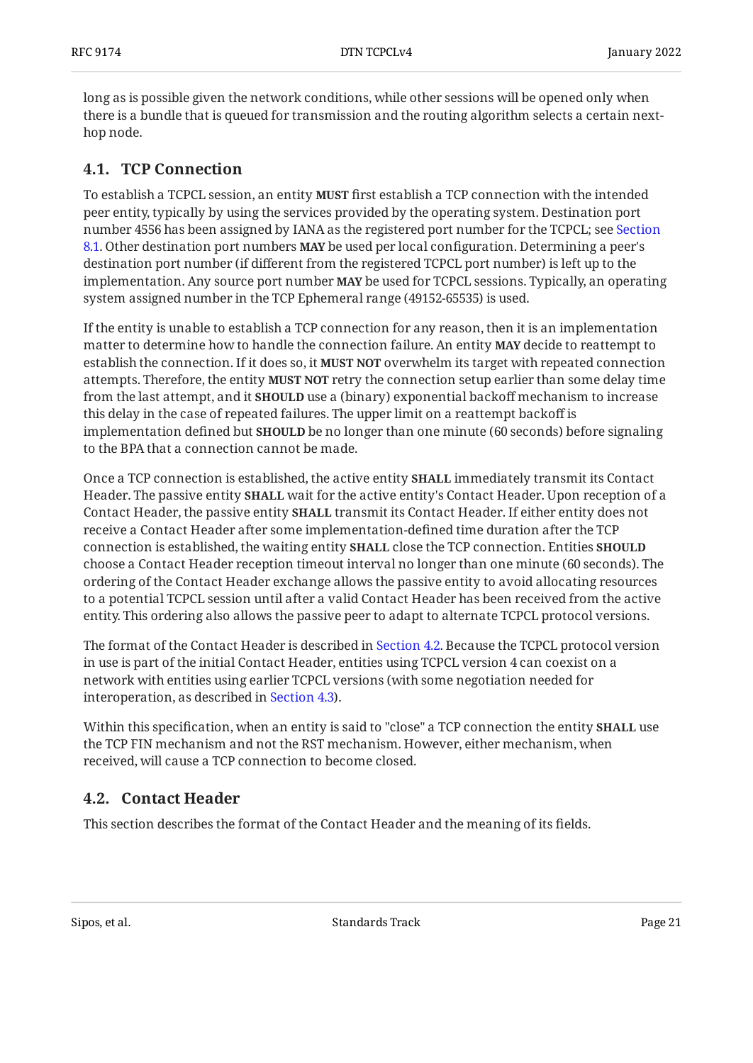long as is possible given the network conditions, while other sessions will be opened only when there is a bundle that is queued for transmission and the routing algorithm selects a certain next-hop node.

### 4.1. TCP Connection

To establish a TCPCL session, an entity **MUST** first establish a TCP connection with the intended peer entity, typically by using the services provided by the operating system. Destination port number 4556 has been assigned by IANA as the registered port number for the TCPCL; see Section 8.1. Other destination port numbers **MAY** be used per local configuration. Determining a peer's destination port number (if different from the registered TCPCL port number) is left up to the implementation. Any source port number **MAY** be used for TCPCL sessions. Typically, an operating system assigned number in the TCP Ephemeral range (49152-65535) is used.

If the entity is unable to establish a TCP connection for any reason, then it is an implementation matter to determine how to handle the connection failure. An entity **MAY** decide to reattempt to establish the connection. If it does so, it **MUST NOT** overwhelm its target with repeated connection attempts. Therefore, the entity **MUST NOT** retry the connection setup earlier than some delay time from the last attempt, and it **SHOULD** use a (binary) exponential backoff mechanism to increase this delay in the case of repeated failures. The upper limit on a reattempt backoff is implementation defined but **SHOULD** be no longer than one minute (60 seconds) before signaling to the BPA that a connection cannot be made.

Once a TCP connection is established, the active entity **SHALL** immediately transmit its Contact Header. The passive entity **SHALL** wait for the active entity's Contact Header. Upon reception of a Contact Header, the passive entity **SHALL** transmit its Contact Header. If either entity does not receive a Contact Header after some implementation-defined time duration after the TCP connection is established, the waiting entity **SHALL** close the TCP connection. Entities **SHOULD** choose a Contact Header reception timeout interval no longer than one minute (60 seconds). The ordering of the Contact Header exchange allows the passive entity to avoid allocating resources to a potential TCPCL session until after a valid Contact Header has been received from the active entity. This ordering also allows the passive peer to adapt to alternate TCPCL protocol versions.

The format of the Contact Header is described in Section 4.2. Because the TCPCL protocol version in use is part of the initial Contact Header, entities using TCPCL version 4 can coexist on a network with entities using earlier TCPCL versions (with some negotiation needed for interoperation, as described in Section 4.3).

Within this specification, when an entity is said to "close" a TCP connection the entity **SHALL** use the TCP FIN mechanism and not the RST mechanism. However, either mechanism, when received, will cause a TCP connection to become closed.

### 4.2. Contact Header

This section describes the format of the Contact Header and the meaning of its fields.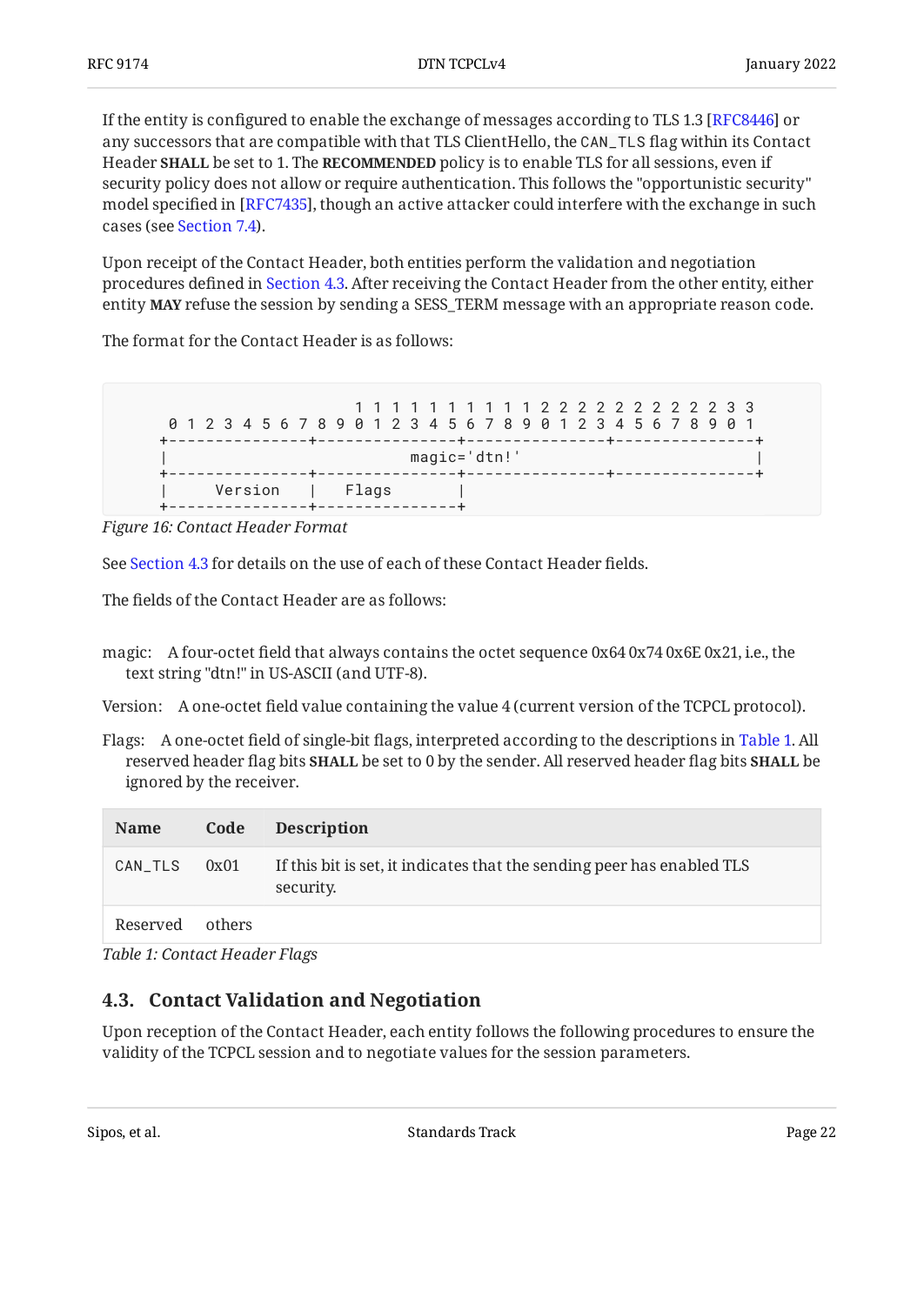If the entity is configured to enable the exchange of messages according to TLS 1.3 [RFC8446] or any successors that are compatible with that TLS ClientHello, the `CAN_TLS` flag within its Contact Header **SHALL** be set to 1. The **RECOMMENDED** policy is to enable TLS for all sessions, even if security policy does not allow or require authentication. This follows the "opportunistic security" model specified in [RFC7435], though an active attacker could interfere with the exchange in such cases (see Section 7.4).

Upon receipt of the Contact Header, both entities perform the validation and negotiation procedures defined in Section 4.3. After receiving the Contact Header from the other entity, either entity **MAY** refuse the session by sending a SESS_TERM message with an appropriate reason code.

The format for the Contact Header is as follows:

```
                     1 1 1 1 1 1 1 1 1 1 2 2 2 2 2 2 2 2 2 2 3 3
 0 1 2 3 4 5 6 7 8 9 0 1 2 3 4 5 6 7 8 9 0 1 2 3 4 5 6 7 8 9 0 1
+---------------+---------------+---------------+---------------+
|                          magic='dtn!'                         |
+---------------+---------------+---------------+---------------+
|     Version   |   Flags       |
+---------------+---------------+
```

*Figure 16: Contact Header Format*

See Section 4.3 for details on the use of each of these Contact Header fields.

The fields of the Contact Header are as follows:

magic: A four-octet field that always contains the octet sequence 0x64 0x74 0x6E 0x21, i.e., the text string "dtn!" in US-ASCII (and UTF-8).

Version: A one-octet field value containing the value 4 (current version of the TCPCL protocol).

Flags: A one-octet field of single-bit flags, interpreted according to the descriptions in Table 1. All reserved header flag bits **SHALL** be set to 0 by the sender. All reserved header flag bits **SHALL** be ignored by the receiver.

| Name | Code | Description |
|---|---|---|
| `CAN_TLS` | 0x01 | If this bit is set, it indicates that the sending peer has enabled TLS security. |
| Reserved | others | |

*Table 1: Contact Header Flags*

### 4.3. Contact Validation and Negotiation

Upon reception of the Contact Header, each entity follows the following procedures to ensure the validity of the TCPCL session and to negotiate values for the session parameters.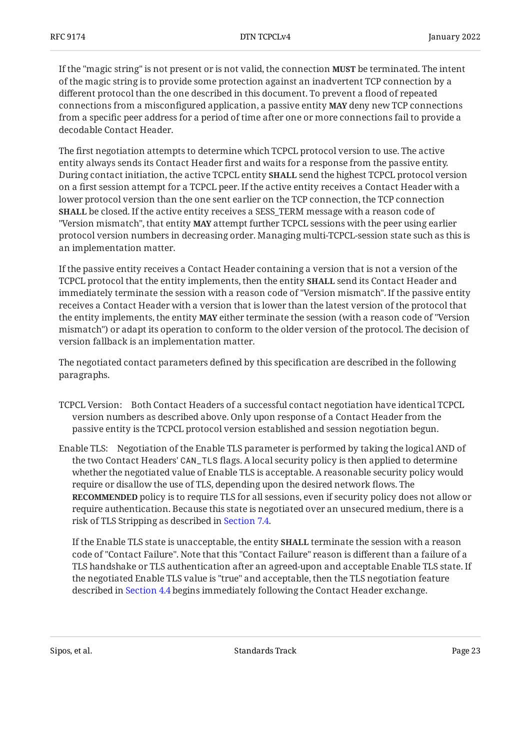If the "magic string" is not present or is not valid, the connection **MUST** be terminated. The intent of the magic string is to provide some protection against an inadvertent TCP connection by a different protocol than the one described in this document. To prevent a flood of repeated connections from a misconfigured application, a passive entity **MAY** deny new TCP connections from a specific peer address for a period of time after one or more connections fail to provide a decodable Contact Header.

The first negotiation attempts to determine which TCPCL protocol version to use. The active entity always sends its Contact Header first and waits for a response from the passive entity. During contact initiation, the active TCPCL entity **SHALL** send the highest TCPCL protocol version on a first session attempt for a TCPCL peer. If the active entity receives a Contact Header with a lower protocol version than the one sent earlier on the TCP connection, the TCP connection **SHALL** be closed. If the active entity receives a SESS_TERM message with a reason code of "Version mismatch", that entity **MAY** attempt further TCPCL sessions with the peer using earlier protocol version numbers in decreasing order. Managing multi-TCPCL-session state such as this is an implementation matter.

If the passive entity receives a Contact Header containing a version that is not a version of the TCPCL protocol that the entity implements, then the entity **SHALL** send its Contact Header and immediately terminate the session with a reason code of "Version mismatch". If the passive entity receives a Contact Header with a version that is lower than the latest version of the protocol that the entity implements, the entity **MAY** either terminate the session (with a reason code of "Version mismatch") or adapt its operation to conform to the older version of the protocol. The decision of version fallback is an implementation matter.

The negotiated contact parameters defined by this specification are described in the following paragraphs.

TCPCL Version: Both Contact Headers of a successful contact negotiation have identical TCPCL version numbers as described above. Only upon response of a Contact Header from the passive entity is the TCPCL protocol version established and session negotiation begun.

Enable TLS: Negotiation of the Enable TLS parameter is performed by taking the logical AND of the two Contact Headers' `CAN_TLS` flags. A local security policy is then applied to determine whether the negotiated value of Enable TLS is acceptable. A reasonable security policy would require or disallow the use of TLS, depending upon the desired network flows. The **RECOMMENDED** policy is to require TLS for all sessions, even if security policy does not allow or require authentication. Because this state is negotiated over an unsecured medium, there is a risk of TLS Stripping as described in Section 7.4.

If the Enable TLS state is unacceptable, the entity **SHALL** terminate the session with a reason code of "Contact Failure". Note that this "Contact Failure" reason is different than a failure of a TLS handshake or TLS authentication after an agreed-upon and acceptable Enable TLS state. If the negotiated Enable TLS value is "true" and acceptable, then the TLS negotiation feature described in Section 4.4 begins immediately following the Contact Header exchange.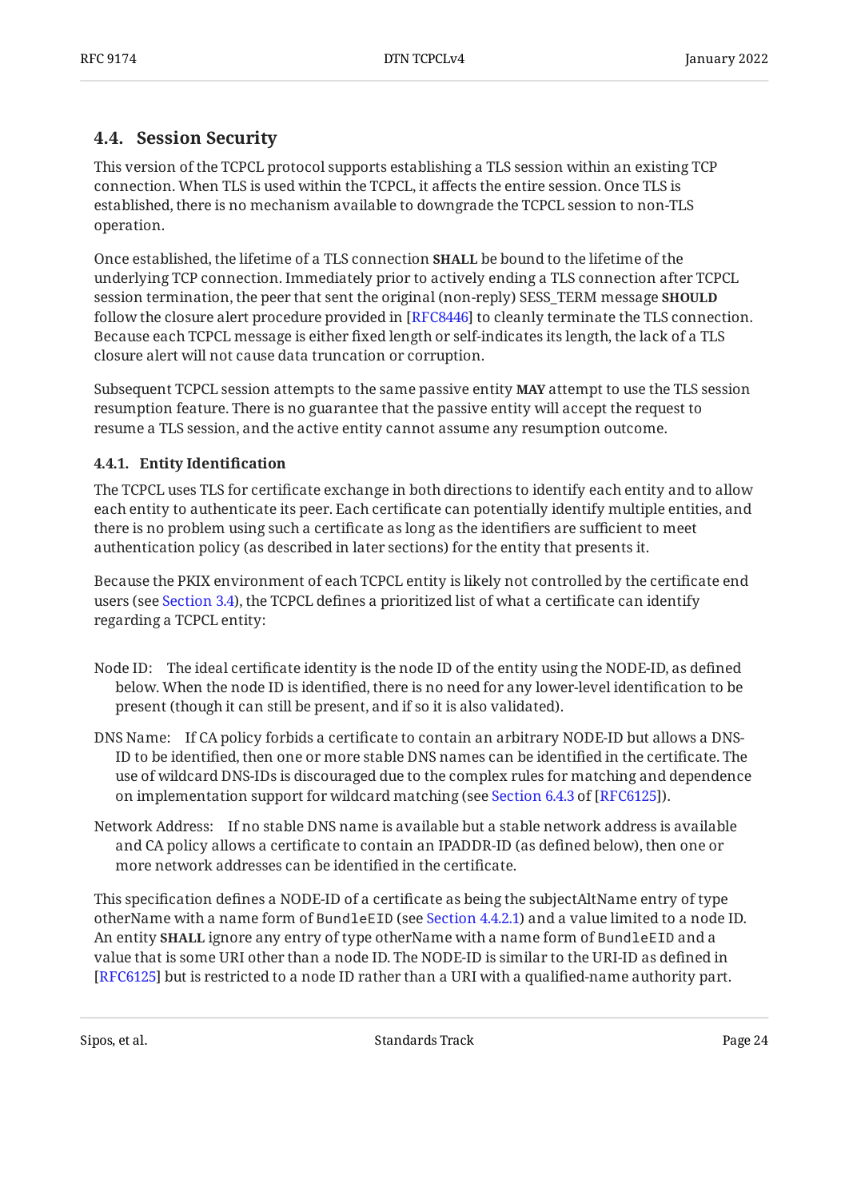## 4.4. Session Security

This version of the TCPCL protocol supports establishing a TLS session within an existing TCP connection. When TLS is used within the TCPCL, it affects the entire session. Once TLS is established, there is no mechanism available to downgrade the TCPCL session to non-TLS operation.

Once established, the lifetime of a TLS connection **SHALL** be bound to the lifetime of the underlying TCP connection. Immediately prior to actively ending a TLS connection after TCPCL session termination, the peer that sent the original (non-reply) SESS_TERM message **SHOULD** follow the closure alert procedure provided in [RFC8446] to cleanly terminate the TLS connection. Because each TCPCL message is either fixed length or self-indicates its length, the lack of a TLS closure alert will not cause data truncation or corruption.

Subsequent TCPCL session attempts to the same passive entity **MAY** attempt to use the TLS session resumption feature. There is no guarantee that the passive entity will accept the request to resume a TLS session, and the active entity cannot assume any resumption outcome.

### 4.4.1. Entity Identification

The TCPCL uses TLS for certificate exchange in both directions to identify each entity and to allow each entity to authenticate its peer. Each certificate can potentially identify multiple entities, and there is no problem using such a certificate as long as the identifiers are sufficient to meet authentication policy (as described in later sections) for the entity that presents it.

Because the PKIX environment of each TCPCL entity is likely not controlled by the certificate end users (see Section 3.4), the TCPCL defines a prioritized list of what a certificate can identify regarding a TCPCL entity:

Node ID: The ideal certificate identity is the node ID of the entity using the NODE-ID, as defined below. When the node ID is identified, there is no need for any lower-level identification to be present (though it can still be present, and if so it is also validated).

DNS Name: If CA policy forbids a certificate to contain an arbitrary NODE-ID but allows a DNS-ID to be identified, then one or more stable DNS names can be identified in the certificate. The use of wildcard DNS-IDs is discouraged due to the complex rules for matching and dependence on implementation support for wildcard matching (see Section 6.4.3 of [RFC6125]).

Network Address: If no stable DNS name is available but a stable network address is available and CA policy allows a certificate to contain an IPADDR-ID (as defined below), then one or more network addresses can be identified in the certificate.

This specification defines a NODE-ID of a certificate as being the subjectAltName entry of type otherName with a name form of `BundleEID` (see Section 4.4.2.1) and a value limited to a node ID. An entity **SHALL** ignore any entry of type otherName with a name form of `BundleEID` and a value that is some URI other than a node ID. The NODE-ID is similar to the URI-ID as defined in [RFC6125] but is restricted to a node ID rather than a URI with a qualified-name authority part.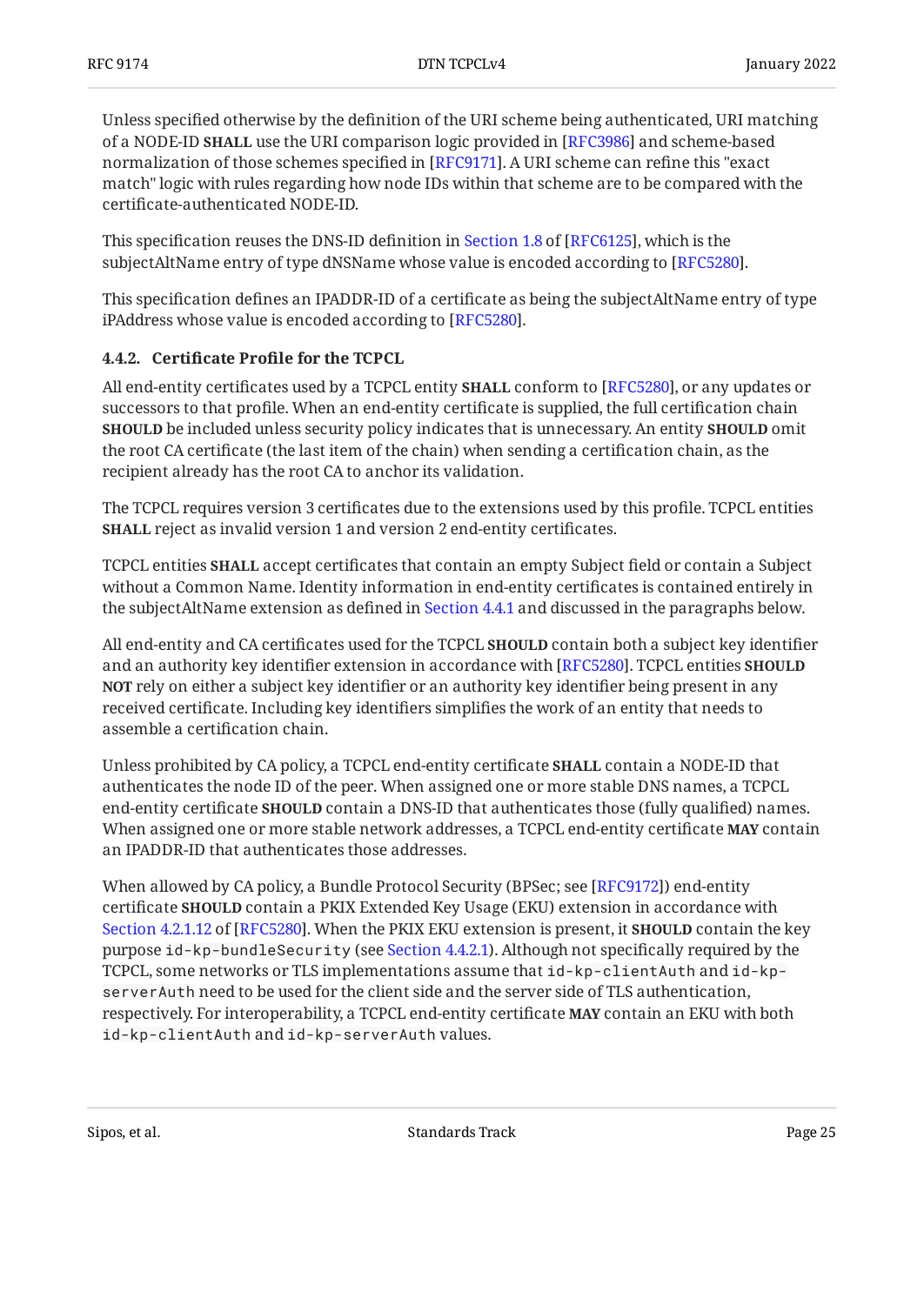Unless specified otherwise by the definition of the URI scheme being authenticated, URI matching of a NODE-ID **SHALL** use the URI comparison logic provided in [RFC3986] and scheme-based normalization of those schemes specified in [RFC9171]. A URI scheme can refine this "exact match" logic with rules regarding how node IDs within that scheme are to be compared with the certificate-authenticated NODE-ID.

This specification reuses the DNS-ID definition in Section 1.8 of [RFC6125], which is the subjectAltName entry of type dNSName whose value is encoded according to [RFC5280].

This specification defines an IPADDR-ID of a certificate as being the subjectAltName entry of type iPAddress whose value is encoded according to [RFC5280].

### 4.4.2. Certificate Profile for the TCPCL

All end-entity certificates used by a TCPCL entity **SHALL** conform to [RFC5280], or any updates or successors to that profile. When an end-entity certificate is supplied, the full certification chain **SHOULD** be included unless security policy indicates that is unnecessary. An entity **SHOULD** omit the root CA certificate (the last item of the chain) when sending a certification chain, as the recipient already has the root CA to anchor its validation.

The TCPCL requires version 3 certificates due to the extensions used by this profile. TCPCL entities **SHALL** reject as invalid version 1 and version 2 end-entity certificates.

TCPCL entities **SHALL** accept certificates that contain an empty Subject field or contain a Subject without a Common Name. Identity information in end-entity certificates is contained entirely in the subjectAltName extension as defined in Section 4.4.1 and discussed in the paragraphs below.

All end-entity and CA certificates used for the TCPCL **SHOULD** contain both a subject key identifier and an authority key identifier extension in accordance with [RFC5280]. TCPCL entities **SHOULD NOT** rely on either a subject key identifier or an authority key identifier being present in any received certificate. Including key identifiers simplifies the work of an entity that needs to assemble a certification chain.

Unless prohibited by CA policy, a TCPCL end-entity certificate **SHALL** contain a NODE-ID that authenticates the node ID of the peer. When assigned one or more stable DNS names, a TCPCL end-entity certificate **SHOULD** contain a DNS-ID that authenticates those (fully qualified) names. When assigned one or more stable network addresses, a TCPCL end-entity certificate **MAY** contain an IPADDR-ID that authenticates those addresses.

When allowed by CA policy, a Bundle Protocol Security (BPSec; see [RFC9172]) end-entity certificate **SHOULD** contain a PKIX Extended Key Usage (EKU) extension in accordance with Section 4.2.1.12 of [RFC5280]. When the PKIX EKU extension is present, it **SHOULD** contain the key purpose `id-kp-bundleSecurity` (see Section 4.4.2.1). Although not specifically required by the TCPCL, some networks or TLS implementations assume that `id-kp-clientAuth` and `id-kp-serverAuth` need to be used for the client side and the server side of TLS authentication, respectively. For interoperability, a TCPCL end-entity certificate **MAY** contain an EKU with both `id-kp-clientAuth` and `id-kp-serverAuth` values.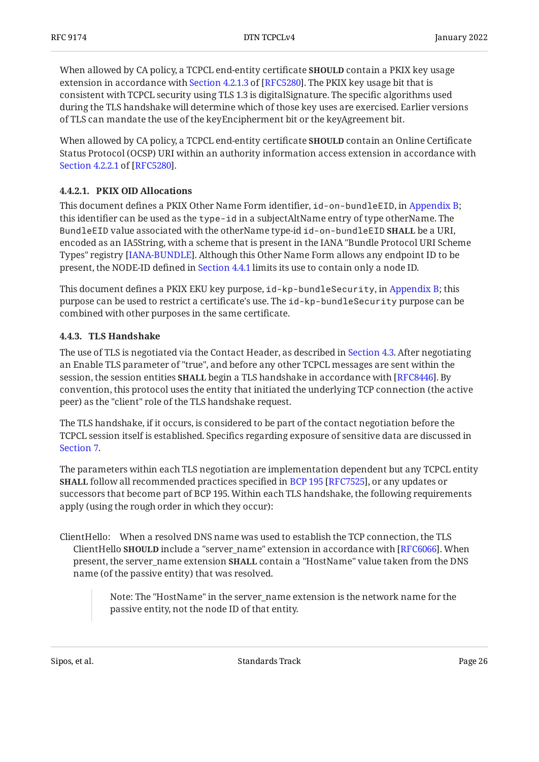When allowed by CA policy, a TCPCL end-entity certificate **SHOULD** contain a PKIX key usage extension in accordance with Section 4.2.1.3 of [RFC5280]. The PKIX key usage bit that is consistent with TCPCL security using TLS 1.3 is digitalSignature. The specific algorithms used during the TLS handshake will determine which of those key uses are exercised. Earlier versions of TLS can mandate the use of the keyEncipherment bit or the keyAgreement bit.

When allowed by CA policy, a TCPCL end-entity certificate **SHOULD** contain an Online Certificate Status Protocol (OCSP) URI within an authority information access extension in accordance with Section 4.2.2.1 of [RFC5280].

#### 4.4.2.1. PKIX OID Allocations

This document defines a PKIX Other Name Form identifier, `id-on-bundleEID`, in Appendix B; this identifier can be used as the `type-id` in a subjectAltName entry of type otherName. The `BundleEID` value associated with the otherName type-id `id-on-bundleEID` **SHALL** be a URI, encoded as an IA5String, with a scheme that is present in the IANA "Bundle Protocol URI Scheme Types" registry [IANA-BUNDLE]. Although this Other Name Form allows any endpoint ID to be present, the NODE-ID defined in Section 4.4.1 limits its use to contain only a node ID.

This document defines a PKIX EKU key purpose, `id-kp-bundleSecurity`, in Appendix B; this purpose can be used to restrict a certificate's use. The `id-kp-bundleSecurity` purpose can be combined with other purposes in the same certificate.

### 4.4.3. TLS Handshake

The use of TLS is negotiated via the Contact Header, as described in Section 4.3. After negotiating an Enable TLS parameter of "true", and before any other TCPCL messages are sent within the session, the session entities **SHALL** begin a TLS handshake in accordance with [RFC8446]. By convention, this protocol uses the entity that initiated the underlying TCP connection (the active peer) as the "client" role of the TLS handshake request.

The TLS handshake, if it occurs, is considered to be part of the contact negotiation before the TCPCL session itself is established. Specifics regarding exposure of sensitive data are discussed in Section 7.

The parameters within each TLS negotiation are implementation dependent but any TCPCL entity **SHALL** follow all recommended practices specified in BCP 195 [RFC7525], or any updates or successors that become part of BCP 195. Within each TLS handshake, the following requirements apply (using the rough order in which they occur):

ClientHello: When a resolved DNS name was used to establish the TCP connection, the TLS ClientHello **SHOULD** include a "server_name" extension in accordance with [RFC6066]. When present, the server_name extension **SHALL** contain a "HostName" value taken from the DNS name (of the passive entity) that was resolved.

> Note: The "HostName" in the server_name extension is the network name for the passive entity, not the node ID of that entity.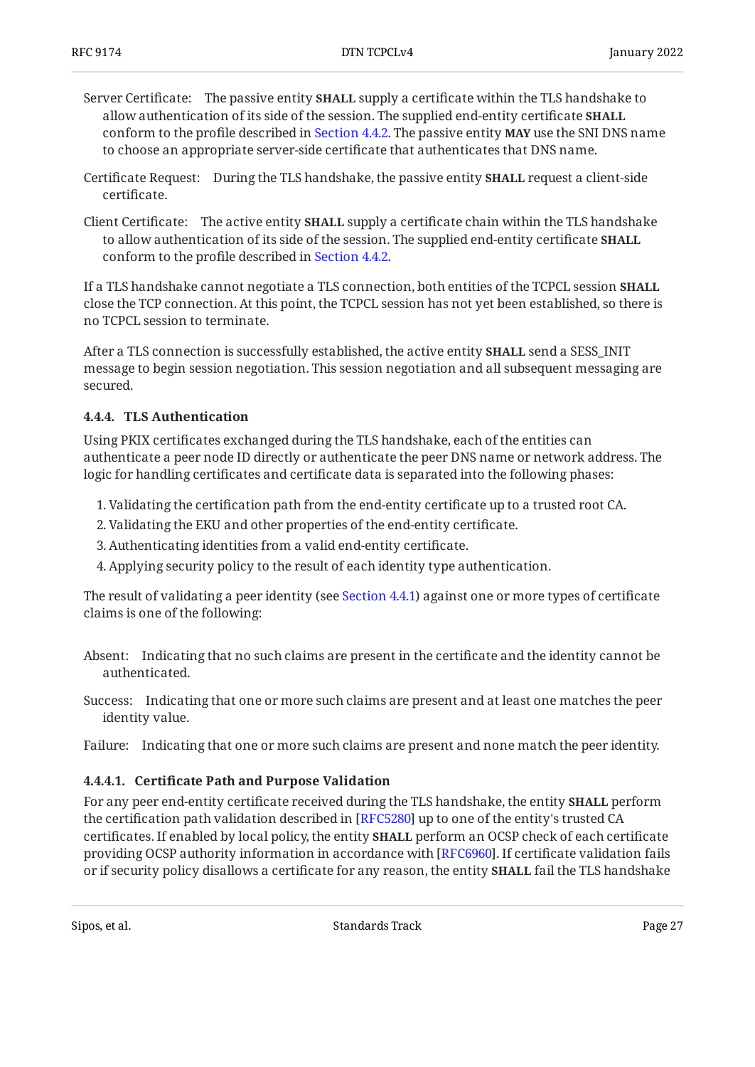Server Certificate:
: The passive entity **SHALL** supply a certificate within the TLS handshake to allow authentication of its side of the session. The supplied end-entity certificate **SHALL** conform to the profile described in Section 4.4.2. The passive entity **MAY** use the SNI DNS name to choose an appropriate server-side certificate that authenticates that DNS name.

Certificate Request:
: During the TLS handshake, the passive entity **SHALL** request a client-side certificate.

Client Certificate:
: The active entity **SHALL** supply a certificate chain within the TLS handshake to allow authentication of its side of the session. The supplied end-entity certificate **SHALL** conform to the profile described in Section 4.4.2.

If a TLS handshake cannot negotiate a TLS connection, both entities of the TCPCL session **SHALL** close the TCP connection. At this point, the TCPCL session has not yet been established, so there is no TCPCL session to terminate.

After a TLS connection is successfully established, the active entity **SHALL** send a SESS_INIT message to begin session negotiation. This session negotiation and all subsequent messaging are secured.

#### 4.4.4. TLS Authentication

Using PKIX certificates exchanged during the TLS handshake, each of the entities can authenticate a peer node ID directly or authenticate the peer DNS name or network address. The logic for handling certificates and certificate data is separated into the following phases:

1. Validating the certification path from the end-entity certificate up to a trusted root CA.
2. Validating the EKU and other properties of the end-entity certificate.
3. Authenticating identities from a valid end-entity certificate.
4. Applying security policy to the result of each identity type authentication.

The result of validating a peer identity (see Section 4.4.1) against one or more types of certificate claims is one of the following:

Absent:
: Indicating that no such claims are present in the certificate and the identity cannot be authenticated.

Success:
: Indicating that one or more such claims are present and at least one matches the peer identity value.

Failure:
: Indicating that one or more such claims are present and none match the peer identity.

##### 4.4.4.1. Certificate Path and Purpose Validation

For any peer end-entity certificate received during the TLS handshake, the entity **SHALL** perform the certification path validation described in [RFC5280] up to one of the entity's trusted CA certificates. If enabled by local policy, the entity **SHALL** perform an OCSP check of each certificate providing OCSP authority information in accordance with [RFC6960]. If certificate validation fails or if security policy disallows a certificate for any reason, the entity **SHALL** fail the TLS handshake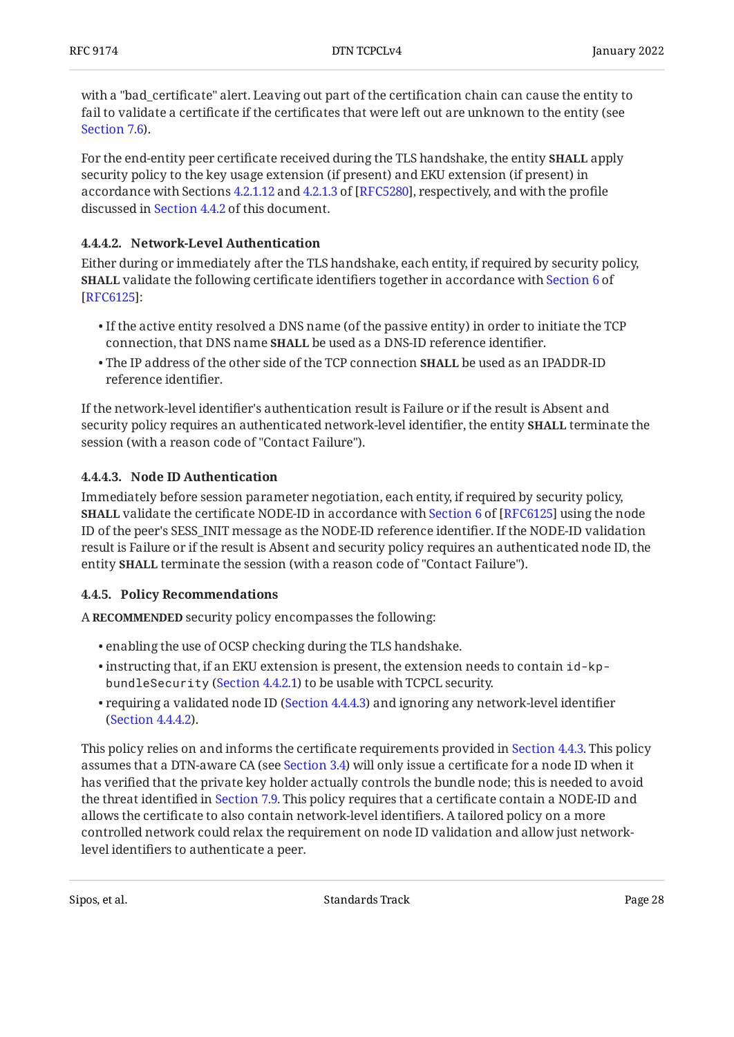with a "bad_certificate" alert. Leaving out part of the certification chain can cause the entity to fail to validate a certificate if the certificates that were left out are unknown to the entity (see Section 7.6).

For the end-entity peer certificate received during the TLS handshake, the entity **SHALL** apply security policy to the key usage extension (if present) and EKU extension (if present) in accordance with Sections 4.2.1.12 and 4.2.1.3 of [RFC5280], respectively, and with the profile discussed in Section 4.4.2 of this document.

#### 4.4.4.2. Network-Level Authentication

Either during or immediately after the TLS handshake, each entity, if required by security policy, **SHALL** validate the following certificate identifiers together in accordance with Section 6 of [RFC6125]:

- If the active entity resolved a DNS name (of the passive entity) in order to initiate the TCP connection, that DNS name **SHALL** be used as a DNS-ID reference identifier.
- The IP address of the other side of the TCP connection **SHALL** be used as an IPADDR-ID reference identifier.

If the network-level identifier's authentication result is Failure or if the result is Absent and security policy requires an authenticated network-level identifier, the entity **SHALL** terminate the session (with a reason code of "Contact Failure").

#### 4.4.4.3. Node ID Authentication

Immediately before session parameter negotiation, each entity, if required by security policy, **SHALL** validate the certificate NODE-ID in accordance with Section 6 of [RFC6125] using the node ID of the peer's SESS_INIT message as the NODE-ID reference identifier. If the NODE-ID validation result is Failure or if the result is Absent and security policy requires an authenticated node ID, the entity **SHALL** terminate the session (with a reason code of "Contact Failure").

### 4.4.5. Policy Recommendations

A **RECOMMENDED** security policy encompasses the following:

- enabling the use of OCSP checking during the TLS handshake.
- instructing that, if an EKU extension is present, the extension needs to contain `id-kp-bundleSecurity` (Section 4.4.2.1) to be usable with TCPCL security.
- requiring a validated node ID (Section 4.4.4.3) and ignoring any network-level identifier (Section 4.4.4.2).

This policy relies on and informs the certificate requirements provided in Section 4.4.3. This policy assumes that a DTN-aware CA (see Section 3.4) will only issue a certificate for a node ID when it has verified that the private key holder actually controls the bundle node; this is needed to avoid the threat identified in Section 7.9. This policy requires that a certificate contain a NODE-ID and allows the certificate to also contain network-level identifiers. A tailored policy on a more controlled network could relax the requirement on node ID validation and allow just network-level identifiers to authenticate a peer.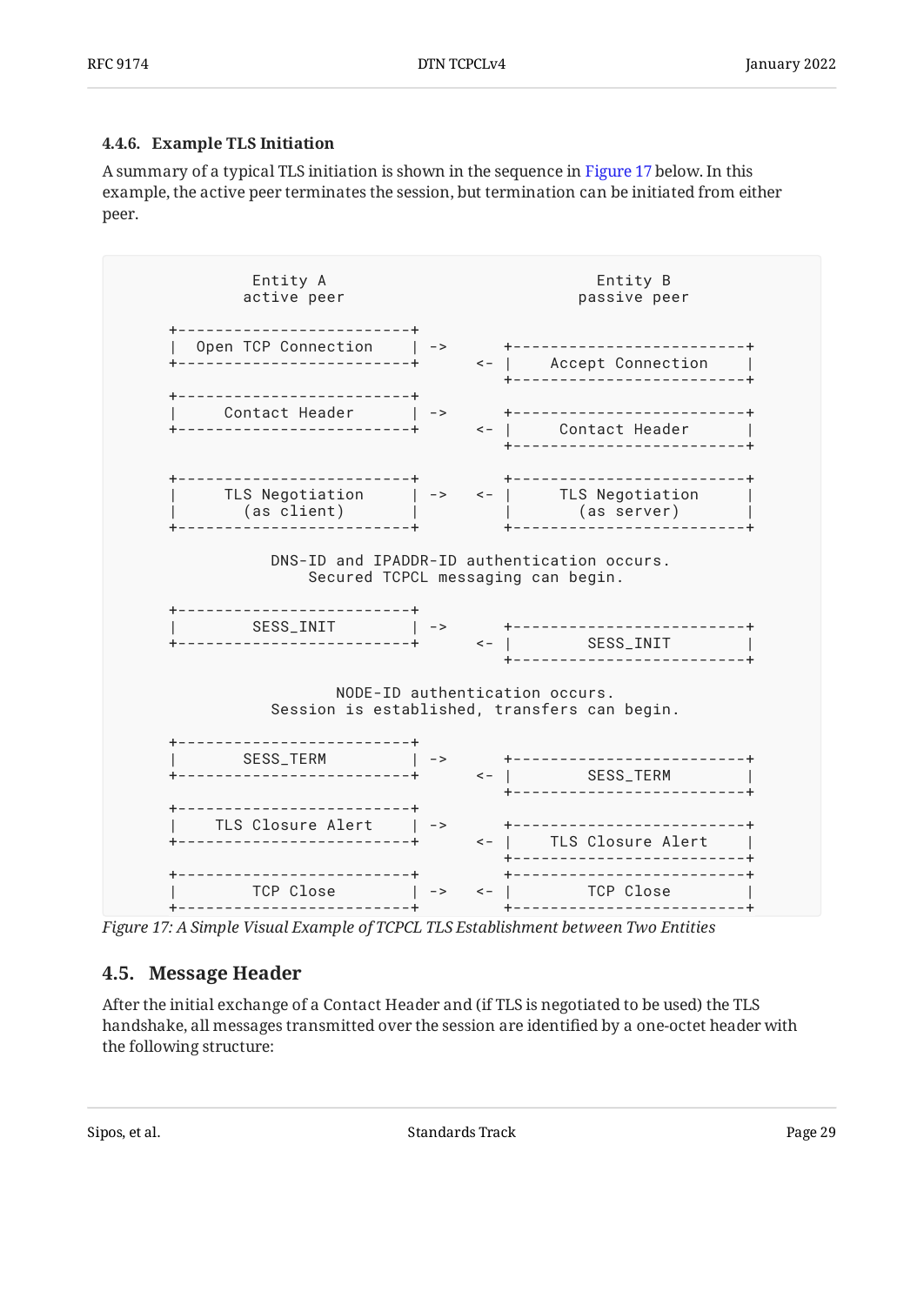#### 4.4.6. Example TLS Initiation

A summary of a typical TLS initiation is shown in the sequence in Figure 17 below. In this example, the active peer terminates the session, but termination can be initiated from either peer.

```
              Entity A                             Entity B
            active peer                          passive peer

    +-------------------------+
    |  Open TCP Connection    | ->     +-------------------------+
    +-------------------------+     <- |    Accept Connection    |
                                       +-------------------------+

    +-------------------------+
    |     Contact Header      | ->     +-------------------------+
    +-------------------------+     <- |     Contact Header      |
                                       +-------------------------+

    +-------------------------+        +-------------------------+
    |     TLS Negotiation     | ->  <- |     TLS Negotiation     |
    |       (as client)       |        |       (as server)       |
    +-------------------------+        +-------------------------+

              DNS-ID and IPADDR-ID authentication occurs.
                  Secured TCPCL messaging can begin.

    +-------------------------+
    |        SESS_INIT        | ->     +-------------------------+
    +-------------------------+     <- |        SESS_INIT        |
                                       +-------------------------+

                     NODE-ID authentication occurs.
              Session is established, transfers can begin.

    +-------------------------+
    |        SESS_TERM        | ->     +-------------------------+
    +-------------------------+     <- |        SESS_TERM        |
                                       +-------------------------+

    +-------------------------+
    |    TLS Closure Alert    | ->     +-------------------------+
    +-------------------------+     <- |    TLS Closure Alert    |
                                       +-------------------------+
    +-------------------------+        +-------------------------+
    |        TCP Close        | ->  <- |        TCP Close        |
    +-------------------------+        +-------------------------+
```

*Figure 17: A Simple Visual Example of TCPCL TLS Establishment between Two Entities*

### 4.5. Message Header

After the initial exchange of a Contact Header and (if TLS is negotiated to be used) the TLS handshake, all messages transmitted over the session are identified by a one-octet header with the following structure: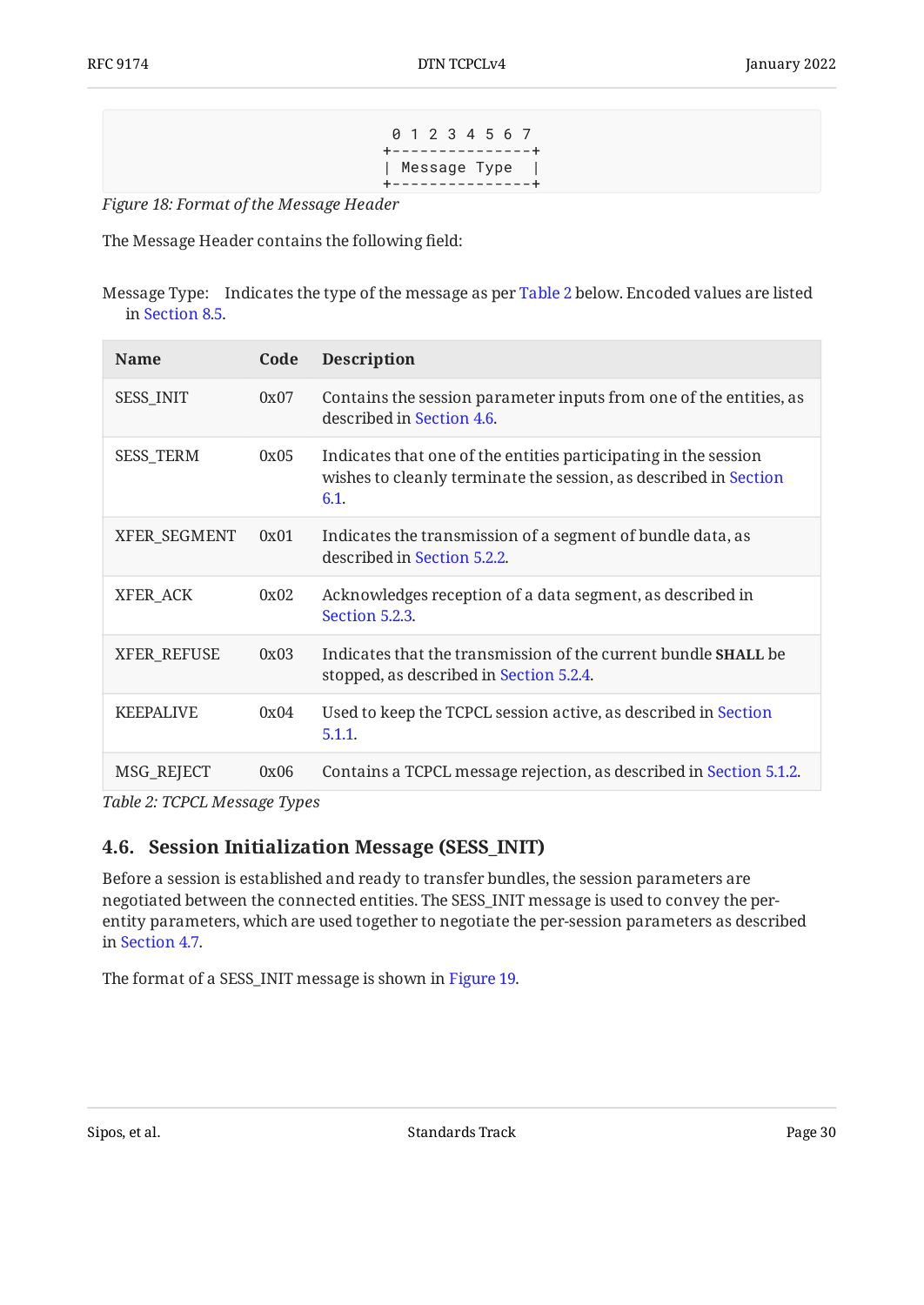```
 0 1 2 3 4 5 6 7
+---------------+
| Message Type  |
+---------------+
```

*Figure 18: Format of the Message Header*

The Message Header contains the following field:

Message Type: Indicates the type of the message as per Table 2 below. Encoded values are listed in Section 8.5.

| Name | Code | Description |
|---|---|---|
| SESS_INIT | 0x07 | Contains the session parameter inputs from one of the entities, as described in Section 4.6. |
| SESS_TERM | 0x05 | Indicates that one of the entities participating in the session wishes to cleanly terminate the session, as described in Section 6.1. |
| XFER_SEGMENT | 0x01 | Indicates the transmission of a segment of bundle data, as described in Section 5.2.2. |
| XFER_ACK | 0x02 | Acknowledges reception of a data segment, as described in Section 5.2.3. |
| XFER_REFUSE | 0x03 | Indicates that the transmission of the current bundle **SHALL** be stopped, as described in Section 5.2.4. |
| KEEPALIVE | 0x04 | Used to keep the TCPCL session active, as described in Section 5.1.1. |
| MSG_REJECT | 0x06 | Contains a TCPCL message rejection, as described in Section 5.1.2. |

*Table 2: TCPCL Message Types*

### 4.6. Session Initialization Message (SESS_INIT)

Before a session is established and ready to transfer bundles, the session parameters are negotiated between the connected entities. The SESS_INIT message is used to convey the per-entity parameters, which are used together to negotiate the per-session parameters as described in Section 4.7.

The format of a SESS_INIT message is shown in Figure 19.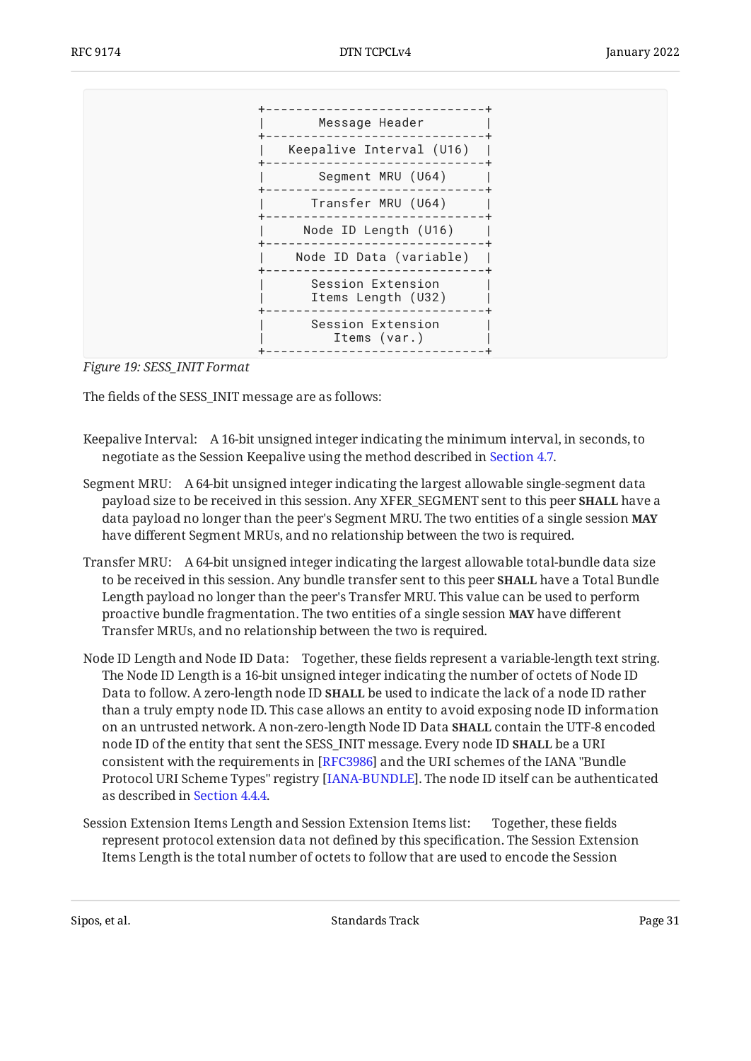```
+-----------------------------+
|       Message Header        |
+-----------------------------+
|   Keepalive Interval (U16)  |
+-----------------------------+
|       Segment MRU (U64)     |
+-----------------------------+
|      Transfer MRU (U64)     |
+-----------------------------+
|     Node ID Length (U16)    |
+-----------------------------+
|    Node ID Data (variable)  |
+-----------------------------+
|      Session Extension      |
|      Items Length (U32)     |
+-----------------------------+
|      Session Extension      |
|         Items (var.)        |
+-----------------------------+
```

*Figure 19: SESS_INIT Format*

The fields of the SESS_INIT message are as follows:

Keepalive Interval: A 16-bit unsigned integer indicating the minimum interval, in seconds, to negotiate as the Session Keepalive using the method described in Section 4.7.

Segment MRU: A 64-bit unsigned integer indicating the largest allowable single-segment data payload size to be received in this session. Any XFER_SEGMENT sent to this peer **SHALL** have a data payload no longer than the peer's Segment MRU. The two entities of a single session **MAY** have different Segment MRUs, and no relationship between the two is required.

Transfer MRU: A 64-bit unsigned integer indicating the largest allowable total-bundle data size to be received in this session. Any bundle transfer sent to this peer **SHALL** have a Total Bundle Length payload no longer than the peer's Transfer MRU. This value can be used to perform proactive bundle fragmentation. The two entities of a single session **MAY** have different Transfer MRUs, and no relationship between the two is required.

Node ID Length and Node ID Data: Together, these fields represent a variable-length text string. The Node ID Length is a 16-bit unsigned integer indicating the number of octets of Node ID Data to follow. A zero-length node ID **SHALL** be used to indicate the lack of a node ID rather than a truly empty node ID. This case allows an entity to avoid exposing node ID information on an untrusted network. A non-zero-length Node ID Data **SHALL** contain the UTF-8 encoded node ID of the entity that sent the SESS_INIT message. Every node ID **SHALL** be a URI consistent with the requirements in [RFC3986] and the URI schemes of the IANA "Bundle Protocol URI Scheme Types" registry [IANA-BUNDLE]. The node ID itself can be authenticated as described in Section 4.4.4.

Session Extension Items Length and Session Extension Items list: Together, these fields represent protocol extension data not defined by this specification. The Session Extension Items Length is the total number of octets to follow that are used to encode the Session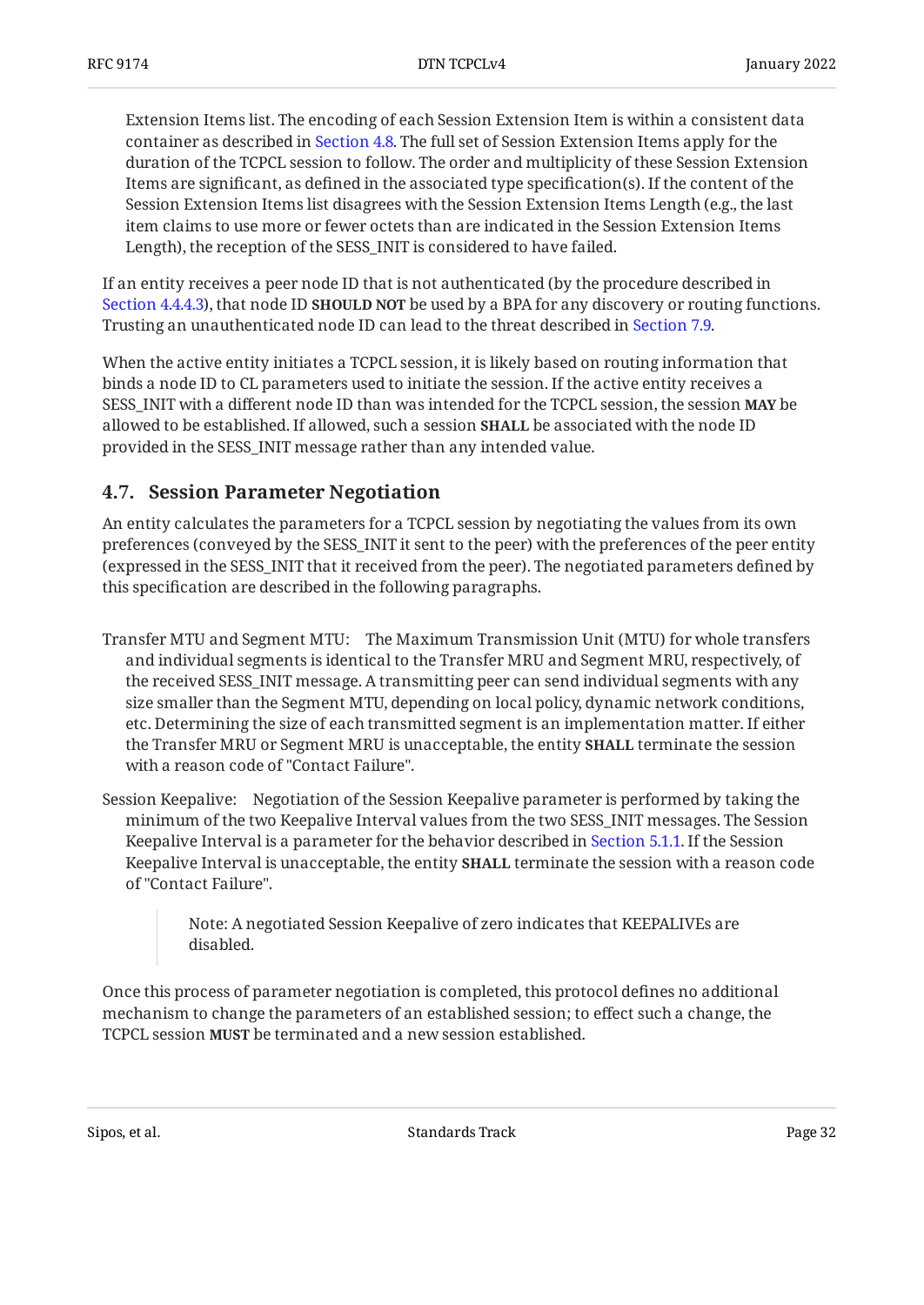Extension Items list. The encoding of each Session Extension Item is within a consistent data container as described in Section 4.8. The full set of Session Extension Items apply for the duration of the TCPCL session to follow. The order and multiplicity of these Session Extension Items are significant, as defined in the associated type specification(s). If the content of the Session Extension Items list disagrees with the Session Extension Items Length (e.g., the last item claims to use more or fewer octets than are indicated in the Session Extension Items Length), the reception of the SESS_INIT is considered to have failed.

If an entity receives a peer node ID that is not authenticated (by the procedure described in Section 4.4.4.3), that node ID **SHOULD NOT** be used by a BPA for any discovery or routing functions. Trusting an unauthenticated node ID can lead to the threat described in Section 7.9.

When the active entity initiates a TCPCL session, it is likely based on routing information that binds a node ID to CL parameters used to initiate the session. If the active entity receives a SESS_INIT with a different node ID than was intended for the TCPCL session, the session **MAY** be allowed to be established. If allowed, such a session **SHALL** be associated with the node ID provided in the SESS_INIT message rather than any intended value.

### 4.7. Session Parameter Negotiation

An entity calculates the parameters for a TCPCL session by negotiating the values from its own preferences (conveyed by the SESS_INIT it sent to the peer) with the preferences of the peer entity (expressed in the SESS_INIT that it received from the peer). The negotiated parameters defined by this specification are described in the following paragraphs.

Transfer MTU and Segment MTU: The Maximum Transmission Unit (MTU) for whole transfers and individual segments is identical to the Transfer MRU and Segment MRU, respectively, of the received SESS_INIT message. A transmitting peer can send individual segments with any size smaller than the Segment MTU, depending on local policy, dynamic network conditions, etc. Determining the size of each transmitted segment is an implementation matter. If either the Transfer MRU or Segment MRU is unacceptable, the entity **SHALL** terminate the session with a reason code of "Contact Failure".

Session Keepalive: Negotiation of the Session Keepalive parameter is performed by taking the minimum of the two Keepalive Interval values from the two SESS_INIT messages. The Session Keepalive Interval is a parameter for the behavior described in Section 5.1.1. If the Session Keepalive Interval is unacceptable, the entity **SHALL** terminate the session with a reason code of "Contact Failure".

> Note: A negotiated Session Keepalive of zero indicates that KEEPALIVEs are disabled.

Once this process of parameter negotiation is completed, this protocol defines no additional mechanism to change the parameters of an established session; to effect such a change, the TCPCL session **MUST** be terminated and a new session established.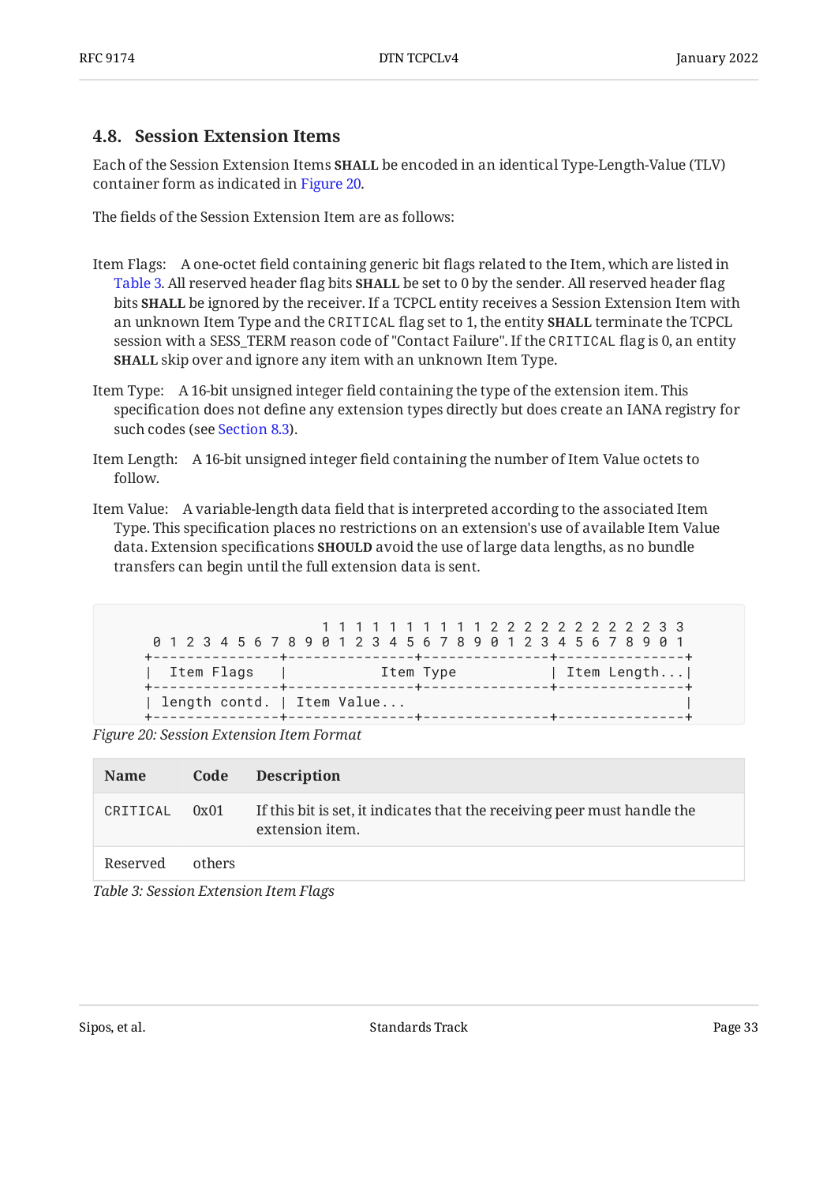### 4.8. Session Extension Items

Each of the Session Extension Items **SHALL** be encoded in an identical Type-Length-Value (TLV) container form as indicated in Figure 20.

The fields of the Session Extension Item are as follows:

Item Flags: A one-octet field containing generic bit flags related to the Item, which are listed in Table 3. All reserved header flag bits **SHALL** be set to 0 by the sender. All reserved header flag bits **SHALL** be ignored by the receiver. If a TCPCL entity receives a Session Extension Item with an unknown Item Type and the `CRITICAL` flag set to 1, the entity **SHALL** terminate the TCPCL session with a SESS_TERM reason code of "Contact Failure". If the `CRITICAL` flag is 0, an entity **SHALL** skip over and ignore any item with an unknown Item Type.

Item Type: A 16-bit unsigned integer field containing the type of the extension item. This specification does not define any extension types directly but does create an IANA registry for such codes (see Section 8.3).

Item Length: A 16-bit unsigned integer field containing the number of Item Value octets to follow.

Item Value: A variable-length data field that is interpreted according to the associated Item Type. This specification places no restrictions on an extension's use of available Item Value data. Extension specifications **SHOULD** avoid the use of large data lengths, as no bundle transfers can begin until the full extension data is sent.

```
                     1 1 1 1 1 1 1 1 1 1 2 2 2 2 2 2 2 2 2 2 3 3
 0 1 2 3 4 5 6 7 8 9 0 1 2 3 4 5 6 7 8 9 0 1 2 3 4 5 6 7 8 9 0 1
+---------------+---------------+---------------+---------------+
|  Item Flags   |              Item Type        | Item Length...|
+---------------+---------------+---------------+---------------+
| length contd. | Item Value...                                 |
+---------------+---------------+---------------+---------------+
```

*Figure 20: Session Extension Item Format*

| Name | Code | Description |
|---|---|---|
| `CRITICAL` | 0x01 | If this bit is set, it indicates that the receiving peer must handle the extension item. |
| Reserved | others | |

*Table 3: Session Extension Item Flags*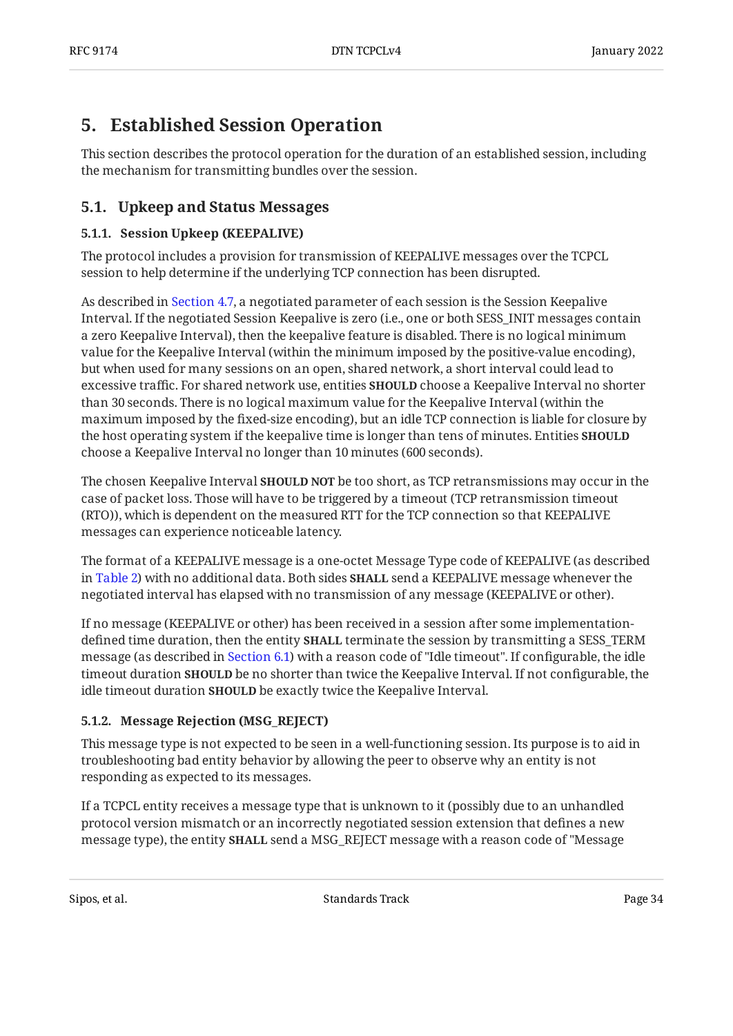# 5. Established Session Operation

This section describes the protocol operation for the duration of an established session, including the mechanism for transmitting bundles over the session.

## 5.1. Upkeep and Status Messages

### 5.1.1. Session Upkeep (KEEPALIVE)

The protocol includes a provision for transmission of KEEPALIVE messages over the TCPCL session to help determine if the underlying TCP connection has been disrupted.

As described in Section 4.7, a negotiated parameter of each session is the Session Keepalive Interval. If the negotiated Session Keepalive is zero (i.e., one or both SESS_INIT messages contain a zero Keepalive Interval), then the keepalive feature is disabled. There is no logical minimum value for the Keepalive Interval (within the minimum imposed by the positive-value encoding), but when used for many sessions on an open, shared network, a short interval could lead to excessive traffic. For shared network use, entities **SHOULD** choose a Keepalive Interval no shorter than 30 seconds. There is no logical maximum value for the Keepalive Interval (within the maximum imposed by the fixed-size encoding), but an idle TCP connection is liable for closure by the host operating system if the keepalive time is longer than tens of minutes. Entities **SHOULD** choose a Keepalive Interval no longer than 10 minutes (600 seconds).

The chosen Keepalive Interval **SHOULD NOT** be too short, as TCP retransmissions may occur in the case of packet loss. Those will have to be triggered by a timeout (TCP retransmission timeout (RTO)), which is dependent on the measured RTT for the TCP connection so that KEEPALIVE messages can experience noticeable latency.

The format of a KEEPALIVE message is a one-octet Message Type code of KEEPALIVE (as described in Table 2) with no additional data. Both sides **SHALL** send a KEEPALIVE message whenever the negotiated interval has elapsed with no transmission of any message (KEEPALIVE or other).

If no message (KEEPALIVE or other) has been received in a session after some implementation-defined time duration, then the entity **SHALL** terminate the session by transmitting a SESS_TERM message (as described in Section 6.1) with a reason code of "Idle timeout". If configurable, the idle timeout duration **SHOULD** be no shorter than twice the Keepalive Interval. If not configurable, the idle timeout duration **SHOULD** be exactly twice the Keepalive Interval.

### 5.1.2. Message Rejection (MSG_REJECT)

This message type is not expected to be seen in a well-functioning session. Its purpose is to aid in troubleshooting bad entity behavior by allowing the peer to observe why an entity is not responding as expected to its messages.

If a TCPCL entity receives a message type that is unknown to it (possibly due to an unhandled protocol version mismatch or an incorrectly negotiated session extension that defines a new message type), the entity **SHALL** send a MSG_REJECT message with a reason code of "Message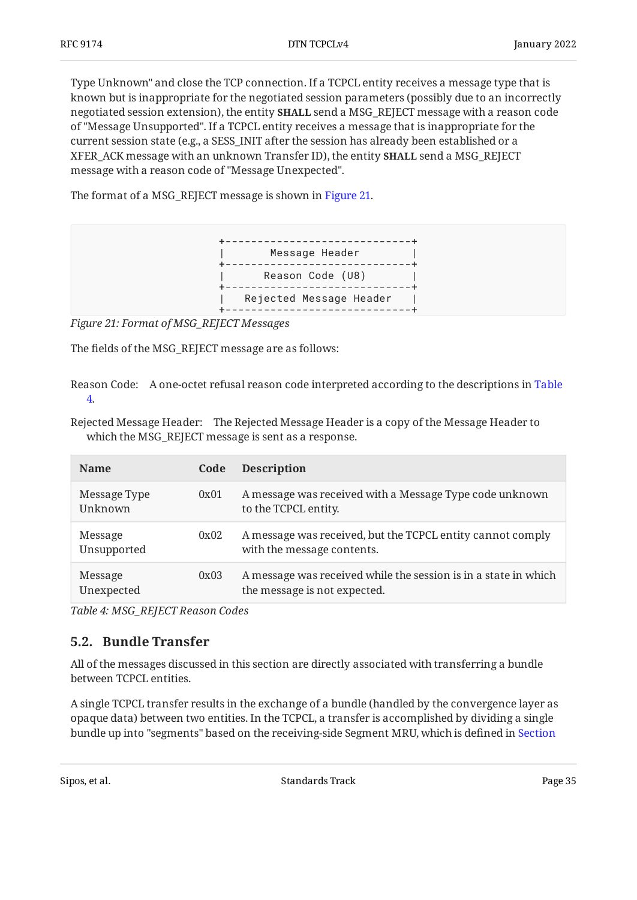Type Unknown" and close the TCP connection. If a TCPCL entity receives a message type that is known but is inappropriate for the negotiated session parameters (possibly due to an incorrectly negotiated session extension), the entity **SHALL** send a MSG_REJECT message with a reason code of "Message Unsupported". If a TCPCL entity receives a message that is inappropriate for the current session state (e.g., a SESS_INIT after the session has already been established or a XFER_ACK message with an unknown Transfer ID), the entity **SHALL** send a MSG_REJECT message with a reason code of "Message Unexpected".

The format of a MSG_REJECT message is shown in Figure 21.

```
+-----------------------------+
|       Message Header        |
+-----------------------------+
|      Reason Code (U8)       |
+-----------------------------+
|   Rejected Message Header   |
+-----------------------------+
```

*Figure 21: Format of MSG_REJECT Messages*

The fields of the MSG_REJECT message are as follows:

Reason Code: A one-octet refusal reason code interpreted according to the descriptions in Table 4.

Rejected Message Header: The Rejected Message Header is a copy of the Message Header to which the MSG_REJECT message is sent as a response.

| Name | Code | Description |
|---|---|---|
| Message Type Unknown | 0x01 | A message was received with a Message Type code unknown to the TCPCL entity. |
| Message Unsupported | 0x02 | A message was received, but the TCPCL entity cannot comply with the message contents. |
| Message Unexpected | 0x03 | A message was received while the session is in a state in which the message is not expected. |

*Table 4: MSG_REJECT Reason Codes*

## 5.2. Bundle Transfer

All of the messages discussed in this section are directly associated with transferring a bundle between TCPCL entities.

A single TCPCL transfer results in the exchange of a bundle (handled by the convergence layer as opaque data) between two entities. In the TCPCL, a transfer is accomplished by dividing a single bundle up into "segments" based on the receiving-side Segment MRU, which is defined in Section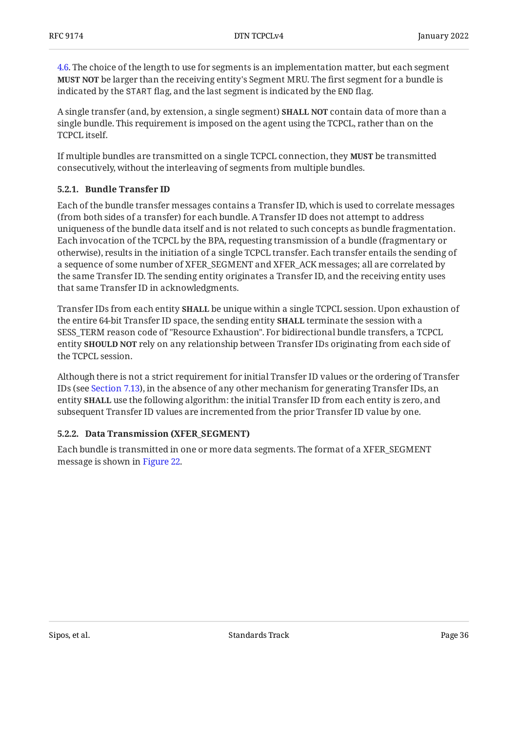4.6. The choice of the length to use for segments is an implementation matter, but each segment **MUST NOT** be larger than the receiving entity's Segment MRU. The first segment for a bundle is indicated by the START flag, and the last segment is indicated by the END flag.

A single transfer (and, by extension, a single segment) **SHALL NOT** contain data of more than a single bundle. This requirement is imposed on the agent using the TCPCL, rather than on the TCPCL itself.

If multiple bundles are transmitted on a single TCPCL connection, they **MUST** be transmitted consecutively, without the interleaving of segments from multiple bundles.

#### 5.2.1. Bundle Transfer ID

Each of the bundle transfer messages contains a Transfer ID, which is used to correlate messages (from both sides of a transfer) for each bundle. A Transfer ID does not attempt to address uniqueness of the bundle data itself and is not related to such concepts as bundle fragmentation. Each invocation of the TCPCL by the BPA, requesting transmission of a bundle (fragmentary or otherwise), results in the initiation of a single TCPCL transfer. Each transfer entails the sending of a sequence of some number of XFER_SEGMENT and XFER_ACK messages; all are correlated by the same Transfer ID. The sending entity originates a Transfer ID, and the receiving entity uses that same Transfer ID in acknowledgments.

Transfer IDs from each entity **SHALL** be unique within a single TCPCL session. Upon exhaustion of the entire 64-bit Transfer ID space, the sending entity **SHALL** terminate the session with a SESS_TERM reason code of "Resource Exhaustion". For bidirectional bundle transfers, a TCPCL entity **SHOULD NOT** rely on any relationship between Transfer IDs originating from each side of the TCPCL session.

Although there is not a strict requirement for initial Transfer ID values or the ordering of Transfer IDs (see Section 7.13), in the absence of any other mechanism for generating Transfer IDs, an entity **SHALL** use the following algorithm: the initial Transfer ID from each entity is zero, and subsequent Transfer ID values are incremented from the prior Transfer ID value by one.

#### 5.2.2. Data Transmission (XFER_SEGMENT)

Each bundle is transmitted in one or more data segments. The format of a XFER_SEGMENT message is shown in Figure 22.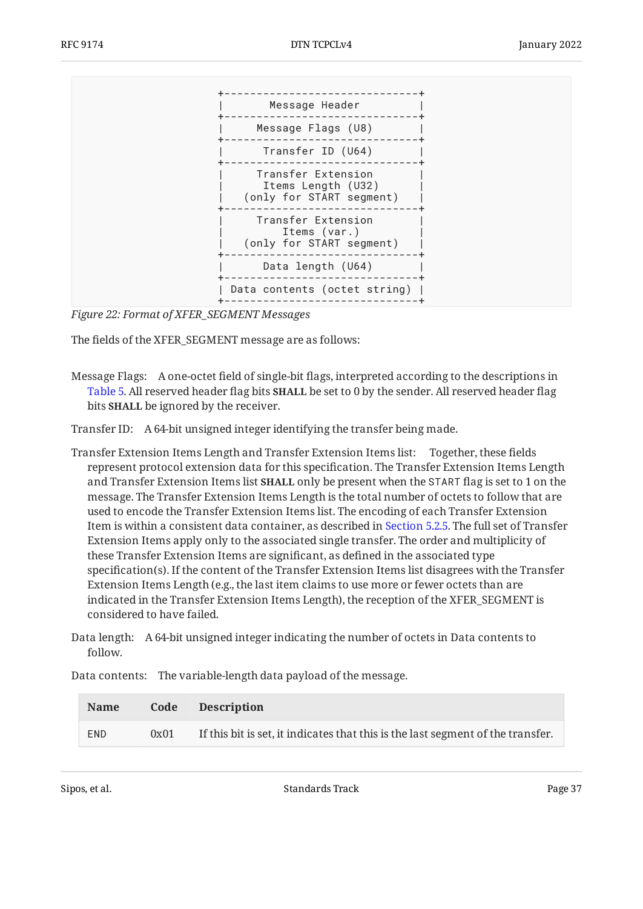```
+------------------------------+
|       Message Header         |
+------------------------------+
|     Message Flags (U8)       |
+------------------------------+
|      Transfer ID (U64)       |
+------------------------------+
|     Transfer Extension       |
|      Items Length (U32)      |
|   (only for START segment)   |
+------------------------------+
|     Transfer Extension       |
|         Items (var.)         |
|   (only for START segment)   |
+------------------------------+
|      Data length (U64)       |
+------------------------------+
| Data contents (octet string) |
+------------------------------+
```

*Figure 22: Format of XFER_SEGMENT Messages*

The fields of the XFER_SEGMENT message are as follows:

Message Flags: A one-octet field of single-bit flags, interpreted according to the descriptions in Table 5. All reserved header flag bits **SHALL** be set to 0 by the sender. All reserved header flag bits **SHALL** be ignored by the receiver.

Transfer ID: A 64-bit unsigned integer identifying the transfer being made.

Transfer Extension Items Length and Transfer Extension Items list: Together, these fields represent protocol extension data for this specification. The Transfer Extension Items Length and Transfer Extension Items list **SHALL** only be present when the START flag is set to 1 on the message. The Transfer Extension Items Length is the total number of octets to follow that are used to encode the Transfer Extension Items list. The encoding of each Transfer Extension Item is within a consistent data container, as described in Section 5.2.5. The full set of Transfer Extension Items apply only to the associated single transfer. The order and multiplicity of these Transfer Extension Items are significant, as defined in the associated type specification(s). If the content of the Transfer Extension Items list disagrees with the Transfer Extension Items Length (e.g., the last item claims to use more or fewer octets than are indicated in the Transfer Extension Items Length), the reception of the XFER_SEGMENT is considered to have failed.

Data length: A 64-bit unsigned integer indicating the number of octets in Data contents to follow.

Data contents: The variable-length data payload of the message.

| Name | Code | Description |
|---|---|---|
| END | 0x01 | If this bit is set, it indicates that this is the last segment of the transfer. |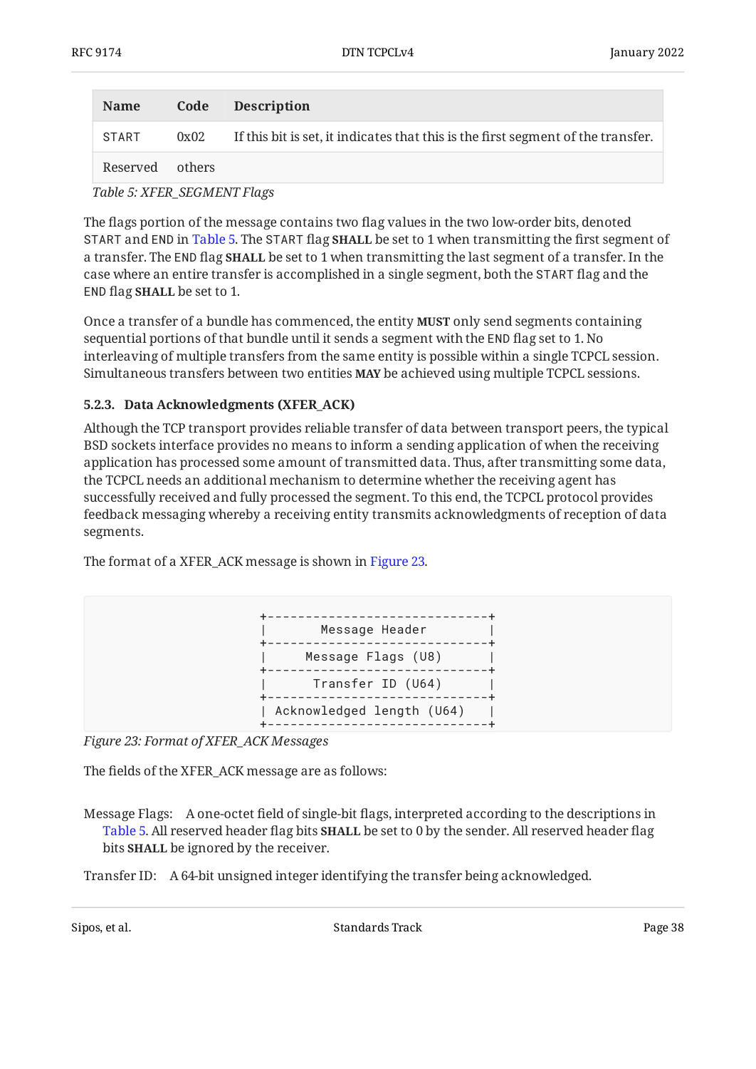| Name | Code | Description |
|---|---|---|
| START | 0x02 | If this bit is set, it indicates that this is the first segment of the transfer. |
| Reserved | others | |

*Table 5: XFER_SEGMENT Flags*

The flags portion of the message contains two flag values in the two low-order bits, denoted `START` and `END` in Table 5. The `START` flag **SHALL** be set to 1 when transmitting the first segment of a transfer. The `END` flag **SHALL** be set to 1 when transmitting the last segment of a transfer. In the case where an entire transfer is accomplished in a single segment, both the `START` flag and the `END` flag **SHALL** be set to 1.

Once a transfer of a bundle has commenced, the entity **MUST** only send segments containing sequential portions of that bundle until it sends a segment with the `END` flag set to 1. No interleaving of multiple transfers from the same entity is possible within a single TCPCL session. Simultaneous transfers between two entities **MAY** be achieved using multiple TCPCL sessions.

### 5.2.3. Data Acknowledgments (XFER_ACK)

Although the TCP transport provides reliable transfer of data between transport peers, the typical BSD sockets interface provides no means to inform a sending application of when the receiving application has processed some amount of transmitted data. Thus, after transmitting some data, the TCPCL needs an additional mechanism to determine whether the receiving agent has successfully received and fully processed the segment. To this end, the TCPCL protocol provides feedback messaging whereby a receiving entity transmits acknowledgments of reception of data segments.

The format of a XFER_ACK message is shown in Figure 23.

```
+-----------------------------+
|       Message Header        |
+-----------------------------+
|     Message Flags (U8)      |
+-----------------------------+
|      Transfer ID (U64)      |
+-----------------------------+
|  Acknowledged length (U64)  |
+-----------------------------+
```

*Figure 23: Format of XFER_ACK Messages*

The fields of the XFER_ACK message are as follows:

Message Flags:
: A one-octet field of single-bit flags, interpreted according to the descriptions in Table 5. All reserved header flag bits **SHALL** be set to 0 by the sender. All reserved header flag bits **SHALL** be ignored by the receiver.

Transfer ID:
: A 64-bit unsigned integer identifying the transfer being acknowledged.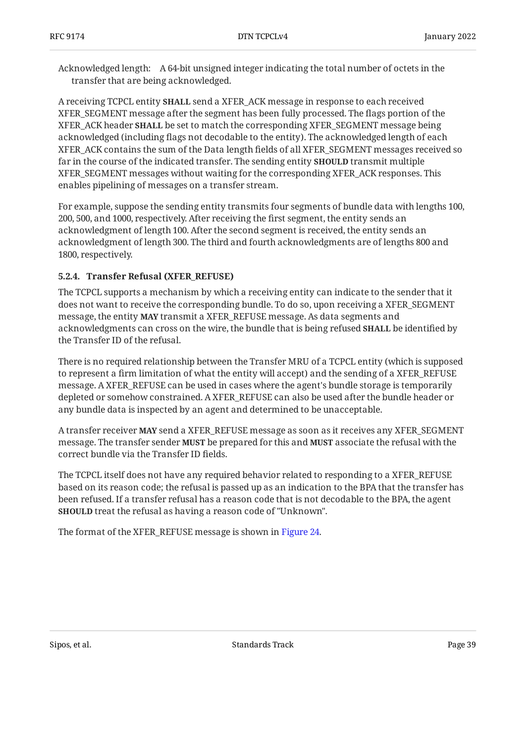Acknowledged length: A 64-bit unsigned integer indicating the total number of octets in the transfer that are being acknowledged.

A receiving TCPCL entity **SHALL** send a XFER_ACK message in response to each received XFER_SEGMENT message after the segment has been fully processed. The flags portion of the XFER_ACK header **SHALL** be set to match the corresponding XFER_SEGMENT message being acknowledged (including flags not decodable to the entity). The acknowledged length of each XFER_ACK contains the sum of the Data length fields of all XFER_SEGMENT messages received so far in the course of the indicated transfer. The sending entity **SHOULD** transmit multiple XFER_SEGMENT messages without waiting for the corresponding XFER_ACK responses. This enables pipelining of messages on a transfer stream.

For example, suppose the sending entity transmits four segments of bundle data with lengths 100, 200, 500, and 1000, respectively. After receiving the first segment, the entity sends an acknowledgment of length 100. After the second segment is received, the entity sends an acknowledgment of length 300. The third and fourth acknowledgments are of lengths 800 and 1800, respectively.

#### 5.2.4. Transfer Refusal (XFER_REFUSE)

The TCPCL supports a mechanism by which a receiving entity can indicate to the sender that it does not want to receive the corresponding bundle. To do so, upon receiving a XFER_SEGMENT message, the entity **MAY** transmit a XFER_REFUSE message. As data segments and acknowledgments can cross on the wire, the bundle that is being refused **SHALL** be identified by the Transfer ID of the refusal.

There is no required relationship between the Transfer MRU of a TCPCL entity (which is supposed to represent a firm limitation of what the entity will accept) and the sending of a XFER_REFUSE message. A XFER_REFUSE can be used in cases where the agent's bundle storage is temporarily depleted or somehow constrained. A XFER_REFUSE can also be used after the bundle header or any bundle data is inspected by an agent and determined to be unacceptable.

A transfer receiver **MAY** send a XFER_REFUSE message as soon as it receives any XFER_SEGMENT message. The transfer sender **MUST** be prepared for this and **MUST** associate the refusal with the correct bundle via the Transfer ID fields.

The TCPCL itself does not have any required behavior related to responding to a XFER_REFUSE based on its reason code; the refusal is passed up as an indication to the BPA that the transfer has been refused. If a transfer refusal has a reason code that is not decodable to the BPA, the agent **SHOULD** treat the refusal as having a reason code of "Unknown".

The format of the XFER_REFUSE message is shown in Figure 24.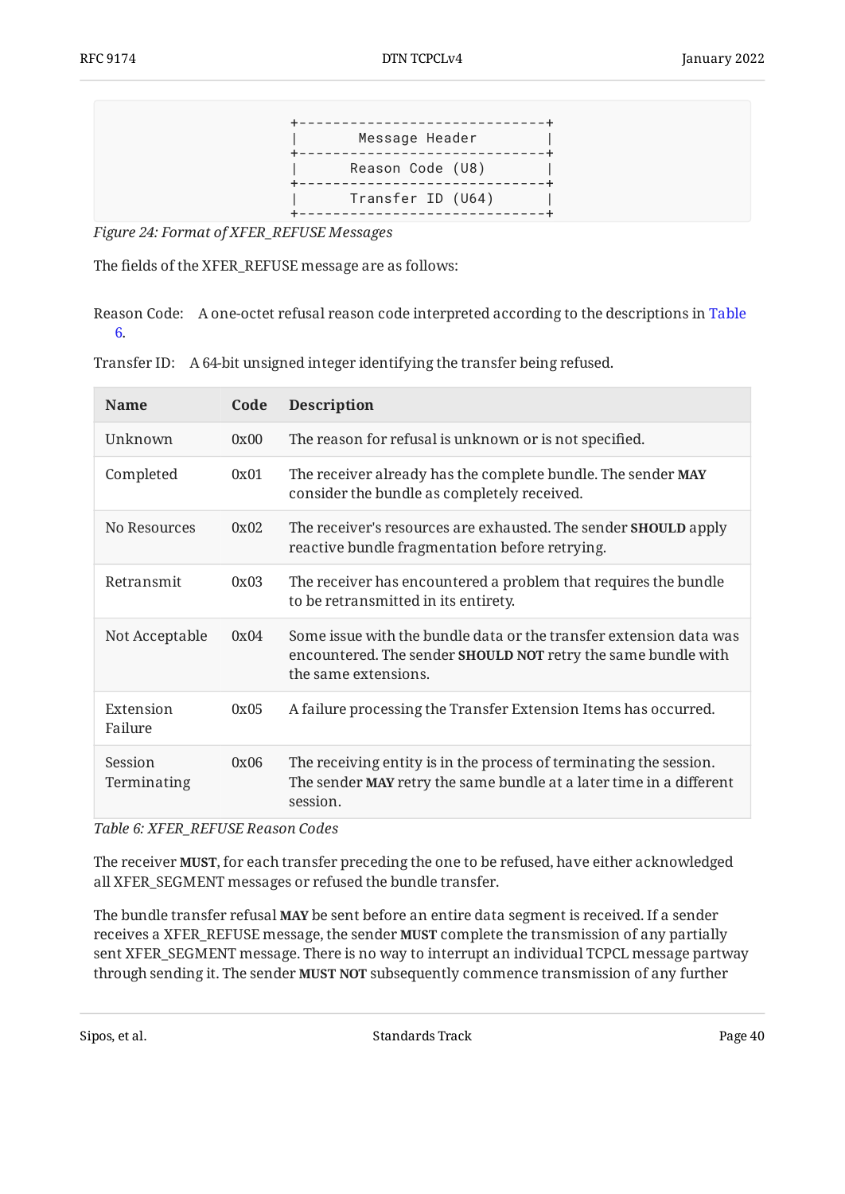```
+-----------------------------+
|       Message Header        |
+-----------------------------+
|      Reason Code (U8)       |
+-----------------------------+
|      Transfer ID (U64)      |
+-----------------------------+
```

*Figure 24: Format of XFER_REFUSE Messages*

The fields of the XFER_REFUSE message are as follows:

Reason Code: A one-octet refusal reason code interpreted according to the descriptions in Table 6.

Transfer ID: A 64-bit unsigned integer identifying the transfer being refused.

| Name | Code | Description |
|---|---|---|
| Unknown | 0x00 | The reason for refusal is unknown or is not specified. |
| Completed | 0x01 | The receiver already has the complete bundle. The sender **MAY** consider the bundle as completely received. |
| No Resources | 0x02 | The receiver's resources are exhausted. The sender **SHOULD** apply reactive bundle fragmentation before retrying. |
| Retransmit | 0x03 | The receiver has encountered a problem that requires the bundle to be retransmitted in its entirety. |
| Not Acceptable | 0x04 | Some issue with the bundle data or the transfer extension data was encountered. The sender **SHOULD NOT** retry the same bundle with the same extensions. |
| Extension Failure | 0x05 | A failure processing the Transfer Extension Items has occurred. |
| Session Terminating | 0x06 | The receiving entity is in the process of terminating the session. The sender **MAY** retry the same bundle at a later time in a different session. |

*Table 6: XFER_REFUSE Reason Codes*

The receiver **MUST**, for each transfer preceding the one to be refused, have either acknowledged all XFER_SEGMENT messages or refused the bundle transfer.

The bundle transfer refusal **MAY** be sent before an entire data segment is received. If a sender receives a XFER_REFUSE message, the sender **MUST** complete the transmission of any partially sent XFER_SEGMENT message. There is no way to interrupt an individual TCPCL message partway through sending it. The sender **MUST NOT** subsequently commence transmission of any further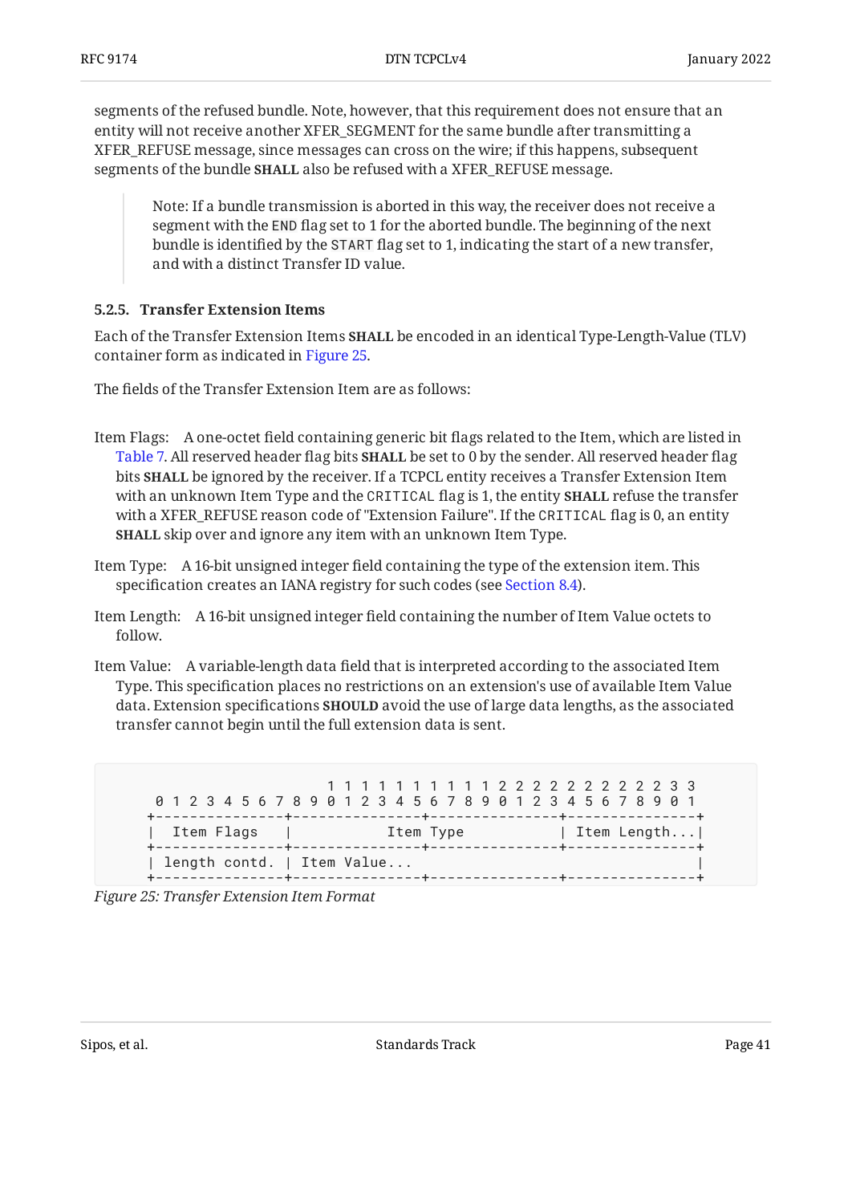segments of the refused bundle. Note, however, that this requirement does not ensure that an entity will not receive another XFER_SEGMENT for the same bundle after transmitting a XFER_REFUSE message, since messages can cross on the wire; if this happens, subsequent segments of the bundle **SHALL** also be refused with a XFER_REFUSE message.

> Note: If a bundle transmission is aborted in this way, the receiver does not receive a segment with the `END` flag set to 1 for the aborted bundle. The beginning of the next bundle is identified by the `START` flag set to 1, indicating the start of a new transfer, and with a distinct Transfer ID value.

#### 5.2.5. Transfer Extension Items

Each of the Transfer Extension Items **SHALL** be encoded in an identical Type-Length-Value (TLV) container form as indicated in Figure 25.

The fields of the Transfer Extension Item are as follows:

Item Flags:
: A one-octet field containing generic bit flags related to the Item, which are listed in Table 7. All reserved header flag bits **SHALL** be set to 0 by the sender. All reserved header flag bits **SHALL** be ignored by the receiver. If a TCPCL entity receives a Transfer Extension Item with an unknown Item Type and the `CRITICAL` flag is 1, the entity **SHALL** refuse the transfer with a XFER_REFUSE reason code of "Extension Failure". If the `CRITICAL` flag is 0, an entity **SHALL** skip over and ignore any item with an unknown Item Type.

Item Type:
: A 16-bit unsigned integer field containing the type of the extension item. This specification creates an IANA registry for such codes (see Section 8.4).

Item Length:
: A 16-bit unsigned integer field containing the number of Item Value octets to follow.

Item Value:
: A variable-length data field that is interpreted according to the associated Item Type. This specification places no restrictions on an extension's use of available Item Value data. Extension specifications **SHOULD** avoid the use of large data lengths, as the associated transfer cannot begin until the full extension data is sent.

```
                     1 1 1 1 1 1 1 1 1 1 2 2 2 2 2 2 2 2 2 2 3 3
 0 1 2 3 4 5 6 7 8 9 0 1 2 3 4 5 6 7 8 9 0 1 2 3 4 5 6 7 8 9 0 1
+---------------+---------------+---------------+---------------+
|  Item Flags   |           Item Type           | Item Length...|
+---------------+---------------+---------------+---------------+
| length contd. | Item Value...                                 |
+---------------+---------------+---------------+---------------+
```

*Figure 25: Transfer Extension Item Format*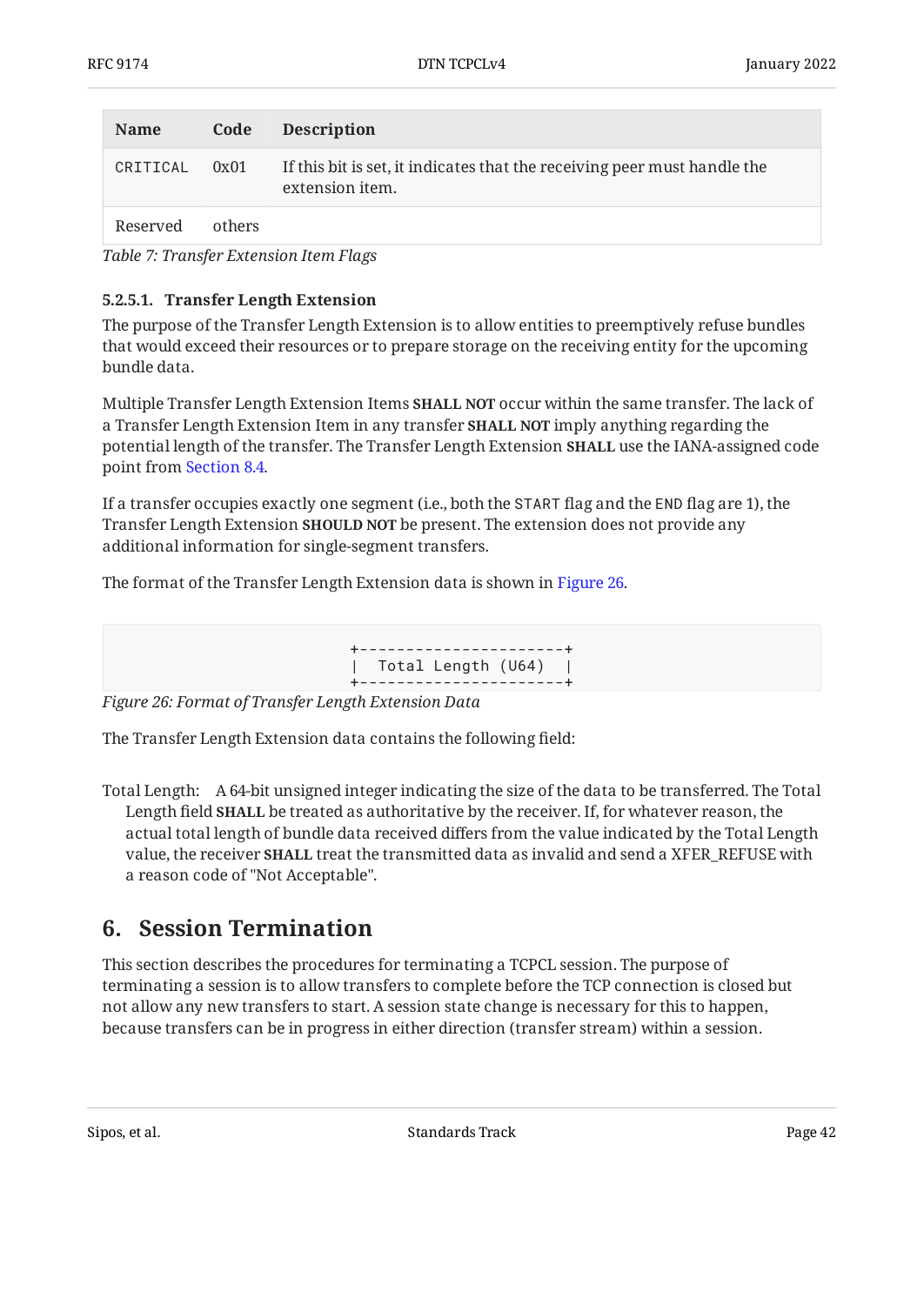| Name | Code | Description |
|---|---|---|
| CRITICAL | 0x01 | If this bit is set, it indicates that the receiving peer must handle the extension item. |
| Reserved | others | |

*Table 7: Transfer Extension Item Flags*

#### 5.2.5.1. Transfer Length Extension

The purpose of the Transfer Length Extension is to allow entities to preemptively refuse bundles that would exceed their resources or to prepare storage on the receiving entity for the upcoming bundle data.

Multiple Transfer Length Extension Items **SHALL NOT** occur within the same transfer. The lack of a Transfer Length Extension Item in any transfer **SHALL NOT** imply anything regarding the potential length of the transfer. The Transfer Length Extension **SHALL** use the IANA-assigned code point from Section 8.4.

If a transfer occupies exactly one segment (i.e., both the START flag and the END flag are 1), the Transfer Length Extension **SHOULD NOT** be present. The extension does not provide any additional information for single-segment transfers.

The format of the Transfer Length Extension data is shown in Figure 26.

```
+----------------------+
|  Total Length (U64)  |
+----------------------+
```

*Figure 26: Format of Transfer Length Extension Data*

The Transfer Length Extension data contains the following field:

Total Length:
: A 64-bit unsigned integer indicating the size of the data to be transferred. The Total Length field **SHALL** be treated as authoritative by the receiver. If, for whatever reason, the actual total length of bundle data received differs from the value indicated by the Total Length value, the receiver **SHALL** treat the transmitted data as invalid and send a XFER_REFUSE with a reason code of "Not Acceptable".

## 6. Session Termination

This section describes the procedures for terminating a TCPCL session. The purpose of terminating a session is to allow transfers to complete before the TCP connection is closed but not allow any new transfers to start. A session state change is necessary for this to happen, because transfers can be in progress in either direction (transfer stream) within a session.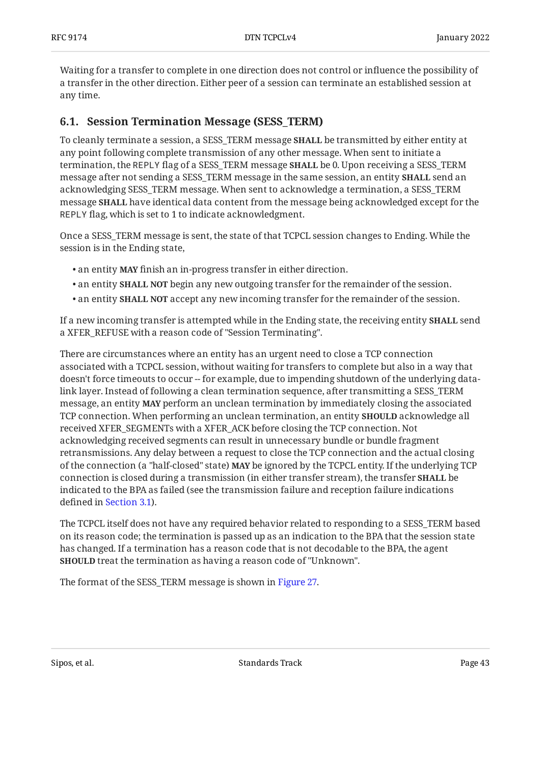Waiting for a transfer to complete in one direction does not control or influence the possibility of a transfer in the other direction. Either peer of a session can terminate an established session at any time.

## 6.1. Session Termination Message (SESS_TERM)

To cleanly terminate a session, a SESS_TERM message **SHALL** be transmitted by either entity at any point following complete transmission of any other message. When sent to initiate a termination, the REPLY flag of a SESS_TERM message **SHALL** be 0. Upon receiving a SESS_TERM message after not sending a SESS_TERM message in the same session, an entity **SHALL** send an acknowledging SESS_TERM message. When sent to acknowledge a termination, a SESS_TERM message **SHALL** have identical data content from the message being acknowledged except for the REPLY flag, which is set to 1 to indicate acknowledgment.

Once a SESS_TERM message is sent, the state of that TCPCL session changes to Ending. While the session is in the Ending state,

- an entity **MAY** finish an in-progress transfer in either direction.
- an entity **SHALL NOT** begin any new outgoing transfer for the remainder of the session.
- an entity **SHALL NOT** accept any new incoming transfer for the remainder of the session.

If a new incoming transfer is attempted while in the Ending state, the receiving entity **SHALL** send a XFER_REFUSE with a reason code of "Session Terminating".

There are circumstances where an entity has an urgent need to close a TCP connection associated with a TCPCL session, without waiting for transfers to complete but also in a way that doesn't force timeouts to occur -- for example, due to impending shutdown of the underlying data-link layer. Instead of following a clean termination sequence, after transmitting a SESS_TERM message, an entity **MAY** perform an unclean termination by immediately closing the associated TCP connection. When performing an unclean termination, an entity **SHOULD** acknowledge all received XFER_SEGMENTs with a XFER_ACK before closing the TCP connection. Not acknowledging received segments can result in unnecessary bundle or bundle fragment retransmissions. Any delay between a request to close the TCP connection and the actual closing of the connection (a "half-closed" state) **MAY** be ignored by the TCPCL entity. If the underlying TCP connection is closed during a transmission (in either transfer stream), the transfer **SHALL** be indicated to the BPA as failed (see the transmission failure and reception failure indications defined in Section 3.1).

The TCPCL itself does not have any required behavior related to responding to a SESS_TERM based on its reason code; the termination is passed up as an indication to the BPA that the session state has changed. If a termination has a reason code that is not decodable to the BPA, the agent **SHOULD** treat the termination as having a reason code of "Unknown".

The format of the SESS_TERM message is shown in Figure 27.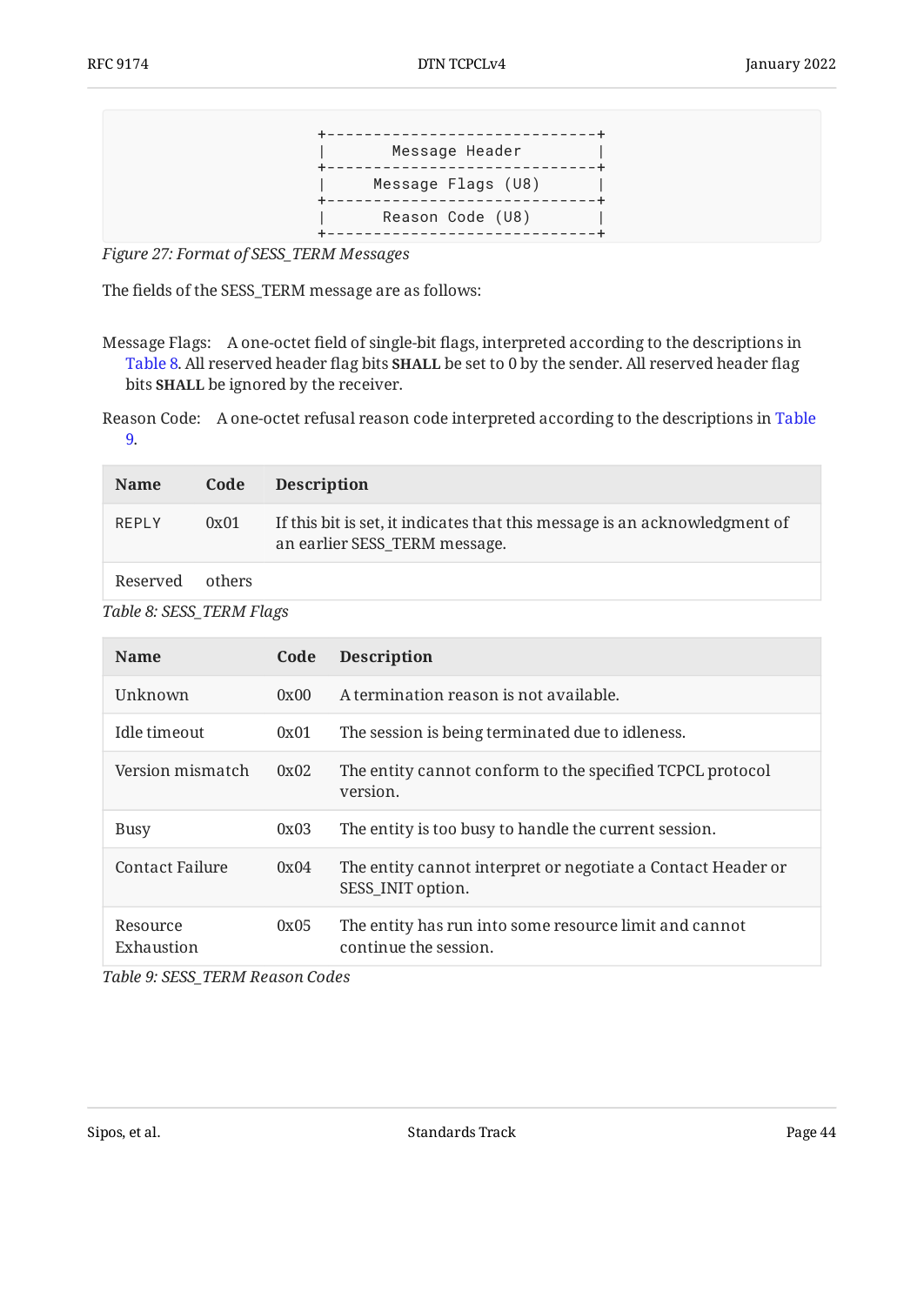```
+-----------------------------+
|       Message Header        |
+-----------------------------+
|     Message Flags (U8)      |
+-----------------------------+
|      Reason Code (U8)       |
+-----------------------------+
```

*Figure 27: Format of SESS_TERM Messages*

The fields of the SESS_TERM message are as follows:

Message Flags: A one-octet field of single-bit flags, interpreted according to the descriptions in Table 8. All reserved header flag bits **SHALL** be set to 0 by the sender. All reserved header flag bits **SHALL** be ignored by the receiver.

Reason Code: A one-octet refusal reason code interpreted according to the descriptions in Table 9.

| Name | Code | Description |
|---|---|---|
| REPLY | 0x01 | If this bit is set, it indicates that this message is an acknowledgment of an earlier SESS_TERM message. |
| Reserved | others | |

*Table 8: SESS_TERM Flags*

| Name | Code | Description |
|---|---|---|
| Unknown | 0x00 | A termination reason is not available. |
| Idle timeout | 0x01 | The session is being terminated due to idleness. |
| Version mismatch | 0x02 | The entity cannot conform to the specified TCPCL protocol version. |
| Busy | 0x03 | The entity is too busy to handle the current session. |
| Contact Failure | 0x04 | The entity cannot interpret or negotiate a Contact Header or SESS_INIT option. |
| Resource Exhaustion | 0x05 | The entity has run into some resource limit and cannot continue the session. |

*Table 9: SESS_TERM Reason Codes*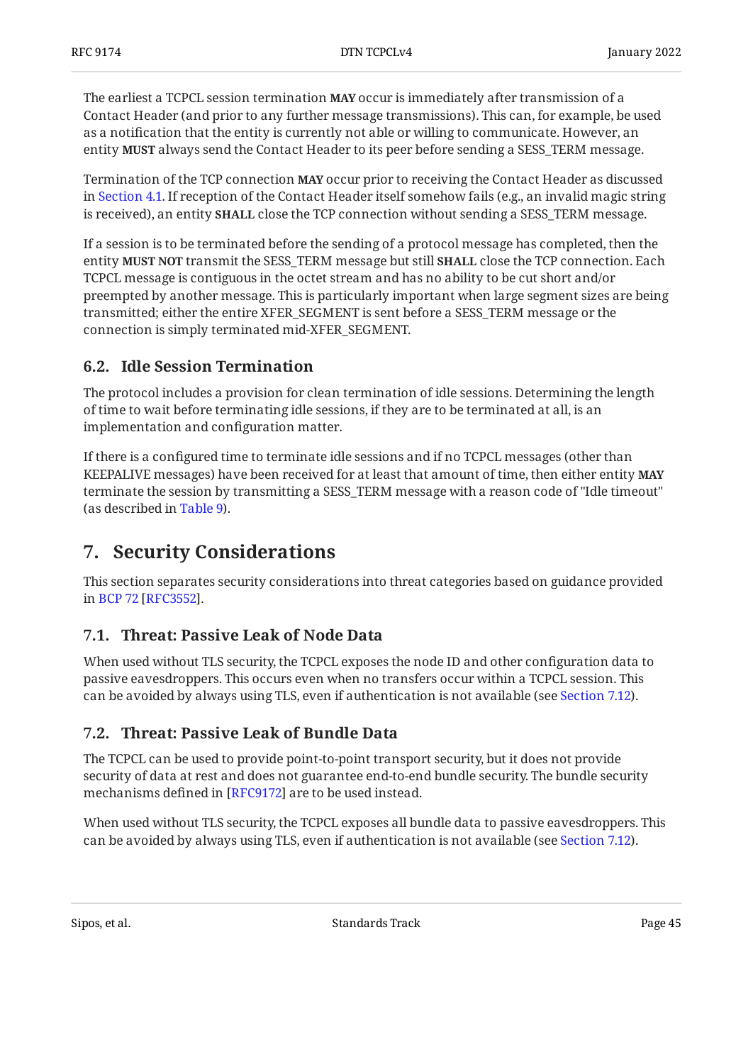The earliest a TCPCL session termination **MAY** occur is immediately after transmission of a Contact Header (and prior to any further message transmissions). This can, for example, be used as a notification that the entity is currently not able or willing to communicate. However, an entity **MUST** always send the Contact Header to its peer before sending a SESS_TERM message.

Termination of the TCP connection **MAY** occur prior to receiving the Contact Header as discussed in Section 4.1. If reception of the Contact Header itself somehow fails (e.g., an invalid magic string is received), an entity **SHALL** close the TCP connection without sending a SESS_TERM message.

If a session is to be terminated before the sending of a protocol message has completed, then the entity **MUST NOT** transmit the SESS_TERM message but still **SHALL** close the TCP connection. Each TCPCL message is contiguous in the octet stream and has no ability to be cut short and/or preempted by another message. This is particularly important when large segment sizes are being transmitted; either the entire XFER_SEGMENT is sent before a SESS_TERM message or the connection is simply terminated mid-XFER_SEGMENT.

### 6.2. Idle Session Termination

The protocol includes a provision for clean termination of idle sessions. Determining the length of time to wait before terminating idle sessions, if they are to be terminated at all, is an implementation and configuration matter.

If there is a configured time to terminate idle sessions and if no TCPCL messages (other than KEEPALIVE messages) have been received for at least that amount of time, then either entity **MAY** terminate the session by transmitting a SESS_TERM message with a reason code of "Idle timeout" (as described in Table 9).

## 7. Security Considerations

This section separates security considerations into threat categories based on guidance provided in BCP 72 [RFC3552].

### 7.1. Threat: Passive Leak of Node Data

When used without TLS security, the TCPCL exposes the node ID and other configuration data to passive eavesdroppers. This occurs even when no transfers occur within a TCPCL session. This can be avoided by always using TLS, even if authentication is not available (see Section 7.12).

### 7.2. Threat: Passive Leak of Bundle Data

The TCPCL can be used to provide point-to-point transport security, but it does not provide security of data at rest and does not guarantee end-to-end bundle security. The bundle security mechanisms defined in [RFC9172] are to be used instead.

When used without TLS security, the TCPCL exposes all bundle data to passive eavesdroppers. This can be avoided by always using TLS, even if authentication is not available (see Section 7.12).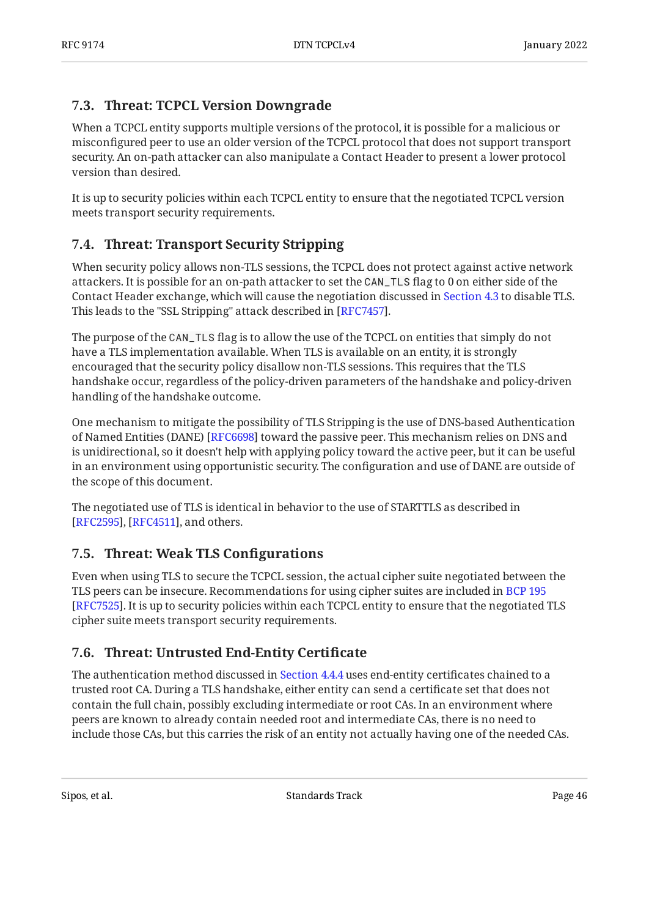### 7.3. Threat: TCPCL Version Downgrade

When a TCPCL entity supports multiple versions of the protocol, it is possible for a malicious or misconfigured peer to use an older version of the TCPCL protocol that does not support transport security. An on-path attacker can also manipulate a Contact Header to present a lower protocol version than desired.

It is up to security policies within each TCPCL entity to ensure that the negotiated TCPCL version meets transport security requirements.

### 7.4. Threat: Transport Security Stripping

When security policy allows non-TLS sessions, the TCPCL does not protect against active network attackers. It is possible for an on-path attacker to set the `CAN_TLS` flag to 0 on either side of the Contact Header exchange, which will cause the negotiation discussed in Section 4.3 to disable TLS. This leads to the "SSL Stripping" attack described in [RFC7457].

The purpose of the `CAN_TLS` flag is to allow the use of the TCPCL on entities that simply do not have a TLS implementation available. When TLS is available on an entity, it is strongly encouraged that the security policy disallow non-TLS sessions. This requires that the TLS handshake occur, regardless of the policy-driven parameters of the handshake and policy-driven handling of the handshake outcome.

One mechanism to mitigate the possibility of TLS Stripping is the use of DNS-based Authentication of Named Entities (DANE) [RFC6698] toward the passive peer. This mechanism relies on DNS and is unidirectional, so it doesn't help with applying policy toward the active peer, but it can be useful in an environment using opportunistic security. The configuration and use of DANE are outside of the scope of this document.

The negotiated use of TLS is identical in behavior to the use of STARTTLS as described in [RFC2595], [RFC4511], and others.

### 7.5. Threat: Weak TLS Configurations

Even when using TLS to secure the TCPCL session, the actual cipher suite negotiated between the TLS peers can be insecure. Recommendations for using cipher suites are included in BCP 195 [RFC7525]. It is up to security policies within each TCPCL entity to ensure that the negotiated TLS cipher suite meets transport security requirements.

### 7.6. Threat: Untrusted End-Entity Certificate

The authentication method discussed in Section 4.4.4 uses end-entity certificates chained to a trusted root CA. During a TLS handshake, either entity can send a certificate set that does not contain the full chain, possibly excluding intermediate or root CAs. In an environment where peers are known to already contain needed root and intermediate CAs, there is no need to include those CAs, but this carries the risk of an entity not actually having one of the needed CAs.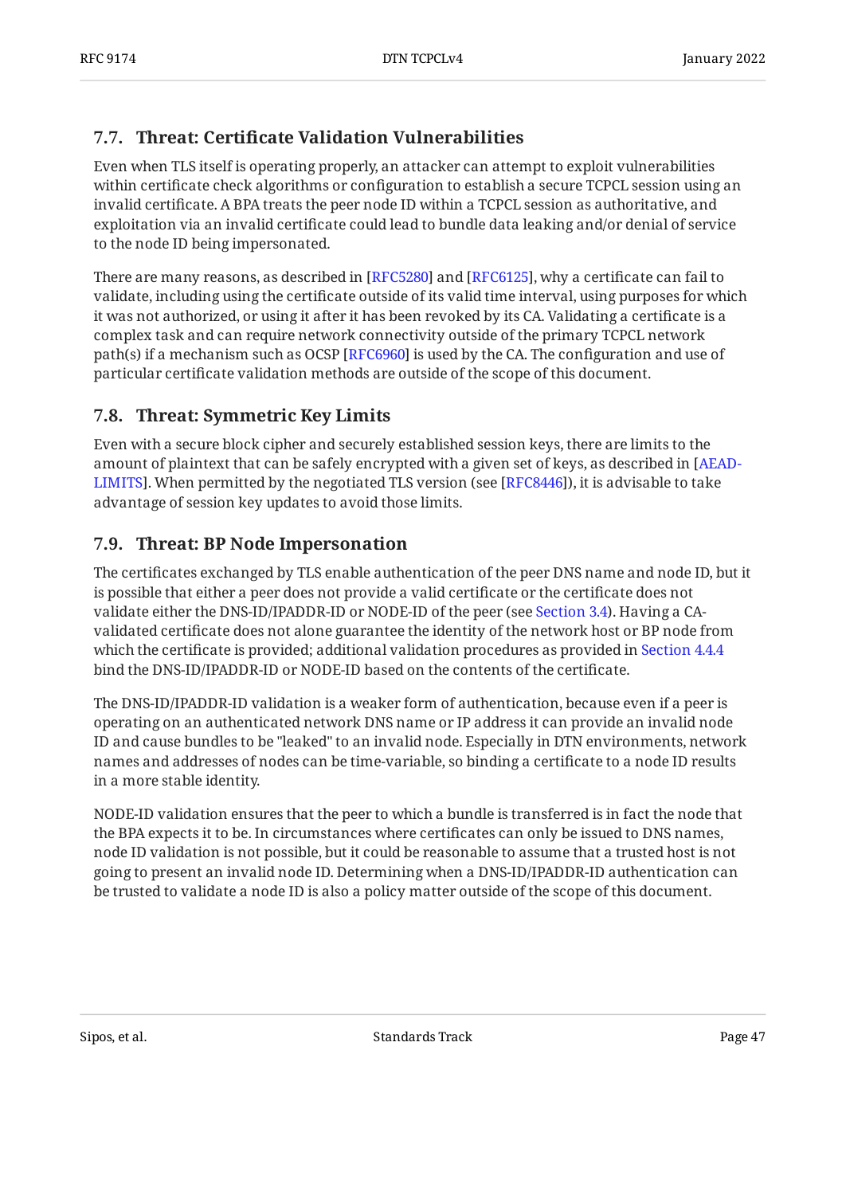### 7.7. Threat: Certificate Validation Vulnerabilities

Even when TLS itself is operating properly, an attacker can attempt to exploit vulnerabilities within certificate check algorithms or configuration to establish a secure TCPCL session using an invalid certificate. A BPA treats the peer node ID within a TCPCL session as authoritative, and exploitation via an invalid certificate could lead to bundle data leaking and/or denial of service to the node ID being impersonated.

There are many reasons, as described in [RFC5280] and [RFC6125], why a certificate can fail to validate, including using the certificate outside of its valid time interval, using purposes for which it was not authorized, or using it after it has been revoked by its CA. Validating a certificate is a complex task and can require network connectivity outside of the primary TCPCL network path(s) if a mechanism such as OCSP [RFC6960] is used by the CA. The configuration and use of particular certificate validation methods are outside of the scope of this document.

### 7.8. Threat: Symmetric Key Limits

Even with a secure block cipher and securely established session keys, there are limits to the amount of plaintext that can be safely encrypted with a given set of keys, as described in [AEAD-LIMITS]. When permitted by the negotiated TLS version (see [RFC8446]), it is advisable to take advantage of session key updates to avoid those limits.

### 7.9. Threat: BP Node Impersonation

The certificates exchanged by TLS enable authentication of the peer DNS name and node ID, but it is possible that either a peer does not provide a valid certificate or the certificate does not validate either the DNS-ID/IPADDR-ID or NODE-ID of the peer (see Section 3.4). Having a CA-validated certificate does not alone guarantee the identity of the network host or BP node from which the certificate is provided; additional validation procedures as provided in Section 4.4.4 bind the DNS-ID/IPADDR-ID or NODE-ID based on the contents of the certificate.

The DNS-ID/IPADDR-ID validation is a weaker form of authentication, because even if a peer is operating on an authenticated network DNS name or IP address it can provide an invalid node ID and cause bundles to be "leaked" to an invalid node. Especially in DTN environments, network names and addresses of nodes can be time-variable, so binding a certificate to a node ID results in a more stable identity.

NODE-ID validation ensures that the peer to which a bundle is transferred is in fact the node that the BPA expects it to be. In circumstances where certificates can only be issued to DNS names, node ID validation is not possible, but it could be reasonable to assume that a trusted host is not going to present an invalid node ID. Determining when a DNS-ID/IPADDR-ID authentication can be trusted to validate a node ID is also a policy matter outside of the scope of this document.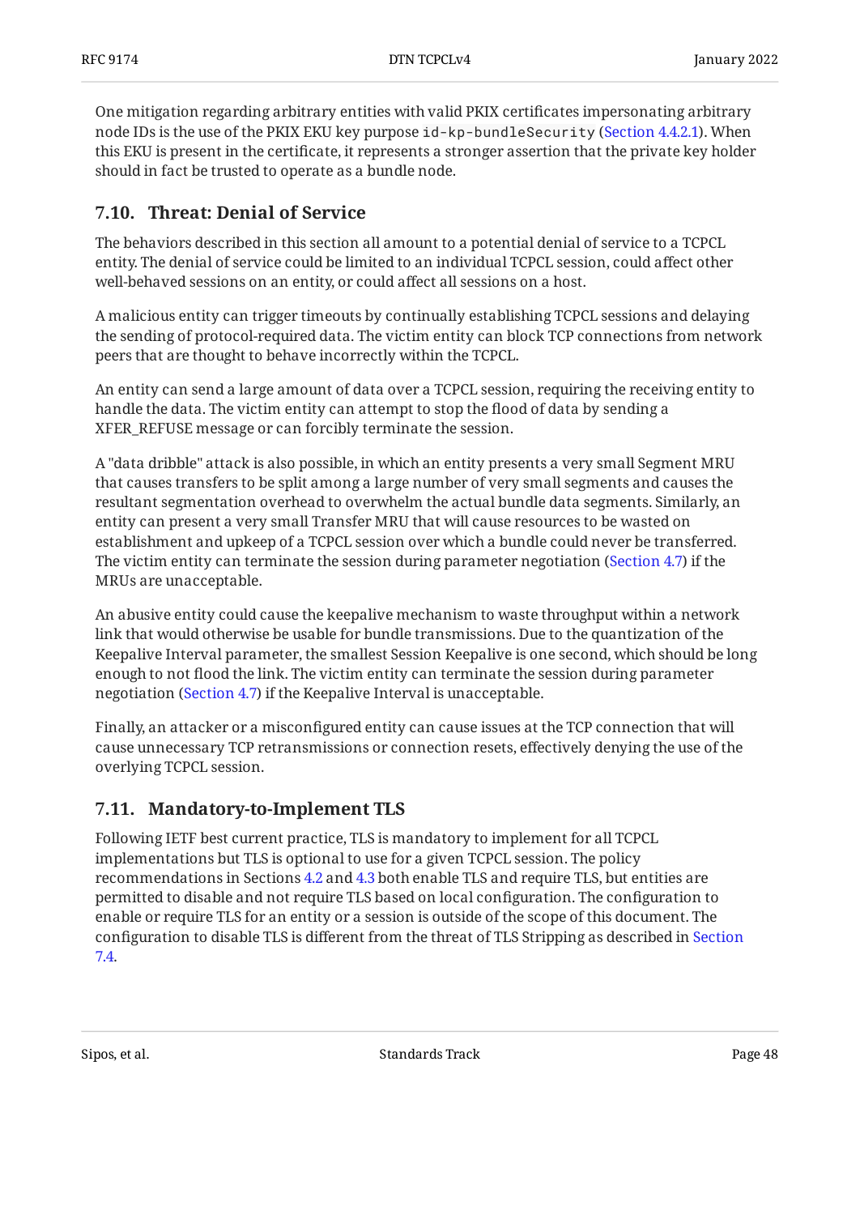One mitigation regarding arbitrary entities with valid PKIX certificates impersonating arbitrary node IDs is the use of the PKIX EKU key purpose `id-kp-bundleSecurity` (Section 4.4.2.1). When this EKU is present in the certificate, it represents a stronger assertion that the private key holder should in fact be trusted to operate as a bundle node.

### 7.10. Threat: Denial of Service

The behaviors described in this section all amount to a potential denial of service to a TCPCL entity. The denial of service could be limited to an individual TCPCL session, could affect other well-behaved sessions on an entity, or could affect all sessions on a host.

A malicious entity can trigger timeouts by continually establishing TCPCL sessions and delaying the sending of protocol-required data. The victim entity can block TCP connections from network peers that are thought to behave incorrectly within the TCPCL.

An entity can send a large amount of data over a TCPCL session, requiring the receiving entity to handle the data. The victim entity can attempt to stop the flood of data by sending a XFER_REFUSE message or can forcibly terminate the session.

A "data dribble" attack is also possible, in which an entity presents a very small Segment MRU that causes transfers to be split among a large number of very small segments and causes the resultant segmentation overhead to overwhelm the actual bundle data segments. Similarly, an entity can present a very small Transfer MRU that will cause resources to be wasted on establishment and upkeep of a TCPCL session over which a bundle could never be transferred. The victim entity can terminate the session during parameter negotiation (Section 4.7) if the MRUs are unacceptable.

An abusive entity could cause the keepalive mechanism to waste throughput within a network link that would otherwise be usable for bundle transmissions. Due to the quantization of the Keepalive Interval parameter, the smallest Session Keepalive is one second, which should be long enough to not flood the link. The victim entity can terminate the session during parameter negotiation (Section 4.7) if the Keepalive Interval is unacceptable.

Finally, an attacker or a misconfigured entity can cause issues at the TCP connection that will cause unnecessary TCP retransmissions or connection resets, effectively denying the use of the overlying TCPCL session.

### 7.11. Mandatory-to-Implement TLS

Following IETF best current practice, TLS is mandatory to implement for all TCPCL implementations but TLS is optional to use for a given TCPCL session. The policy recommendations in Sections 4.2 and 4.3 both enable TLS and require TLS, but entities are permitted to disable and not require TLS based on local configuration. The configuration to enable or require TLS for an entity or a session is outside of the scope of this document. The configuration to disable TLS is different from the threat of TLS Stripping as described in Section 7.4.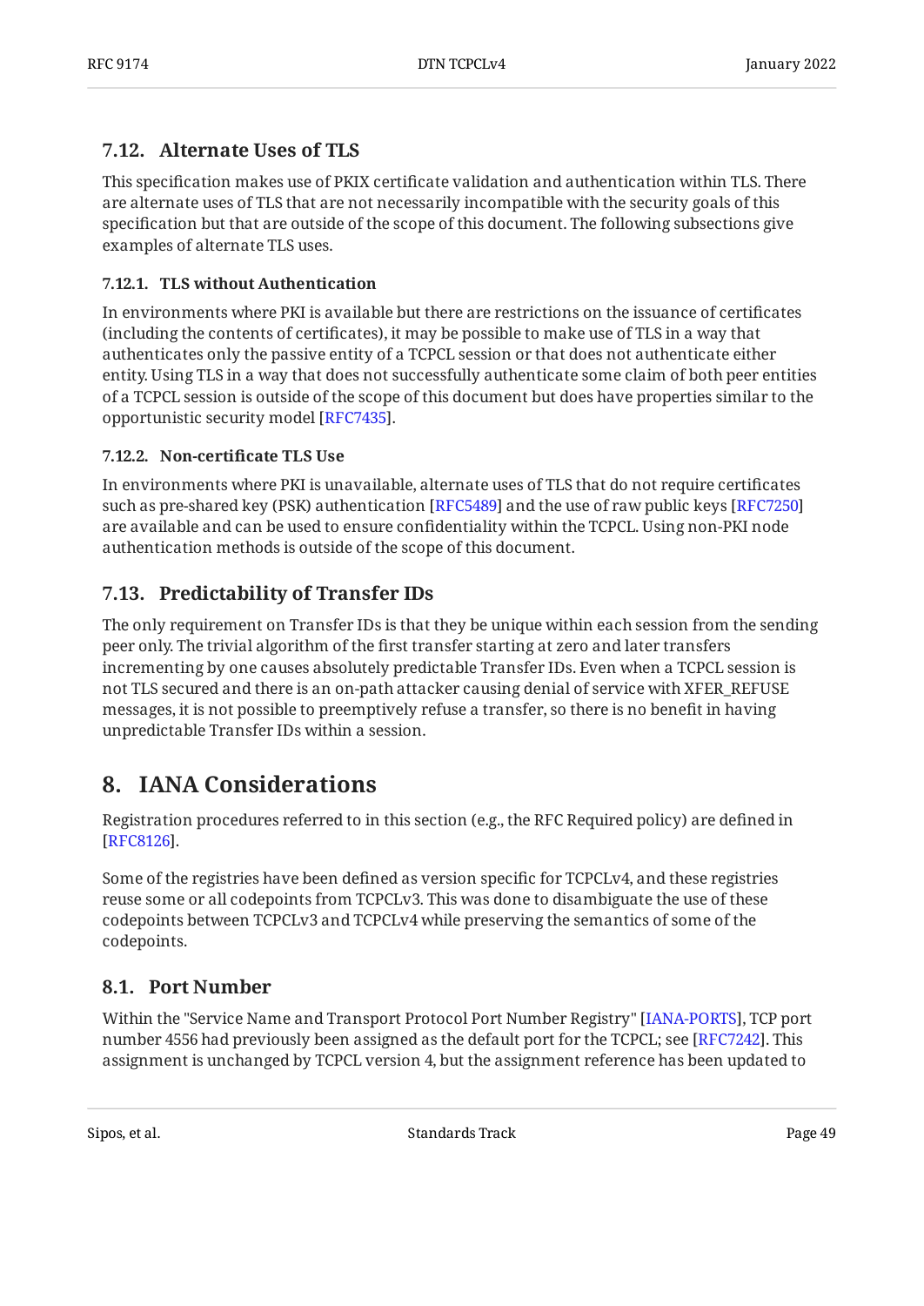### 7.12. Alternate Uses of TLS

This specification makes use of PKIX certificate validation and authentication within TLS. There are alternate uses of TLS that are not necessarily incompatible with the security goals of this specification but that are outside of the scope of this document. The following subsections give examples of alternate TLS uses.

#### 7.12.1. TLS without Authentication

In environments where PKI is available but there are restrictions on the issuance of certificates (including the contents of certificates), it may be possible to make use of TLS in a way that authenticates only the passive entity of a TCPCL session or that does not authenticate either entity. Using TLS in a way that does not successfully authenticate some claim of both peer entities of a TCPCL session is outside of the scope of this document but does have properties similar to the opportunistic security model [RFC7435].

#### 7.12.2. Non-certificate TLS Use

In environments where PKI is unavailable, alternate uses of TLS that do not require certificates such as pre-shared key (PSK) authentication [RFC5489] and the use of raw public keys [RFC7250] are available and can be used to ensure confidentiality within the TCPCL. Using non-PKI node authentication methods is outside of the scope of this document.

### 7.13. Predictability of Transfer IDs

The only requirement on Transfer IDs is that they be unique within each session from the sending peer only. The trivial algorithm of the first transfer starting at zero and later transfers incrementing by one causes absolutely predictable Transfer IDs. Even when a TCPCL session is not TLS secured and there is an on-path attacker causing denial of service with XFER_REFUSE messages, it is not possible to preemptively refuse a transfer, so there is no benefit in having unpredictable Transfer IDs within a session.

## 8. IANA Considerations

Registration procedures referred to in this section (e.g., the RFC Required policy) are defined in [RFC8126].

Some of the registries have been defined as version specific for TCPCLv4, and these registries reuse some or all codepoints from TCPCLv3. This was done to disambiguate the use of these codepoints between TCPCLv3 and TCPCLv4 while preserving the semantics of some of the codepoints.

### 8.1. Port Number

Within the "Service Name and Transport Protocol Port Number Registry" [IANA-PORTS], TCP port number 4556 had previously been assigned as the default port for the TCPCL; see [RFC7242]. This assignment is unchanged by TCPCL version 4, but the assignment reference has been updated to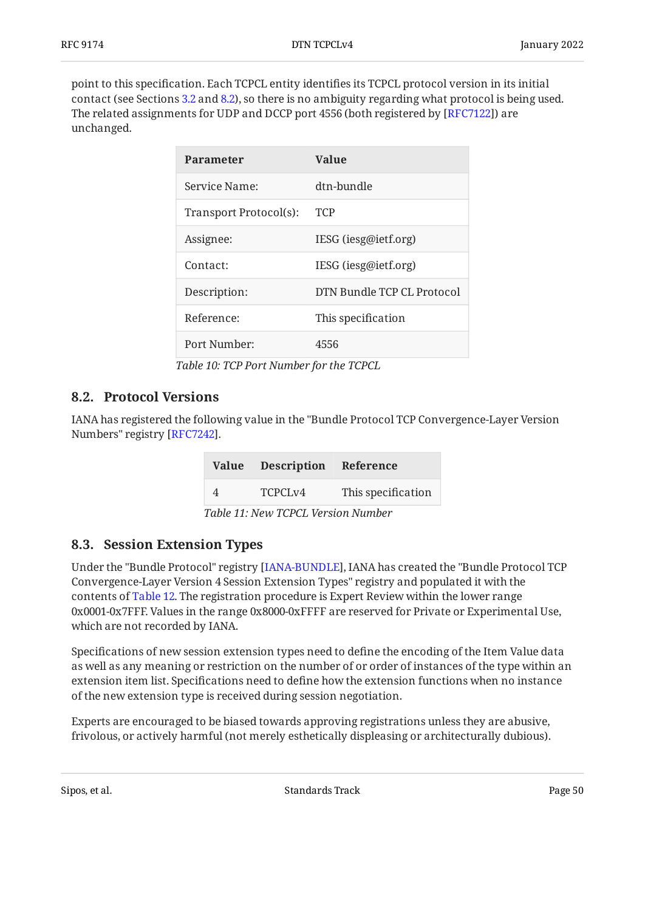point to this specification. Each TCPCL entity identifies its TCPCL protocol version in its initial contact (see Sections 3.2 and 8.2), so there is no ambiguity regarding what protocol is being used. The related assignments for UDP and DCCP port 4556 (both registered by [RFC7122]) are unchanged.

| Parameter | Value |
| --- | --- |
| Service Name: | dtn-bundle |
| Transport Protocol(s): | TCP |
| Assignee: | IESG (iesg@ietf.org) |
| Contact: | IESG (iesg@ietf.org) |
| Description: | DTN Bundle TCP CL Protocol |
| Reference: | This specification |
| Port Number: | 4556 |

*Table 10: TCP Port Number for the TCPCL*

## 8.2. Protocol Versions

IANA has registered the following value in the "Bundle Protocol TCP Convergence-Layer Version Numbers" registry [RFC7242].

| Value | Description | Reference |
| --- | --- | --- |
| 4 | TCPCLv4 | This specification |

*Table 11: New TCPCL Version Number*

## 8.3. Session Extension Types

Under the "Bundle Protocol" registry [IANA-BUNDLE], IANA has created the "Bundle Protocol TCP Convergence-Layer Version 4 Session Extension Types" registry and populated it with the contents of Table 12. The registration procedure is Expert Review within the lower range 0x0001-0x7FFF. Values in the range 0x8000-0xFFFF are reserved for Private or Experimental Use, which are not recorded by IANA.

Specifications of new session extension types need to define the encoding of the Item Value data as well as any meaning or restriction on the number of or order of instances of the type within an extension item list. Specifications need to define how the extension functions when no instance of the new extension type is received during session negotiation.

Experts are encouraged to be biased towards approving registrations unless they are abusive, frivolous, or actively harmful (not merely esthetically displeasing or architecturally dubious).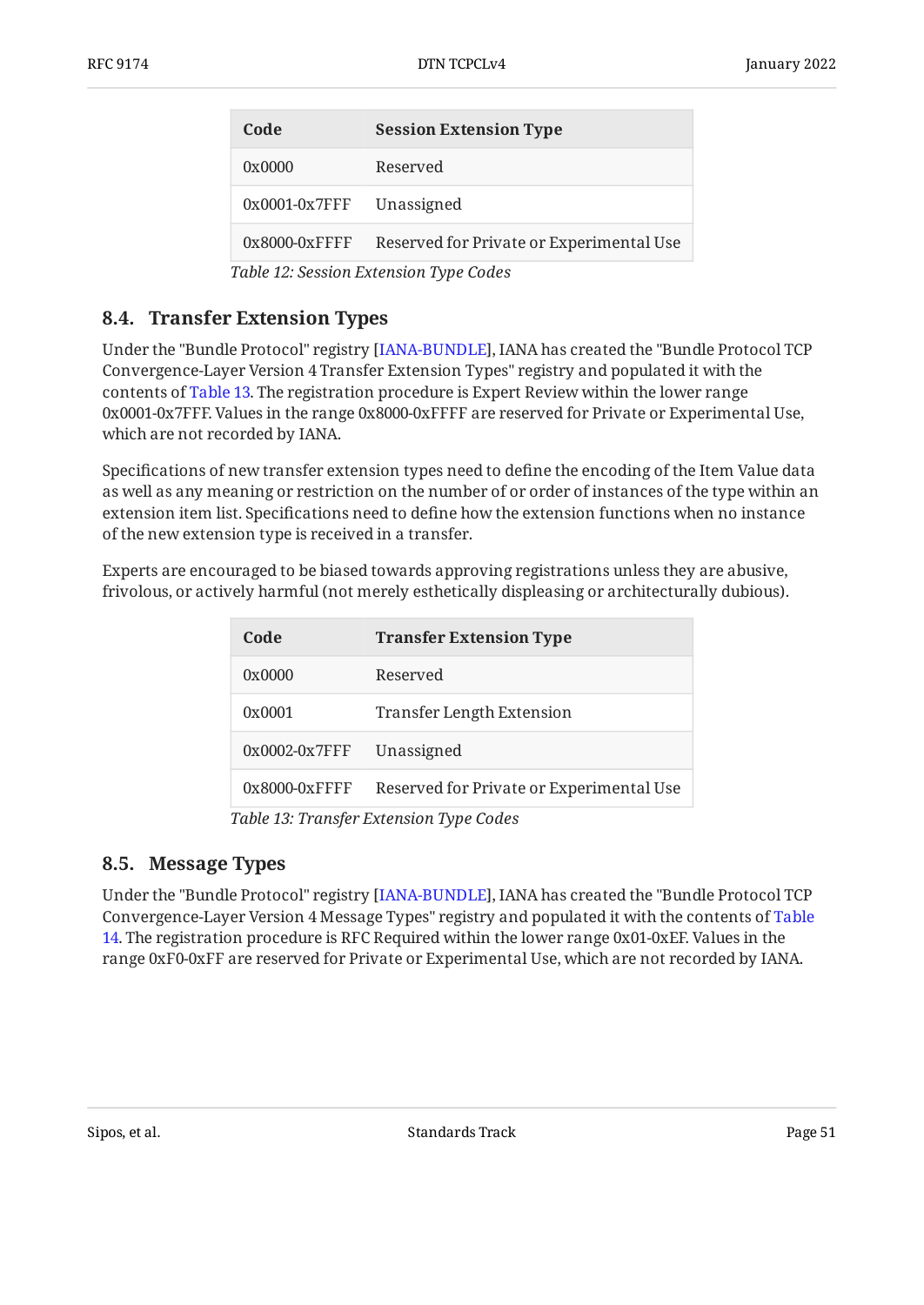| Code | Session Extension Type |
|---|---|
| 0x0000 | Reserved |
| 0x0001-0x7FFF | Unassigned |
| 0x8000-0xFFFF | Reserved for Private or Experimental Use |

*Table 12: Session Extension Type Codes*

### 8.4. Transfer Extension Types

Under the "Bundle Protocol" registry [IANA-BUNDLE], IANA has created the "Bundle Protocol TCP Convergence-Layer Version 4 Transfer Extension Types" registry and populated it with the contents of Table 13. The registration procedure is Expert Review within the lower range 0x0001-0x7FFF. Values in the range 0x8000-0xFFFF are reserved for Private or Experimental Use, which are not recorded by IANA.

Specifications of new transfer extension types need to define the encoding of the Item Value data as well as any meaning or restriction on the number of or order of instances of the type within an extension item list. Specifications need to define how the extension functions when no instance of the new extension type is received in a transfer.

Experts are encouraged to be biased towards approving registrations unless they are abusive, frivolous, or actively harmful (not merely esthetically displeasing or architecturally dubious).

| Code | Transfer Extension Type |
|---|---|
| 0x0000 | Reserved |
| 0x0001 | Transfer Length Extension |
| 0x0002-0x7FFF | Unassigned |
| 0x8000-0xFFFF | Reserved for Private or Experimental Use |

*Table 13: Transfer Extension Type Codes*

### 8.5. Message Types

Under the "Bundle Protocol" registry [IANA-BUNDLE], IANA has created the "Bundle Protocol TCP Convergence-Layer Version 4 Message Types" registry and populated it with the contents of Table 14. The registration procedure is RFC Required within the lower range 0x01-0xEF. Values in the range 0xF0-0xFF are reserved for Private or Experimental Use, which are not recorded by IANA.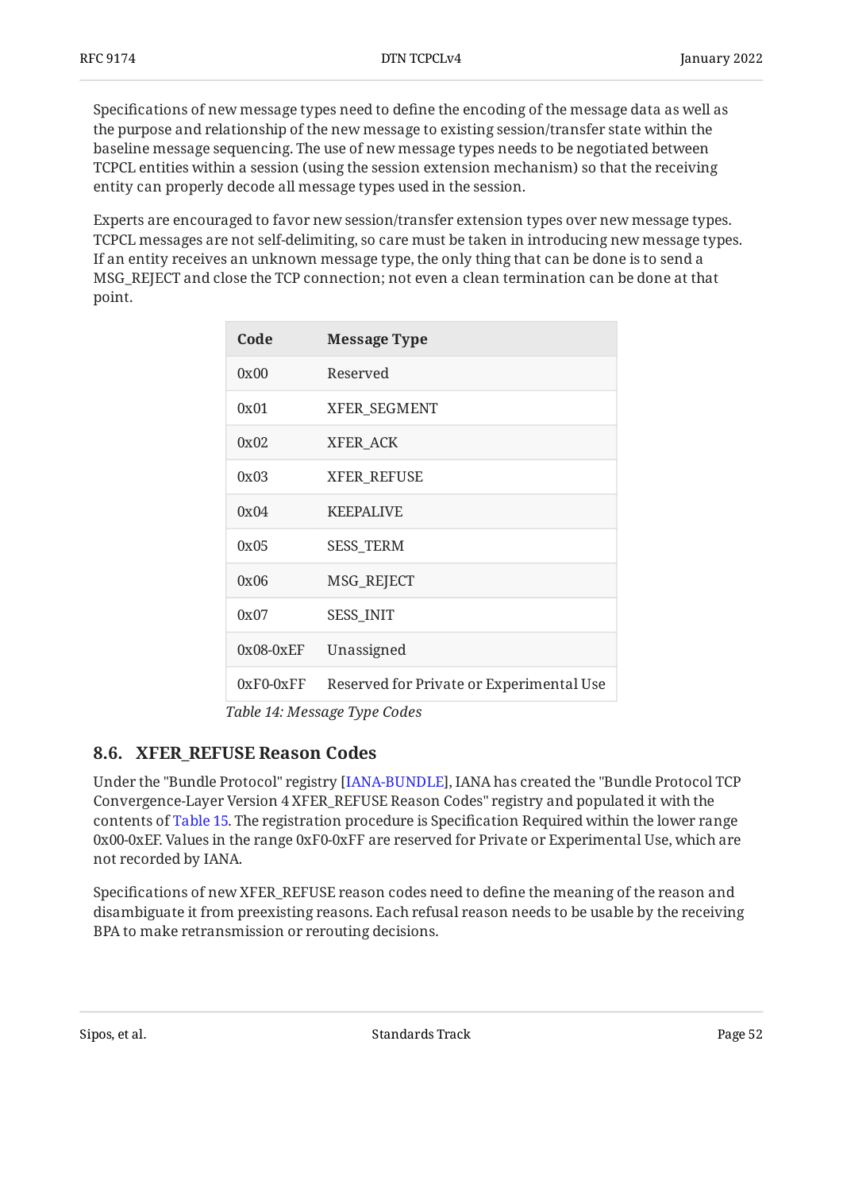Specifications of new message types need to define the encoding of the message data as well as the purpose and relationship of the new message to existing session/transfer state within the baseline message sequencing. The use of new message types needs to be negotiated between TCPCL entities within a session (using the session extension mechanism) so that the receiving entity can properly decode all message types used in the session.

Experts are encouraged to favor new session/transfer extension types over new message types. TCPCL messages are not self-delimiting, so care must be taken in introducing new message types. If an entity receives an unknown message type, the only thing that can be done is to send a MSG_REJECT and close the TCP connection; not even a clean termination can be done at that point.

| Code | Message Type |
|---|---|
| 0x00 | Reserved |
| 0x01 | XFER_SEGMENT |
| 0x02 | XFER_ACK |
| 0x03 | XFER_REFUSE |
| 0x04 | KEEPALIVE |
| 0x05 | SESS_TERM |
| 0x06 | MSG_REJECT |
| 0x07 | SESS_INIT |
| 0x08-0xEF | Unassigned |
| 0xF0-0xFF | Reserved for Private or Experimental Use |

*Table 14: Message Type Codes*

## 8.6. XFER_REFUSE Reason Codes

Under the "Bundle Protocol" registry [IANA-BUNDLE], IANA has created the "Bundle Protocol TCP Convergence-Layer Version 4 XFER_REFUSE Reason Codes" registry and populated it with the contents of Table 15. The registration procedure is Specification Required within the lower range 0x00-0xEF. Values in the range 0xF0-0xFF are reserved for Private or Experimental Use, which are not recorded by IANA.

Specifications of new XFER_REFUSE reason codes need to define the meaning of the reason and disambiguate it from preexisting reasons. Each refusal reason needs to be usable by the receiving BPA to make retransmission or rerouting decisions.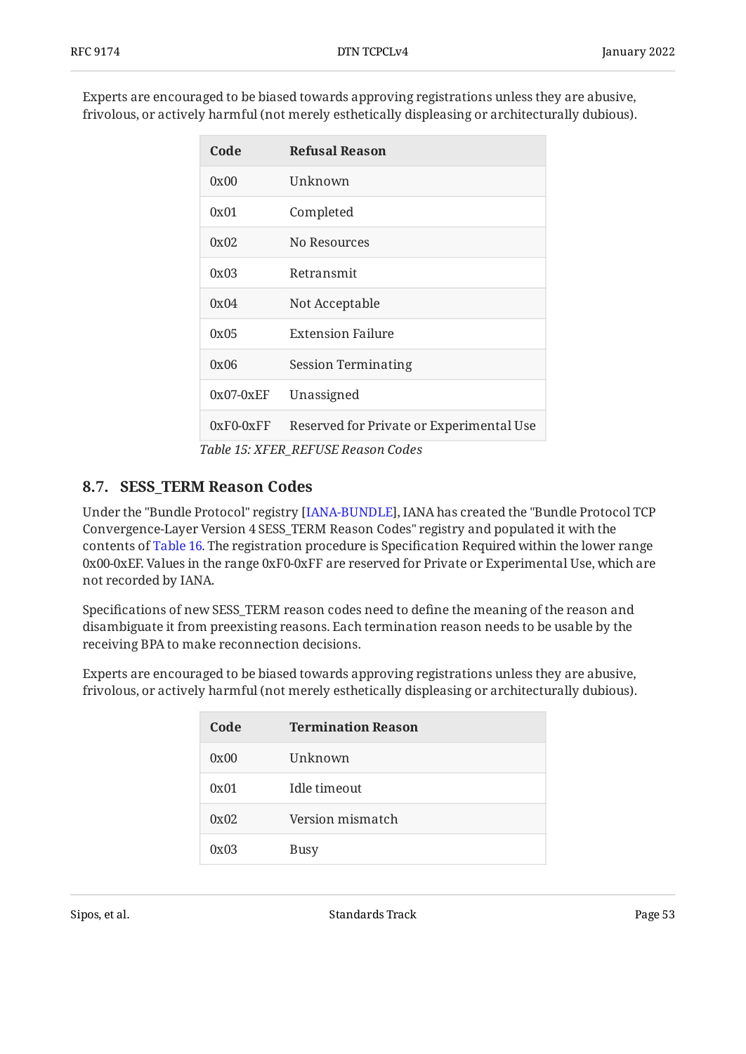Experts are encouraged to be biased towards approving registrations unless they are abusive, frivolous, or actively harmful (not merely esthetically displeasing or architecturally dubious).

| Code | Refusal Reason |
|---|---|
| 0x00 | Unknown |
| 0x01 | Completed |
| 0x02 | No Resources |
| 0x03 | Retransmit |
| 0x04 | Not Acceptable |
| 0x05 | Extension Failure |
| 0x06 | Session Terminating |
| 0x07-0xEF | Unassigned |
| 0xF0-0xFF | Reserved for Private or Experimental Use |

*Table 15: XFER_REFUSE Reason Codes*

## 8.7. SESS_TERM Reason Codes

Under the "Bundle Protocol" registry [IANA-BUNDLE], IANA has created the "Bundle Protocol TCP Convergence-Layer Version 4 SESS_TERM Reason Codes" registry and populated it with the contents of Table 16. The registration procedure is Specification Required within the lower range 0x00-0xEF. Values in the range 0xF0-0xFF are reserved for Private or Experimental Use, which are not recorded by IANA.

Specifications of new SESS_TERM reason codes need to define the meaning of the reason and disambiguate it from preexisting reasons. Each termination reason needs to be usable by the receiving BPA to make reconnection decisions.

Experts are encouraged to be biased towards approving registrations unless they are abusive, frivolous, or actively harmful (not merely esthetically displeasing or architecturally dubious).

| Code | Termination Reason |
|---|---|
| 0x00 | Unknown |
| 0x01 | Idle timeout |
| 0x02 | Version mismatch |
| 0x03 | Busy |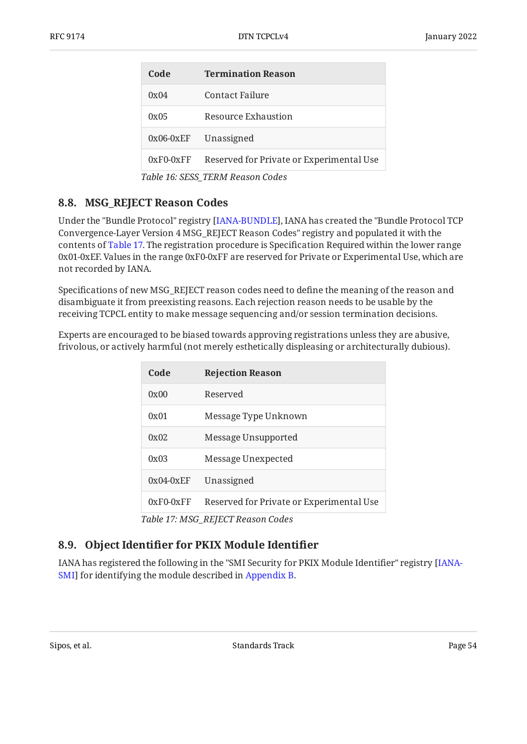| Code | Termination Reason |
|---|---|
| 0x04 | Contact Failure |
| 0x05 | Resource Exhaustion |
| 0x06-0xEF | Unassigned |
| 0xF0-0xFF | Reserved for Private or Experimental Use |

*Table 16: SESS_TERM Reason Codes*

### 8.8. MSG_REJECT Reason Codes

Under the "Bundle Protocol" registry [IANA-BUNDLE], IANA has created the "Bundle Protocol TCP Convergence-Layer Version 4 MSG_REJECT Reason Codes" registry and populated it with the contents of Table 17. The registration procedure is Specification Required within the lower range 0x01-0xEF. Values in the range 0xF0-0xFF are reserved for Private or Experimental Use, which are not recorded by IANA.

Specifications of new MSG_REJECT reason codes need to define the meaning of the reason and disambiguate it from preexisting reasons. Each rejection reason needs to be usable by the receiving TCPCL entity to make message sequencing and/or session termination decisions.

Experts are encouraged to be biased towards approving registrations unless they are abusive, frivolous, or actively harmful (not merely esthetically displeasing or architecturally dubious).

| Code | Rejection Reason |
|---|---|
| 0x00 | Reserved |
| 0x01 | Message Type Unknown |
| 0x02 | Message Unsupported |
| 0x03 | Message Unexpected |
| 0x04-0xEF | Unassigned |
| 0xF0-0xFF | Reserved for Private or Experimental Use |

*Table 17: MSG_REJECT Reason Codes*

### 8.9. Object Identifier for PKIX Module Identifier

IANA has registered the following in the "SMI Security for PKIX Module Identifier" registry [IANA-SMI] for identifying the module described in Appendix B.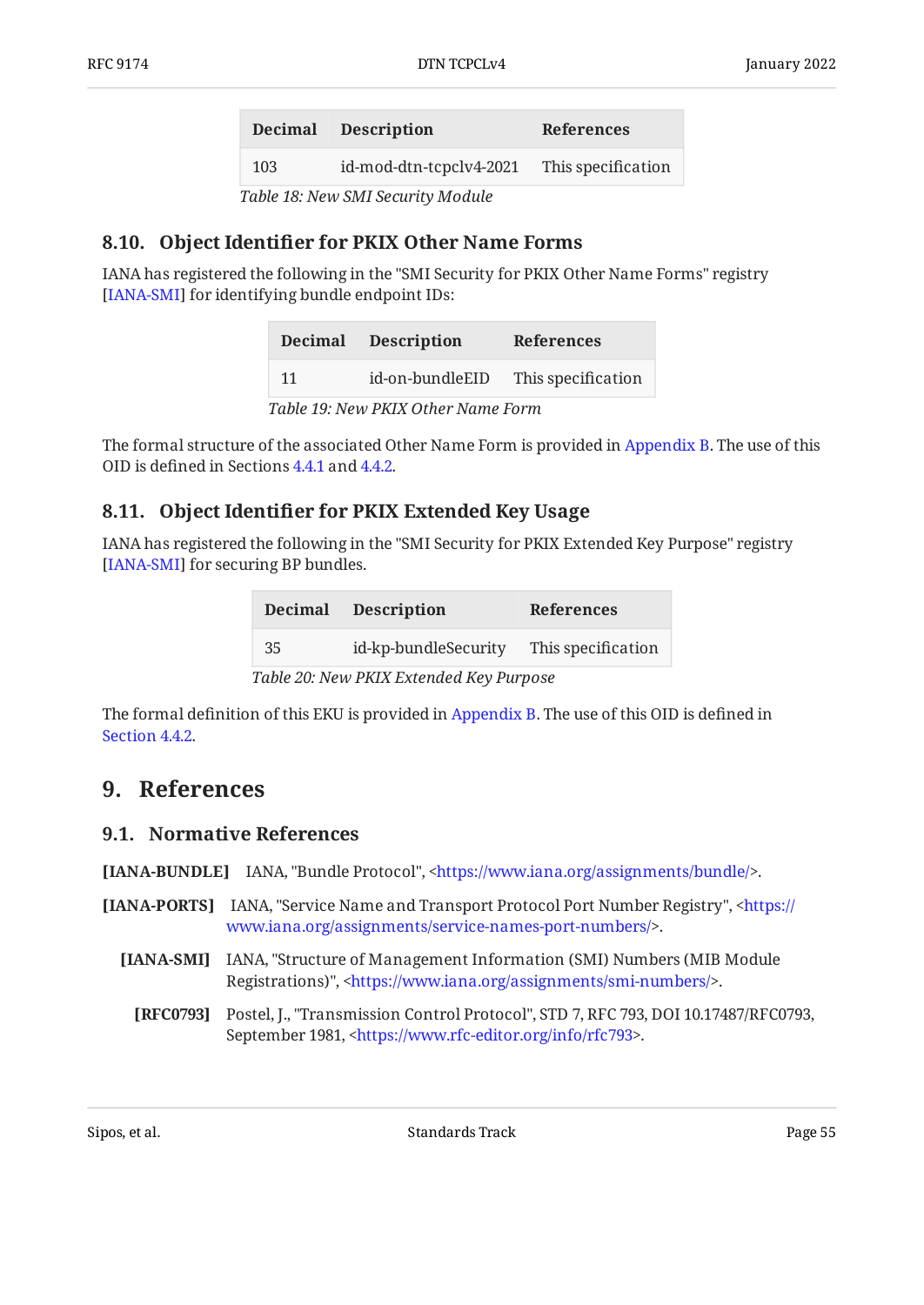| Decimal | Description | References |
|---|---|---|
| 103 | id-mod-dtn-tcpclv4-2021 | This specification |

*Table 18: New SMI Security Module*

### 8.10. Object Identifier for PKIX Other Name Forms

IANA has registered the following in the "SMI Security for PKIX Other Name Forms" registry [IANA-SMI] for identifying bundle endpoint IDs:

| Decimal | Description | References |
|---|---|---|
| 11 | id-on-bundleEID | This specification |

*Table 19: New PKIX Other Name Form*

The formal structure of the associated Other Name Form is provided in Appendix B. The use of this OID is defined in Sections 4.4.1 and 4.4.2.

### 8.11. Object Identifier for PKIX Extended Key Usage

IANA has registered the following in the "SMI Security for PKIX Extended Key Purpose" registry [IANA-SMI] for securing BP bundles.

| Decimal | Description | References |
|---|---|---|
| 35 | id-kp-bundleSecurity | This specification |

*Table 20: New PKIX Extended Key Purpose*

The formal definition of this EKU is provided in Appendix B. The use of this OID is defined in Section 4.4.2.

## 9. References

### 9.1. Normative References

**[IANA-BUNDLE]** IANA, "Bundle Protocol", <https://www.iana.org/assignments/bundle/>.

**[IANA-PORTS]** IANA, "Service Name and Transport Protocol Port Number Registry", <https://www.iana.org/assignments/service-names-port-numbers/>.

**[IANA-SMI]** IANA, "Structure of Management Information (SMI) Numbers (MIB Module Registrations)", <https://www.iana.org/assignments/smi-numbers/>.

**[RFC0793]** Postel, J., "Transmission Control Protocol", STD 7, RFC 793, DOI 10.17487/RFC0793, September 1981, <https://www.rfc-editor.org/info/rfc793>.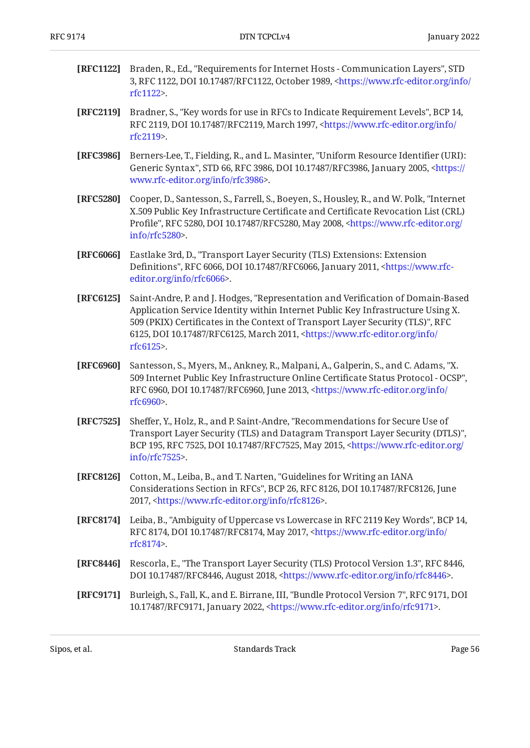**[RFC1122]** Braden, R., Ed., "Requirements for Internet Hosts - Communication Layers", STD 3, RFC 1122, DOI 10.17487/RFC1122, October 1989, <https://www.rfc-editor.org/info/rfc1122>.

**[RFC2119]** Bradner, S., "Key words for use in RFCs to Indicate Requirement Levels", BCP 14, RFC 2119, DOI 10.17487/RFC2119, March 1997, <https://www.rfc-editor.org/info/rfc2119>.

**[RFC3986]** Berners-Lee, T., Fielding, R., and L. Masinter, "Uniform Resource Identifier (URI): Generic Syntax", STD 66, RFC 3986, DOI 10.17487/RFC3986, January 2005, <https://www.rfc-editor.org/info/rfc3986>.

**[RFC5280]** Cooper, D., Santesson, S., Farrell, S., Boeyen, S., Housley, R., and W. Polk, "Internet X.509 Public Key Infrastructure Certificate and Certificate Revocation List (CRL) Profile", RFC 5280, DOI 10.17487/RFC5280, May 2008, <https://www.rfc-editor.org/info/rfc5280>.

**[RFC6066]** Eastlake 3rd, D., "Transport Layer Security (TLS) Extensions: Extension Definitions", RFC 6066, DOI 10.17487/RFC6066, January 2011, <https://www.rfc-editor.org/info/rfc6066>.

**[RFC6125]** Saint-Andre, P. and J. Hodges, "Representation and Verification of Domain-Based Application Service Identity within Internet Public Key Infrastructure Using X.509 (PKIX) Certificates in the Context of Transport Layer Security (TLS)", RFC 6125, DOI 10.17487/RFC6125, March 2011, <https://www.rfc-editor.org/info/rfc6125>.

**[RFC6960]** Santesson, S., Myers, M., Ankney, R., Malpani, A., Galperin, S., and C. Adams, "X.509 Internet Public Key Infrastructure Online Certificate Status Protocol - OCSP", RFC 6960, DOI 10.17487/RFC6960, June 2013, <https://www.rfc-editor.org/info/rfc6960>.

**[RFC7525]** Sheffer, Y., Holz, R., and P. Saint-Andre, "Recommendations for Secure Use of Transport Layer Security (TLS) and Datagram Transport Layer Security (DTLS)", BCP 195, RFC 7525, DOI 10.17487/RFC7525, May 2015, <https://www.rfc-editor.org/info/rfc7525>.

**[RFC8126]** Cotton, M., Leiba, B., and T. Narten, "Guidelines for Writing an IANA Considerations Section in RFCs", BCP 26, RFC 8126, DOI 10.17487/RFC8126, June 2017, <https://www.rfc-editor.org/info/rfc8126>.

**[RFC8174]** Leiba, B., "Ambiguity of Uppercase vs Lowercase in RFC 2119 Key Words", BCP 14, RFC 8174, DOI 10.17487/RFC8174, May 2017, <https://www.rfc-editor.org/info/rfc8174>.

**[RFC8446]** Rescorla, E., "The Transport Layer Security (TLS) Protocol Version 1.3", RFC 8446, DOI 10.17487/RFC8446, August 2018, <https://www.rfc-editor.org/info/rfc8446>.

**[RFC9171]** Burleigh, S., Fall, K., and E. Birrane, III, "Bundle Protocol Version 7", RFC 9171, DOI 10.17487/RFC9171, January 2022, <https://www.rfc-editor.org/info/rfc9171>.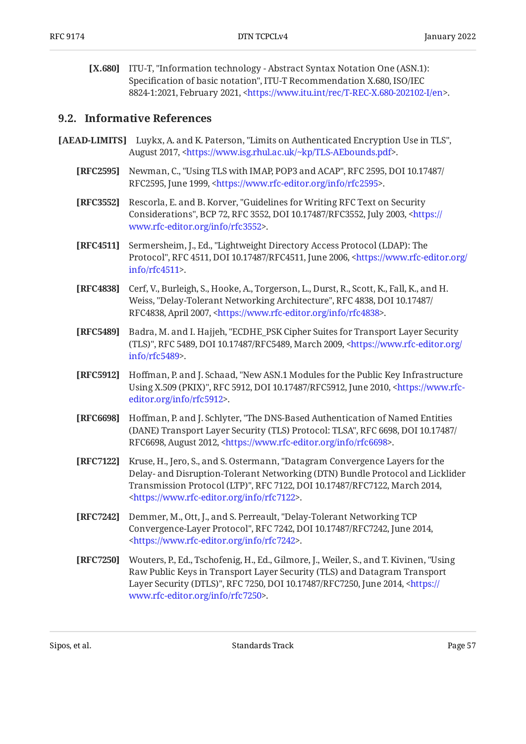**[X.680]** ITU-T, "Information technology - Abstract Syntax Notation One (ASN.1): Specification of basic notation", ITU-T Recommendation X.680, ISO/IEC 8824-1:2021, February 2021, <https://www.itu.int/rec/T-REC-X.680-202102-I/en>.

## 9.2. Informative References

**[AEAD-LIMITS]** Luykx, A. and K. Paterson, "Limits on Authenticated Encryption Use in TLS", August 2017, <https://www.isg.rhul.ac.uk/~kp/TLS-AEbounds.pdf>.

**[RFC2595]** Newman, C., "Using TLS with IMAP, POP3 and ACAP", RFC 2595, DOI 10.17487/RFC2595, June 1999, <https://www.rfc-editor.org/info/rfc2595>.

**[RFC3552]** Rescorla, E. and B. Korver, "Guidelines for Writing RFC Text on Security Considerations", BCP 72, RFC 3552, DOI 10.17487/RFC3552, July 2003, <https://www.rfc-editor.org/info/rfc3552>.

**[RFC4511]** Sermersheim, J., Ed., "Lightweight Directory Access Protocol (LDAP): The Protocol", RFC 4511, DOI 10.17487/RFC4511, June 2006, <https://www.rfc-editor.org/info/rfc4511>.

**[RFC4838]** Cerf, V., Burleigh, S., Hooke, A., Torgerson, L., Durst, R., Scott, K., Fall, K., and H. Weiss, "Delay-Tolerant Networking Architecture", RFC 4838, DOI 10.17487/RFC4838, April 2007, <https://www.rfc-editor.org/info/rfc4838>.

**[RFC5489]** Badra, M. and I. Hajjeh, "ECDHE_PSK Cipher Suites for Transport Layer Security (TLS)", RFC 5489, DOI 10.17487/RFC5489, March 2009, <https://www.rfc-editor.org/info/rfc5489>.

**[RFC5912]** Hoffman, P. and J. Schaad, "New ASN.1 Modules for the Public Key Infrastructure Using X.509 (PKIX)", RFC 5912, DOI 10.17487/RFC5912, June 2010, <https://www.rfc-editor.org/info/rfc5912>.

**[RFC6698]** Hoffman, P. and J. Schlyter, "The DNS-Based Authentication of Named Entities (DANE) Transport Layer Security (TLS) Protocol: TLSA", RFC 6698, DOI 10.17487/RFC6698, August 2012, <https://www.rfc-editor.org/info/rfc6698>.

**[RFC7122]** Kruse, H., Jero, S., and S. Ostermann, "Datagram Convergence Layers for the Delay- and Disruption-Tolerant Networking (DTN) Bundle Protocol and Licklider Transmission Protocol (LTP)", RFC 7122, DOI 10.17487/RFC7122, March 2014, <https://www.rfc-editor.org/info/rfc7122>.

**[RFC7242]** Demmer, M., Ott, J., and S. Perreault, "Delay-Tolerant Networking TCP Convergence-Layer Protocol", RFC 7242, DOI 10.17487/RFC7242, June 2014, <https://www.rfc-editor.org/info/rfc7242>.

**[RFC7250]** Wouters, P., Ed., Tschofenig, H., Ed., Gilmore, J., Weiler, S., and T. Kivinen, "Using Raw Public Keys in Transport Layer Security (TLS) and Datagram Transport Layer Security (DTLS)", RFC 7250, DOI 10.17487/RFC7250, June 2014, <https://www.rfc-editor.org/info/rfc7250>.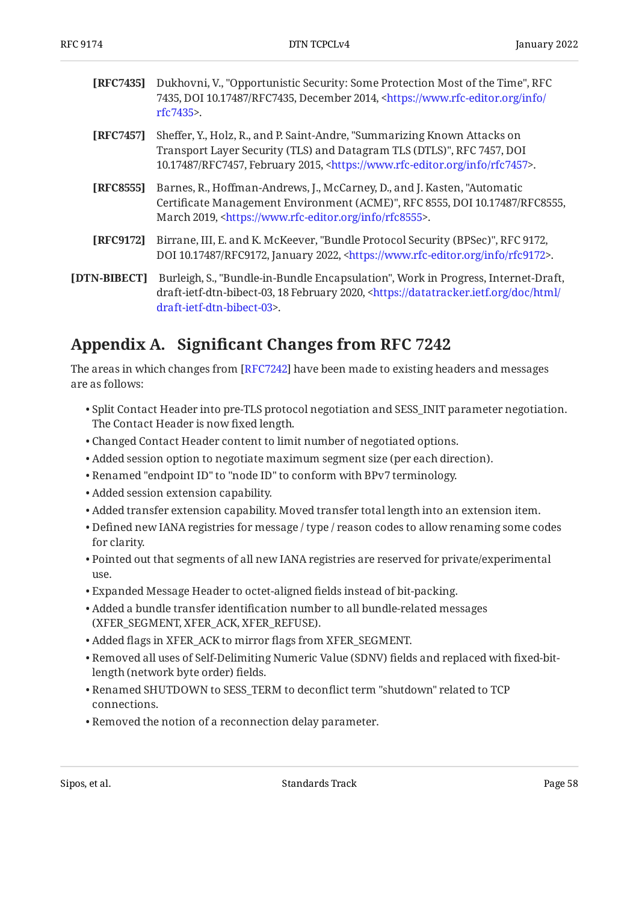**[RFC7435]** Dukhovni, V., "Opportunistic Security: Some Protection Most of the Time", RFC 7435, DOI 10.17487/RFC7435, December 2014, <https://www.rfc-editor.org/info/rfc7435>.

**[RFC7457]** Sheffer, Y., Holz, R., and P. Saint-Andre, "Summarizing Known Attacks on Transport Layer Security (TLS) and Datagram TLS (DTLS)", RFC 7457, DOI 10.17487/RFC7457, February 2015, <https://www.rfc-editor.org/info/rfc7457>.

**[RFC8555]** Barnes, R., Hoffman-Andrews, J., McCarney, D., and J. Kasten, "Automatic Certificate Management Environment (ACME)", RFC 8555, DOI 10.17487/RFC8555, March 2019, <https://www.rfc-editor.org/info/rfc8555>.

**[RFC9172]** Birrane, III, E. and K. McKeever, "Bundle Protocol Security (BPSec)", RFC 9172, DOI 10.17487/RFC9172, January 2022, <https://www.rfc-editor.org/info/rfc9172>.

**[DTN-BIBECT]** Burleigh, S., "Bundle-in-Bundle Encapsulation", Work in Progress, Internet-Draft, draft-ietf-dtn-bibect-03, 18 February 2020, <https://datatracker.ietf.org/doc/html/draft-ietf-dtn-bibect-03>.

## Appendix A. Significant Changes from RFC 7242

The areas in which changes from [RFC7242] have been made to existing headers and messages are as follows:

- Split Contact Header into pre-TLS protocol negotiation and SESS_INIT parameter negotiation. The Contact Header is now fixed length.
- Changed Contact Header content to limit number of negotiated options.
- Added session option to negotiate maximum segment size (per each direction).
- Renamed "endpoint ID" to "node ID" to conform with BPv7 terminology.
- Added session extension capability.
- Added transfer extension capability. Moved transfer total length into an extension item.
- Defined new IANA registries for message / type / reason codes to allow renaming some codes for clarity.
- Pointed out that segments of all new IANA registries are reserved for private/experimental use.
- Expanded Message Header to octet-aligned fields instead of bit-packing.
- Added a bundle transfer identification number to all bundle-related messages (XFER_SEGMENT, XFER_ACK, XFER_REFUSE).
- Added flags in XFER_ACK to mirror flags from XFER_SEGMENT.
- Removed all uses of Self-Delimiting Numeric Value (SDNV) fields and replaced with fixed-bit-length (network byte order) fields.
- Renamed SHUTDOWN to SESS_TERM to deconflict term "shutdown" related to TCP connections.
- Removed the notion of a reconnection delay parameter.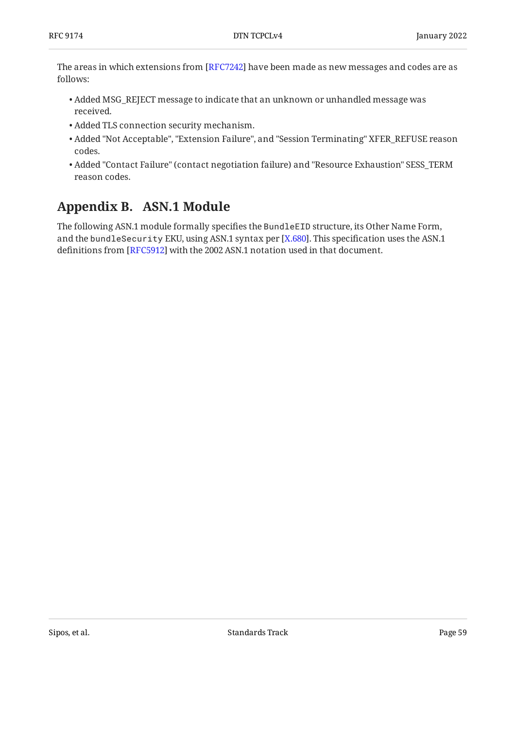The areas in which extensions from [RFC7242] have been made as new messages and codes are as follows:

- Added MSG_REJECT message to indicate that an unknown or unhandled message was received.
- Added TLS connection security mechanism.
- Added "Not Acceptable", "Extension Failure", and "Session Terminating" XFER_REFUSE reason codes.
- Added "Contact Failure" (contact negotiation failure) and "Resource Exhaustion" SESS_TERM reason codes.

## Appendix B. ASN.1 Module

The following ASN.1 module formally specifies the `BundleEID` structure, its Other Name Form, and the `bundleSecurity` EKU, using ASN.1 syntax per [X.680]. This specification uses the ASN.1 definitions from [RFC5912] with the 2002 ASN.1 notation used in that document.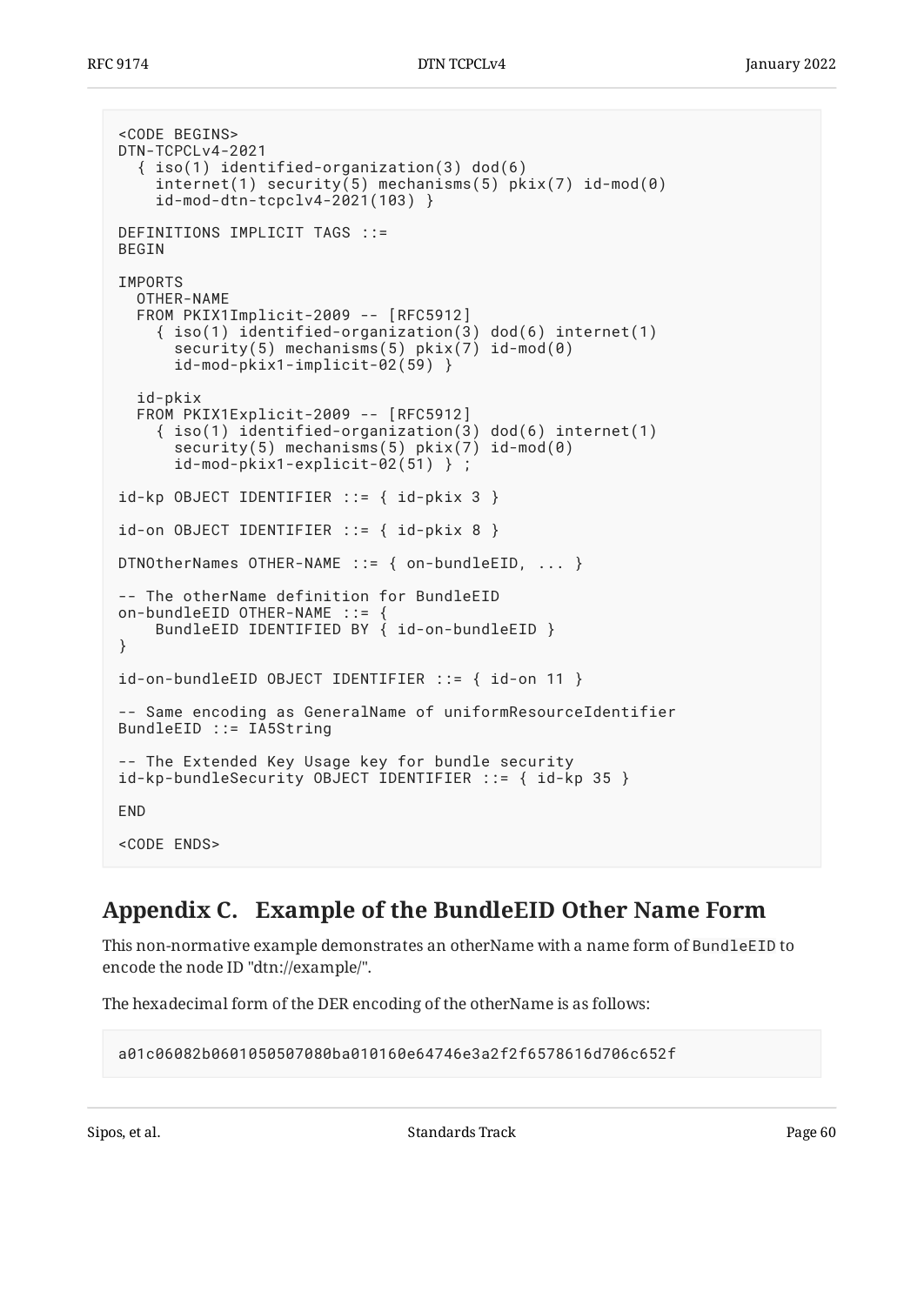```
<CODE BEGINS>
DTN-TCPCLv4-2021
  { iso(1) identified-organization(3) dod(6)
    internet(1) security(5) mechanisms(5) pkix(7) id-mod(0)
    id-mod-dtn-tcpclv4-2021(103) }

DEFINITIONS IMPLICIT TAGS ::=
BEGIN

IMPORTS
  OTHER-NAME
  FROM PKIX1Implicit-2009 -- [RFC5912]
    { iso(1) identified-organization(3) dod(6) internet(1)
      security(5) mechanisms(5) pkix(7) id-mod(0)
      id-mod-pkix1-implicit-02(59) }

  id-pkix
  FROM PKIX1Explicit-2009 -- [RFC5912]
    { iso(1) identified-organization(3) dod(6) internet(1)
      security(5) mechanisms(5) pkix(7) id-mod(0)
      id-mod-pkix1-explicit-02(51) } ;

id-kp OBJECT IDENTIFIER ::= { id-pkix 3 }

id-on OBJECT IDENTIFIER ::= { id-pkix 8 }

DTNOtherNames OTHER-NAME ::= { on-bundleEID, ... }

-- The otherName definition for BundleEID
on-bundleEID OTHER-NAME ::= {
    BundleEID IDENTIFIED BY { id-on-bundleEID }
}

id-on-bundleEID OBJECT IDENTIFIER ::= { id-on 11 }

-- Same encoding as GeneralName of uniformResourceIdentifier
BundleEID ::= IA5String

-- The Extended Key Usage key for bundle security
id-kp-bundleSecurity OBJECT IDENTIFIER ::= { id-kp 35 }

END

<CODE ENDS>
```

## Appendix C. Example of the BundleEID Other Name Form

This non-normative example demonstrates an otherName with a name form of `BundleEID` to encode the node ID "dtn://example/".

The hexadecimal form of the DER encoding of the otherName is as follows:

```
a01c06082b0601050507080ba010160e64746e3a2f2f6578616d706c652f
```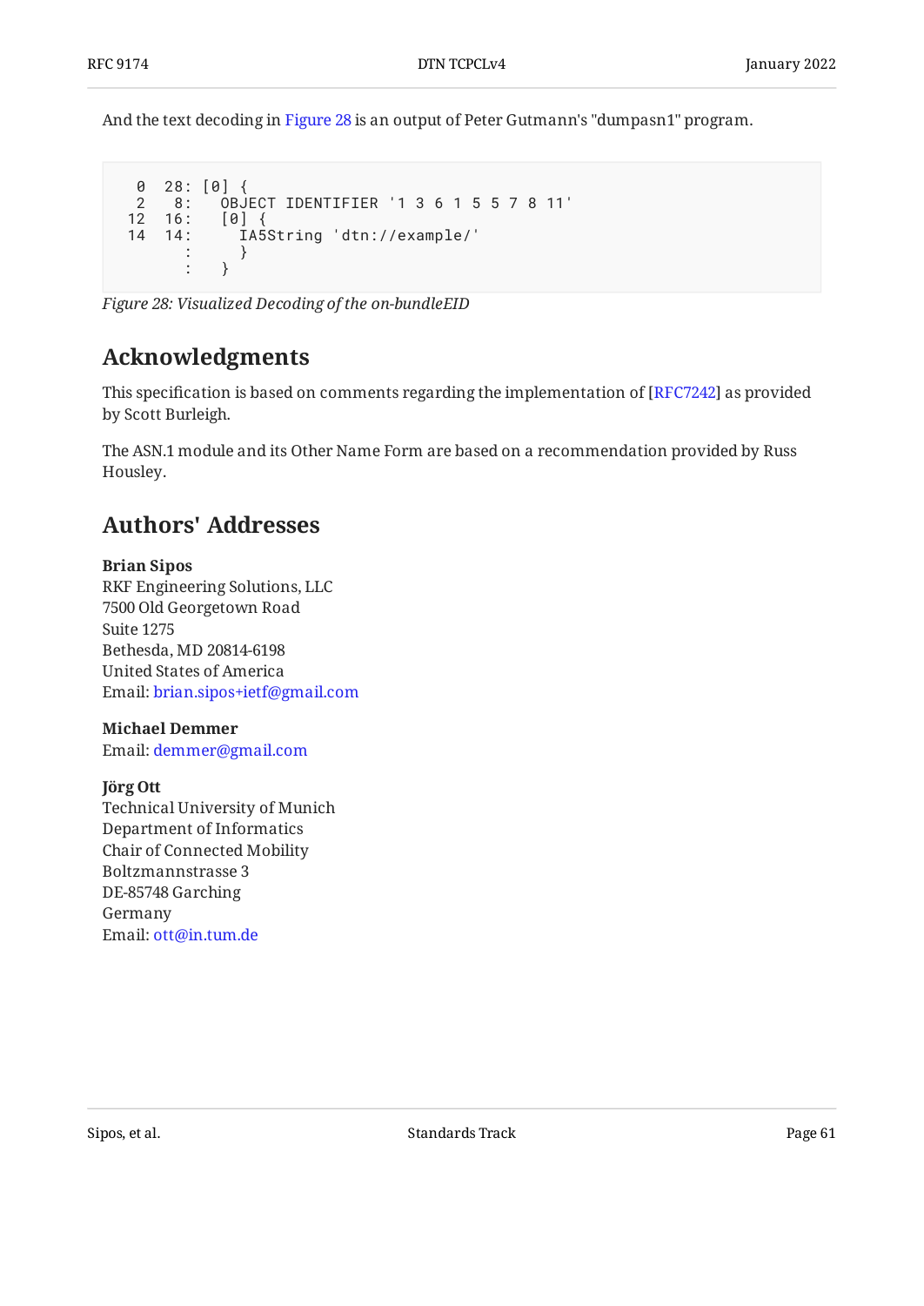And the text decoding in Figure 28 is an output of Peter Gutmann's "dumpasn1" program.

```
  0  28: [0] {
  2   8:   OBJECT IDENTIFIER '1 3 6 1 5 5 7 8 11'
 12  16:   [0] {
 14  14:     IA5String 'dtn://example/'
       :     }
       :   }
```

*Figure 28: Visualized Decoding of the on-bundleEID*

## Acknowledgments

This specification is based on comments regarding the implementation of [RFC7242] as provided by Scott Burleigh.

The ASN.1 module and its Other Name Form are based on a recommendation provided by Russ Housley.

## Authors' Addresses

**Brian Sipos**
RKF Engineering Solutions, LLC
7500 Old Georgetown Road
Suite 1275
Bethesda, MD 20814-6198
United States of America
Email: brian.sipos+ietf@gmail.com

**Michael Demmer**
Email: demmer@gmail.com

**Jörg Ott**
Technical University of Munich
Department of Informatics
Chair of Connected Mobility
Boltzmannstrasse 3
DE-85748 Garching
Germany
Email: ott@in.tum.de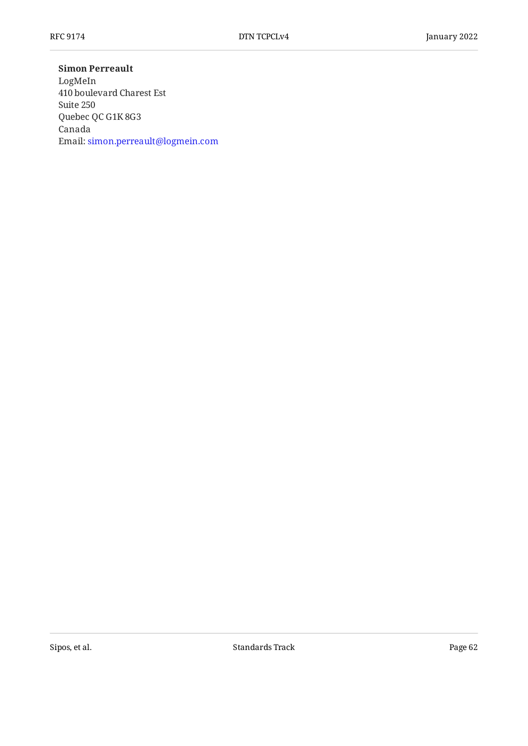**Simon Perreault**
LogMeIn
410 boulevard Charest Est
Suite 250
Quebec QC G1K 8G3
Canada
Email: simon.perreault@logmein.com